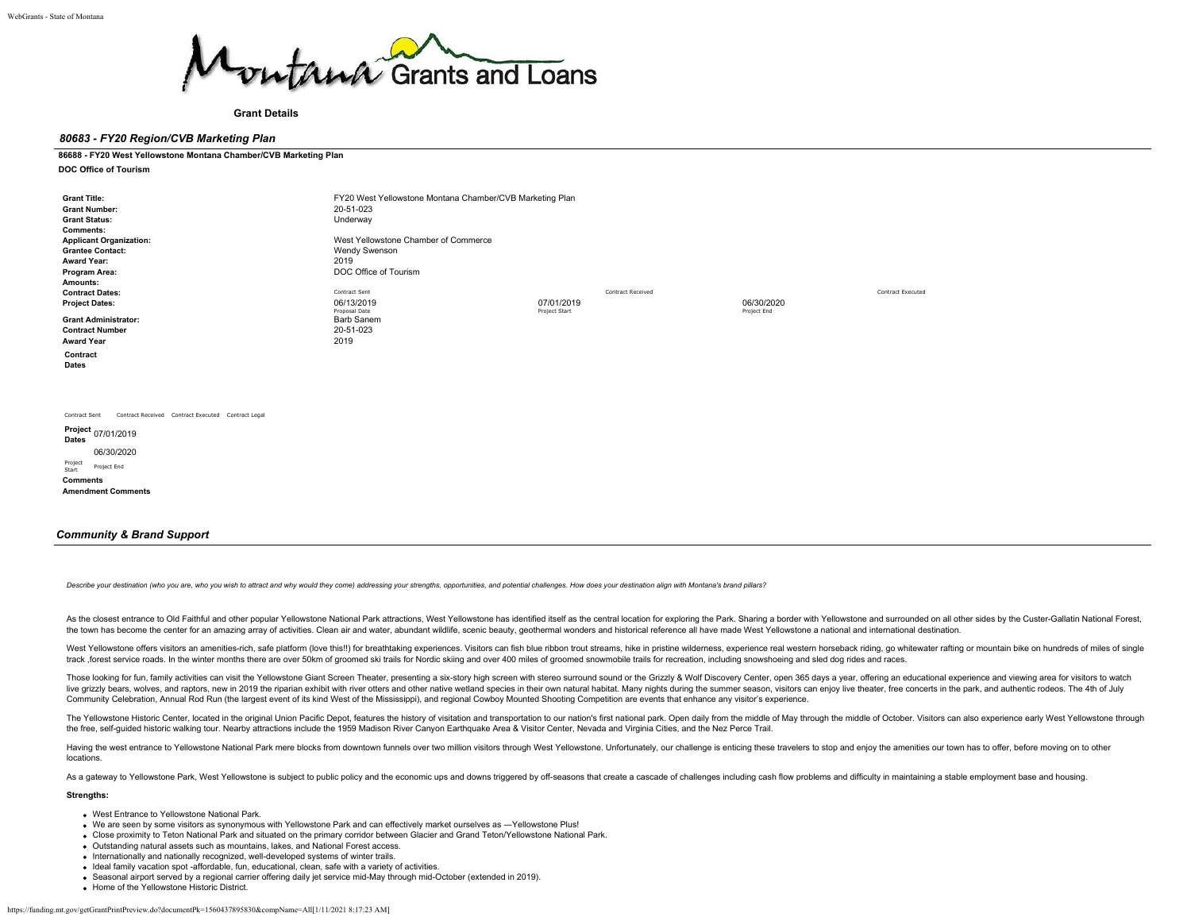Montana Grants and Loans

**Grant Details**

## *80683 - FY20 Region/CVB Marketing Plan*

**86688 - FY20 West Yellowstone Montana Chamber/CVB Marketing Plan**

**DOC Office of Tourism**

| | | | |
|---|---|---|---|
| **Grant Title:** | FY20 West Yellowstone Montana Chamber/CVB Marketing Plan | | |
| **Grant Number:** | 20-51-023 | | |
| **Grant Status:** | Underway | | |
| **Comments:** | | | |
| **Applicant Organization:** | West Yellowstone Chamber of Commerce | | |
| **Grantee Contact:** | Wendy Swenson | | |
| **Award Year:** | 2019 | | |
| **Program Area:** | DOC Office of Tourism | | |
| **Amounts:** | | | |
| **Contract Dates:** | Contract Sent | Contract Received | Contract Executed |
| **Project Dates:** | 06/13/2019 Proposal Date | 07/01/2019 Project Start | 06/30/2020 Project End |
| **Grant Administrator:** | Barb Sanem | | |
| **Contract Number** | 20-51-023 | | |
| **Award Year** | 2019 | | |

**Contract Dates**

Contract Sent Contract Received Contract Executed Contract Legal

**Project Dates** 07/01/2019

06/30/2020

Project Start Project End

**Comments**

**Amendment Comments**

## *Community & Brand Support*

*Describe your destination (who you are, who you wish to attract and why would they come) addressing your strengths, opportunities, and potential challenges. How does your destination align with Montana's brand pillars?*

As the closest entrance to Old Faithful and other popular Yellowstone National Park attractions, West Yellowstone has identified itself as the central location for exploring the Park. Sharing a border with Yellowstone and surrounded on all other sides by the Custer-Gallatin National Forest, the town has become the center for an amazing array of activities. Clean air and water, abundant wildlife, scenic beauty, geothermal wonders and historical reference all have made West Yellowstone a national and international destination.

West Yellowstone offers visitors an amenities-rich, safe platform (love this!!) for breathtaking experiences. Visitors can fish blue ribbon trout streams, hike in pristine wilderness, experience real western horseback riding, go whitewater rafting or mountain bike on hundreds of miles of single track ,forest service roads. In the winter months there are over 50km of groomed ski trails for Nordic skiing and over 400 miles of groomed snowmobile trails for recreation, including snowshoeing and sled dog rides and races.

Those looking for fun, family activities can visit the Yellowstone Giant Screen Theater, presenting a six-story high screen with stereo surround sound or the Grizzly & Wolf Discovery Center, open 365 days a year, offering an educational experience and viewing area for visitors to watch live grizzly bears, wolves, and raptors, new in 2019 the riparian exhibit with river otters and other native wetland species in their own natural habitat. Many nights during the summer season, visitors can enjoy live theater, free concerts in the park, and authentic rodeos. The 4th of July Community Celebration, Annual Rod Run (the largest event of its kind West of the Mississippi), and regional Cowboy Mounted Shooting Competition are events that enhance any visitor's experience.

The Yellowstone Historic Center, located in the original Union Pacific Depot, features the history of visitation and transportation to our nation's first national park. Open daily from the middle of May through the middle of October. Visitors can also experience early West Yellowstone through the free, self-guided historic walking tour. Nearby attractions include the 1959 Madison River Canyon Earthquake Area & Visitor Center, Nevada and Virginia Cities, and the Nez Perce Trail.

Having the west entrance to Yellowstone National Park mere blocks from downtown funnels over two million visitors through West Yellowstone. Unfortunately, our challenge is enticing these travelers to stop and enjoy the amenities our town has to offer, before moving on to other locations.

As a gateway to Yellowstone Park, West Yellowstone is subject to public policy and the economic ups and downs triggered by off-seasons that create a cascade of challenges including cash flow problems and difficulty in maintaining a stable employment base and housing.

**Strengths:**

- West Entrance to Yellowstone National Park.
- We are seen by some visitors as synonymous with Yellowstone Park and can effectively market ourselves as —Yellowstone Plus!
- Close proximity to Teton National Park and situated on the primary corridor between Glacier and Grand Teton/Yellowstone National Park.
- Outstanding natural assets such as mountains, lakes, and National Forest access.
- Internationally and nationally recognized, well-developed systems of winter trails.
- Ideal family vacation spot -affordable, fun, educational, clean, safe with a variety of activities.
- Seasonal airport served by a regional carrier offering daily jet service mid-May through mid-October (extended in 2019).
- Home of the Yellowstone Historic District.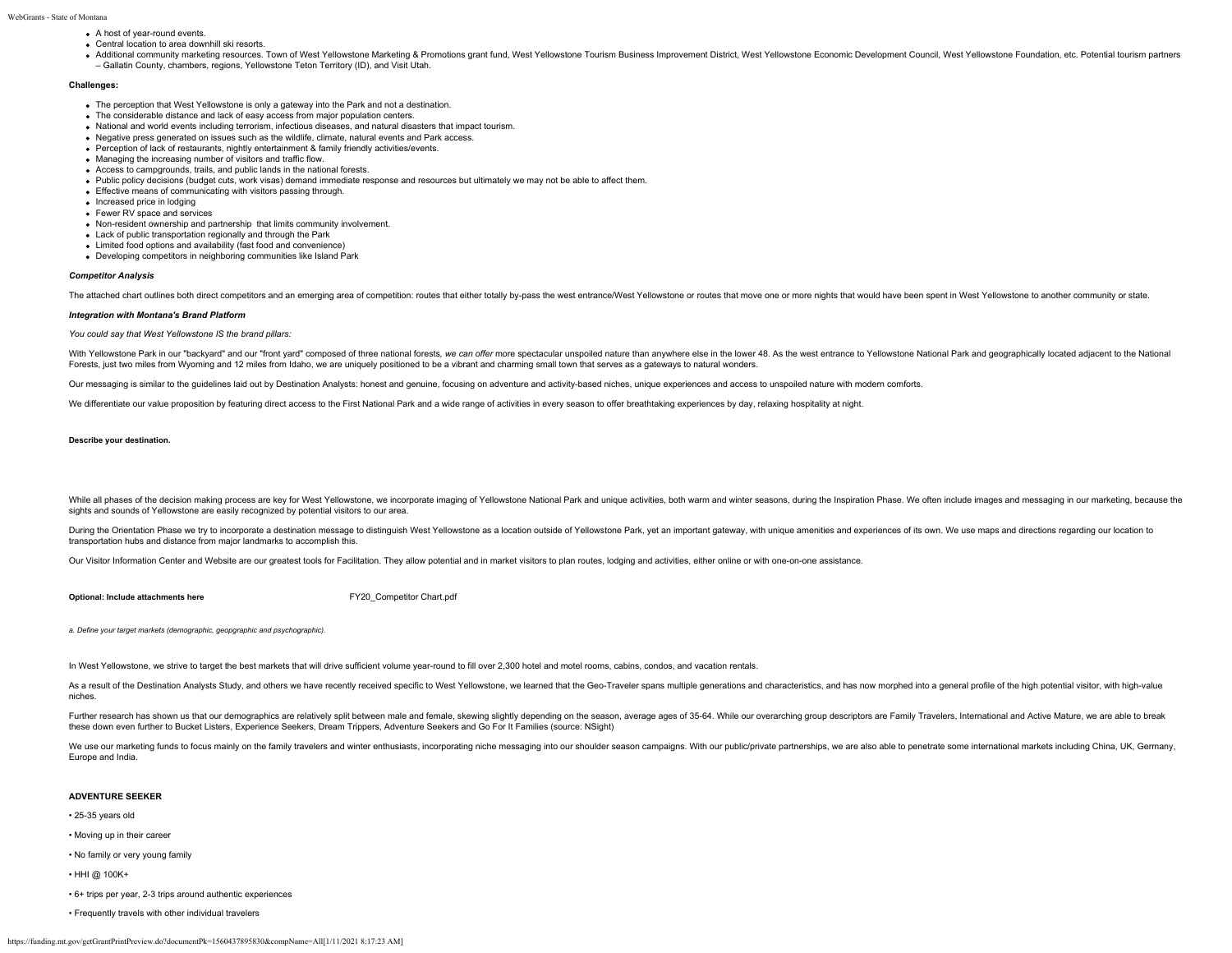- A host of year-round events.
- Central location to area downhill ski resorts.
- Additional community marketing resources. Town of West Yellowstone Marketing & Promotions grant fund, West Yellowstone Tourism Business Improvement District, West Yellowstone Economic Development Council, West Yellowstone Foundation, etc. Potential tourism partners – Gallatin County, chambers, regions, Yellowstone Teton Territory (ID), and Visit Utah.

**Challenges:**

- The perception that West Yellowstone is only a gateway into the Park and not a destination.
- The considerable distance and lack of easy access from major population centers.
- National and world events including terrorism, infectious diseases, and natural disasters that impact tourism.
- Negative press generated on issues such as the wildlife, climate, natural events and Park access.
- Perception of lack of restaurants, nightly entertainment & family friendly activities/events.
- Managing the increasing number of visitors and traffic flow.
- Access to campgrounds, trails, and public lands in the national forests.
- Public policy decisions (budget cuts, work visas) demand immediate response and resources but ultimately we may not be able to affect them.
- Effective means of communicating with visitors passing through.
- Increased price in lodging
- Fewer RV space and services
- Non-resident ownership and partnership that limits community involvement.
- Lack of public transportation regionally and through the Park
- Limited food options and availability (fast food and convenience)
- Developing competitors in neighboring communities like Island Park

***Competitor Analysis***

The attached chart outlines both direct competitors and an emerging area of competition: routes that either totally by-pass the west entrance/West Yellowstone or routes that move one or more nights that would have been spent in West Yellowstone to another community or state.

***Integration with Montana's Brand Platform***

*You could say that West Yellowstone IS the brand pillars:*

With Yellowstone Park in our "backyard" and our "front yard" composed of three national forests, *we can offer* more spectacular unspoiled nature than anywhere else in the lower 48. As the west entrance to Yellowstone National Park and geographically located adjacent to the National Forests, just two miles from Wyoming and 12 miles from Idaho, we are uniquely positioned to be a vibrant and charming small town that serves as a gateways to natural wonders.

Our messaging is similar to the guidelines laid out by Destination Analysts: honest and genuine, focusing on adventure and activity-based niches, unique experiences and access to unspoiled nature with modern comforts.

We differentiate our value proposition by featuring direct access to the First National Park and a wide range of activities in every season to offer breathtaking experiences by day, relaxing hospitality at night.

**Describe your destination.**

While all phases of the decision making process are key for West Yellowstone, we incorporate imaging of Yellowstone National Park and unique activities, both warm and winter seasons, during the Inspiration Phase. We often include images and messaging in our marketing, because the sights and sounds of Yellowstone are easily recognized by potential visitors to our area.

During the Orientation Phase we try to incorporate a destination message to distinguish West Yellowstone as a location outside of Yellowstone Park, yet an important gateway, with unique amenities and experiences of its own. We use maps and directions regarding our location to transportation hubs and distance from major landmarks to accomplish this.

Our Visitor Information Center and Website are our greatest tools for Facilitation. They allow potential and in market visitors to plan routes, lodging and activities, either online or with one-on-one assistance.

**Optional: Include attachments here** FY20_Competitor Chart.pdf

*a. Define your target markets (demographic, geopgraphic and psychographic).*

In West Yellowstone, we strive to target the best markets that will drive sufficient volume year-round to fill over 2,300 hotel and motel rooms, cabins, condos, and vacation rentals.

As a result of the Destination Analysts Study, and others we have recently received specific to West Yellowstone, we learned that the Geo-Traveler spans multiple generations and characteristics, and has now morphed into a general profile of the high potential visitor, with high-value niches.

Further research has shown us that our demographics are relatively split between male and female, skewing slightly depending on the season, average ages of 35-64. While our overarching group descriptors are Family Travelers, International and Active Mature, we are able to break these down even further to Bucket Listers, Experience Seekers, Dream Trippers, Adventure Seekers and Go For It Families (source: NSight)

We use our marketing funds to focus mainly on the family travelers and winter enthusiasts, incorporating niche messaging into our shoulder season campaigns. With our public/private partnerships, we are also able to penetrate some international markets including China, UK, Germany, Europe and India.

**ADVENTURE SEEKER**

- 25-35 years old
- Moving up in their career
- No family or very young family
- HHI @ 100K+
- 6+ trips per year, 2-3 trips around authentic experiences
- Frequently travels with other individual travelers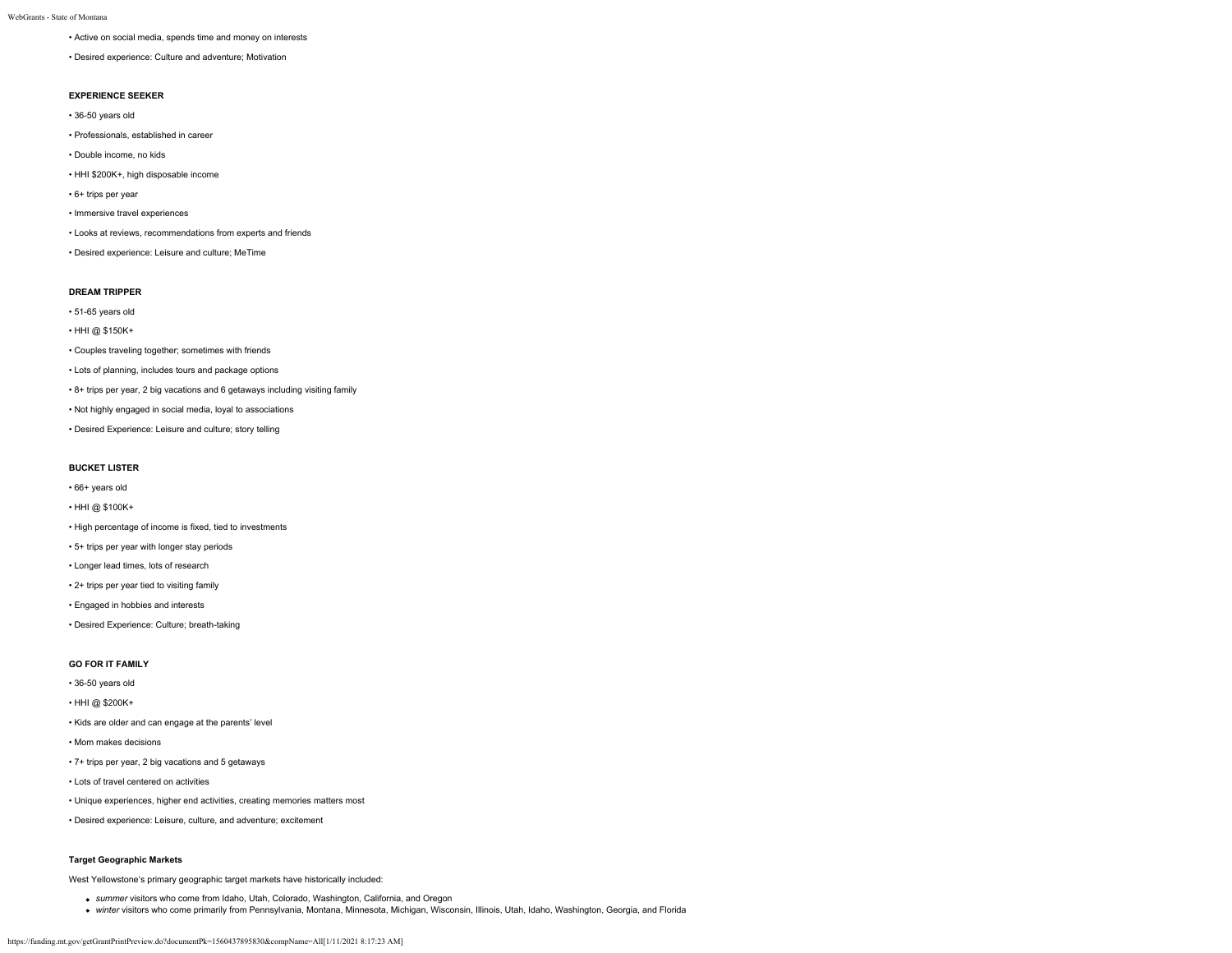- Active on social media, spends time and money on interests
- Desired experience: Culture and adventure; Motivation

**EXPERIENCE SEEKER**

- 36-50 years old
- Professionals, established in career
- Double income, no kids
- HHI $200K+, high disposable income
- 6+ trips per year
- Immersive travel experiences
- Looks at reviews, recommendations from experts and friends
- Desired experience: Leisure and culture; MeTime

**DREAM TRIPPER**

- 51-65 years old
- HHI @ $150K+
- Couples traveling together; sometimes with friends
- Lots of planning, includes tours and package options
- 8+ trips per year, 2 big vacations and 6 getaways including visiting family
- Not highly engaged in social media, loyal to associations
- Desired Experience: Leisure and culture; story telling

**BUCKET LISTER**

- 66+ years old
- HHI @ $100K+
- High percentage of income is fixed, tied to investments
- 5+ trips per year with longer stay periods
- Longer lead times, lots of research
- 2+ trips per year tied to visiting family
- Engaged in hobbies and interests
- Desired Experience: Culture; breath-taking

**GO FOR IT FAMILY**

- 36-50 years old
- HHI @ $200K+
- Kids are older and can engage at the parents' level
- Mom makes decisions
- 7+ trips per year, 2 big vacations and 5 getaways
- Lots of travel centered on activities
- Unique experiences, higher end activities, creating memories matters most
- Desired experience: Leisure, culture, and adventure; excitement

**Target Geographic Markets**

West Yellowstone's primary geographic target markets have historically included:

- *summer* visitors who come from Idaho, Utah, Colorado, Washington, California, and Oregon
- *winter* visitors who come primarily from Pennsylvania, Montana, Minnesota, Michigan, Wisconsin, Illinois, Utah, Idaho, Washington, Georgia, and Florida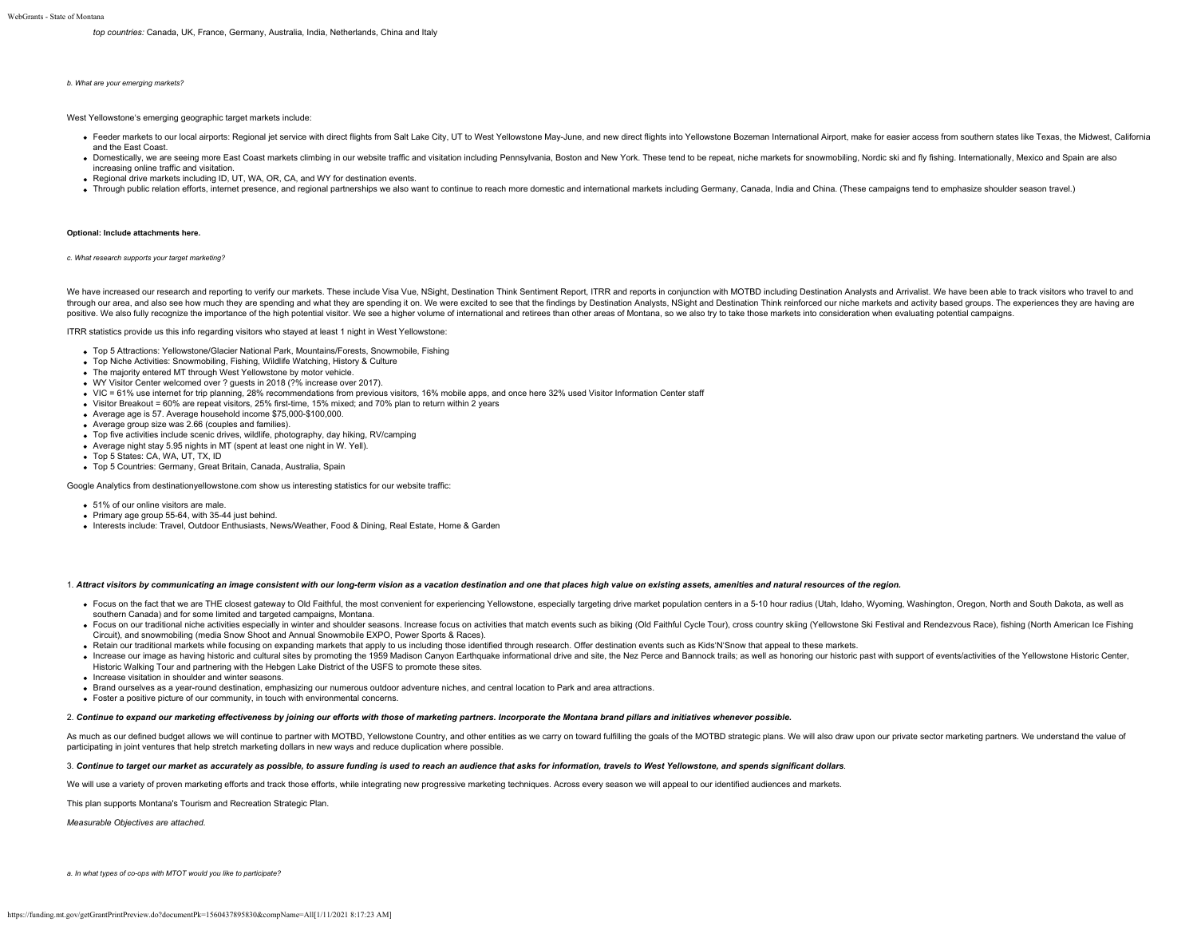*top countries:* Canada, UK, France, Germany, Australia, India, Netherlands, China and Italy

*b. What are your emerging markets?*

West Yellowstone's emerging geographic target markets include:

- Feeder markets to our local airports: Regional jet service with direct flights from Salt Lake City, UT to West Yellowstone May-June, and new direct flights into Yellowstone Bozeman International Airport, make for easier access from southern states like Texas, the Midwest, California and the East Coast.
- Domestically, we are seeing more East Coast markets climbing in our website traffic and visitation including Pennsylvania, Boston and New York. These tend to be repeat, niche markets for snowmobiling, Nordic ski and fly fishing. Internationally, Mexico and Spain are also increasing online traffic and visitation.
- Regional drive markets including ID, UT, WA, OR, CA, and WY for destination events.
- Through public relation efforts, internet presence, and regional partnerships we also want to continue to reach more domestic and international markets including Germany, Canada, India and China. (These campaigns tend to emphasize shoulder season travel.)

**Optional: Include attachments here.**

*c. What research supports your target marketing?*

We have increased our research and reporting to verify our markets. These include Visa Vue, NSight, Destination Think Sentiment Report, ITRR and reports in conjunction with MOTBD including Destination Analysts and Arrivalist. We have been able to track visitors who travel to and through our area, and also see how much they are spending and what they are spending it on. We were excited to see that the findings by Destination Analysts, NSight and Destination Think reinforced our niche markets and activity based groups. The experiences they are having are positive. We also fully recognize the importance of the high potential visitor. We see a higher volume of international and retirees than other areas of Montana, so we also try to take those markets into consideration when evaluating potential campaigns.

ITRR statistics provide us this info regarding visitors who stayed at least 1 night in West Yellowstone:

- Top 5 Attractions: Yellowstone/Glacier National Park, Mountains/Forests, Snowmobile, Fishing
- Top Niche Activities: Snowmobiling, Fishing, Wildlife Watching, History & Culture
- The majority entered MT through West Yellowstone by motor vehicle.
- WY Visitor Center welcomed over ? guests in 2018 (?% increase over 2017).
- VIC = 61% use internet for trip planning, 28% recommendations from previous visitors, 16% mobile apps, and once here 32% used Visitor Information Center staff
- Visitor Breakout = 60% are repeat visitors, 25% first-time, 15% mixed; and 70% plan to return within 2 years
- Average age is 57. Average household income $75,000-$100,000.
- Average group size was 2.66 (couples and families).
- Top five activities include scenic drives, wildlife, photography, day hiking, RV/camping
- Average night stay 5.95 nights in MT (spent at least one night in W. Yell).
- Top 5 States: CA, WA, UT, TX, ID
- Top 5 Countries: Germany, Great Britain, Canada, Australia, Spain

Google Analytics from destinationyellowstone.com show us interesting statistics for our website traffic:

- 51% of our online visitors are male.
- Primary age group 55-64, with 35-44 just behind.
- Interests include: Travel, Outdoor Enthusiasts, News/Weather, Food & Dining, Real Estate, Home & Garden

1. ***Attract visitors by communicating an image consistent with our long-term vision as a vacation destination and one that places high value on existing assets, amenities and natural resources of the region.***

- Focus on the fact that we are THE closest gateway to Old Faithful, the most convenient for experiencing Yellowstone, especially targeting drive market population centers in a 5-10 hour radius (Utah, Idaho, Wyoming, Washington, Oregon, North and South Dakota, as well as southern Canada) and for some limited and targeted campaigns, Montana.
- Focus on our traditional niche activities especially in winter and shoulder seasons. Increase focus on activities that match events such as biking (Old Faithful Cycle Tour), cross country skiing (Yellowstone Ski Festival and Rendezvous Race), fishing (North American Ice Fishing Circuit), and snowmobiling (media Snow Shoot and Annual Snowmobile EXPO, Power Sports & Races).
- Retain our traditional markets while focusing on expanding markets that apply to us including those identified through research. Offer destination events such as Kids'N'Snow that appeal to these markets.
- Increase our image as having historic and cultural sites by promoting the 1959 Madison Canyon Earthquake informational drive and site, the Nez Perce and Bannock trails; as well as honoring our historic past with support of events/activities of the Yellowstone Historic Center, Historic Walking Tour and partnering with the Hebgen Lake District of the USFS to promote these sites.
- Increase visitation in shoulder and winter seasons.
- Brand ourselves as a year-round destination, emphasizing our numerous outdoor adventure niches, and central location to Park and area attractions.
- Foster a positive picture of our community, in touch with environmental concerns.

2. ***Continue to expand our marketing effectiveness by joining our efforts with those of marketing partners. Incorporate the Montana brand pillars and initiatives whenever possible.***

As much as our defined budget allows we will continue to partner with MOTBD, Yellowstone Country, and other entities as we carry on toward fulfilling the goals of the MOTBD strategic plans. We will also draw upon our private sector marketing partners. We understand the value of participating in joint ventures that help stretch marketing dollars in new ways and reduce duplication where possible.

3. ***Continue to target our market as accurately as possible, to assure funding is used to reach an audience that asks for information, travels to West Yellowstone, and spends significant dollars***.

We will use a variety of proven marketing efforts and track those efforts, while integrating new progressive marketing techniques. Across every season we will appeal to our identified audiences and markets.

This plan supports Montana's Tourism and Recreation Strategic Plan.

*Measurable Objectives are attached.*

*a. In what types of co-ops with MTOT would you like to participate?*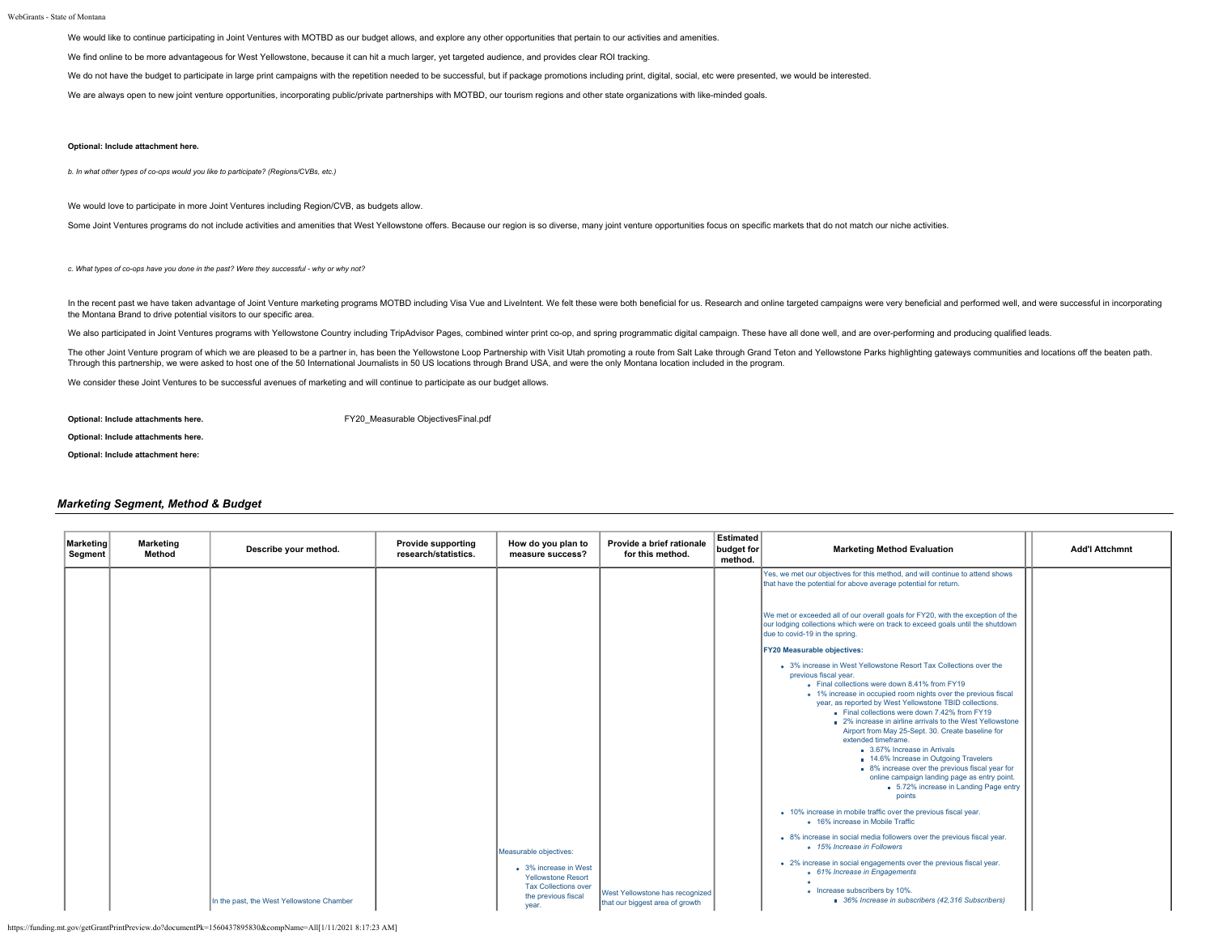We would like to continue participating in Joint Ventures with MOTBD as our budget allows, and explore any other opportunities that pertain to our activities and amenities.

We find online to be more advantageous for West Yellowstone, because it can hit a much larger, yet targeted audience, and provides clear ROI tracking.

We do not have the budget to participate in large print campaigns with the repetition needed to be successful, but if package promotions including print, digital, social, etc were presented, we would be interested.

We are always open to new joint venture opportunities, incorporating public/private partnerships with MOTBD, our tourism regions and other state organizations with like-minded goals.

**Optional: Include attachment here.**

*b. In what other types of co-ops would you like to participate? (Regions/CVBs, etc.)*

We would love to participate in more Joint Ventures including Region/CVB, as budgets allow.

Some Joint Ventures programs do not include activities and amenities that West Yellowstone offers. Because our region is so diverse, many joint venture opportunities focus on specific markets that do not match our niche activities.

*c. What types of co-ops have you done in the past? Were they successful - why or why not?*

In the recent past we have taken advantage of Joint Venture marketing programs MOTBD including Visa Vue and LiveIntent. We felt these were both beneficial for us. Research and online targeted campaigns were very beneficial and performed well, and were successful in incorporating the Montana Brand to drive potential visitors to our specific area.

We also participated in Joint Ventures programs with Yellowstone Country including TripAdvisor Pages, combined winter print co-op, and spring programmatic digital campaign. These have all done well, and are over-performing and producing qualified leads.

The other Joint Venture program of which we are pleased to be a partner in, has been the Yellowstone Loop Partnership with Visit Utah promoting a route from Salt Lake through Grand Teton and Yellowstone Parks highlighting gateways communities and locations off the beaten path. Through this partnership, we were asked to host one of the 50 International Journalists in 50 US locations through Brand USA, and were the only Montana location included in the program.

We consider these Joint Ventures to be successful avenues of marketing and will continue to participate as our budget allows.

**Optional: Include attachments here.** FY20_Measurable ObjectivesFinal.pdf

**Optional: Include attachments here.**

**Optional: Include attachment here:**

## *Marketing Segment, Method & Budget*

| Marketing Segment | Marketing Method | Describe your method. | Provide supporting research/statistics. | How do you plan to measure success? | Provide a brief rationale for this method. | Estimated budget for method. | Marketing Method Evaluation | Add'l Attchmnt |
|---|---|---|---|---|---|---|---|---|
| | | In the past, the West Yellowstone Chamber | | Measurable objectives:<br>• 3% increase in West Yellowstone Resort Tax Collections over the previous fiscal year. | West Yellowstone has recognized that our biggest area of growth | | Yes, we met our objectives for this method, and will continue to attend shows that have the potential for above average potential for return.<br><br>We met or exceeded all of our overall goals for FY20, with the exception of the our lodging collections which were on track to exceed goals until the shutdown due to covid-19 in the spring.<br><br>**FY20 Measurable objectives:**<br>• 3% increase in West Yellowstone Resort Tax Collections over the previous fiscal year.<br>  ◦ Final collections were down 8.41% from FY19<br>  ◦ 1% increase in occupied room nights over the previous fiscal year, as reported by West Yellowstone TBID collections.<br>    ▪ Final collections were down 7.42% from FY19<br>    ▪ 2% increase in airline arrivals to the West Yellowstone Airport from May 25-Sept. 30. Create baseline for extended timeframe.<br>      ▪ 3.67% Increase in Arrivals<br>      ▪ 14.6% Increase in Outgoing Travelers<br>      ▪ 8% increase over the previous fiscal year for online campaign landing page as entry point.<br>        ▪ 5.72% increase in Landing Page entry points<br>• 10% increase in mobile traffic over the previous fiscal year.<br>  ◦ 16% increase in Mobile Traffic<br>• 8% increase in social media followers over the previous fiscal year.<br>  ◦ *15% Increase in Followers*<br>• 2% increase in social engagements over the previous fiscal year.<br>  ◦ *61% Increase in Engagements*<br>  ◦<br>  ◦ Increase subscribers by 10%.<br>    ▪ *36% Increase in subscribers (42,316 Subscribers)* | |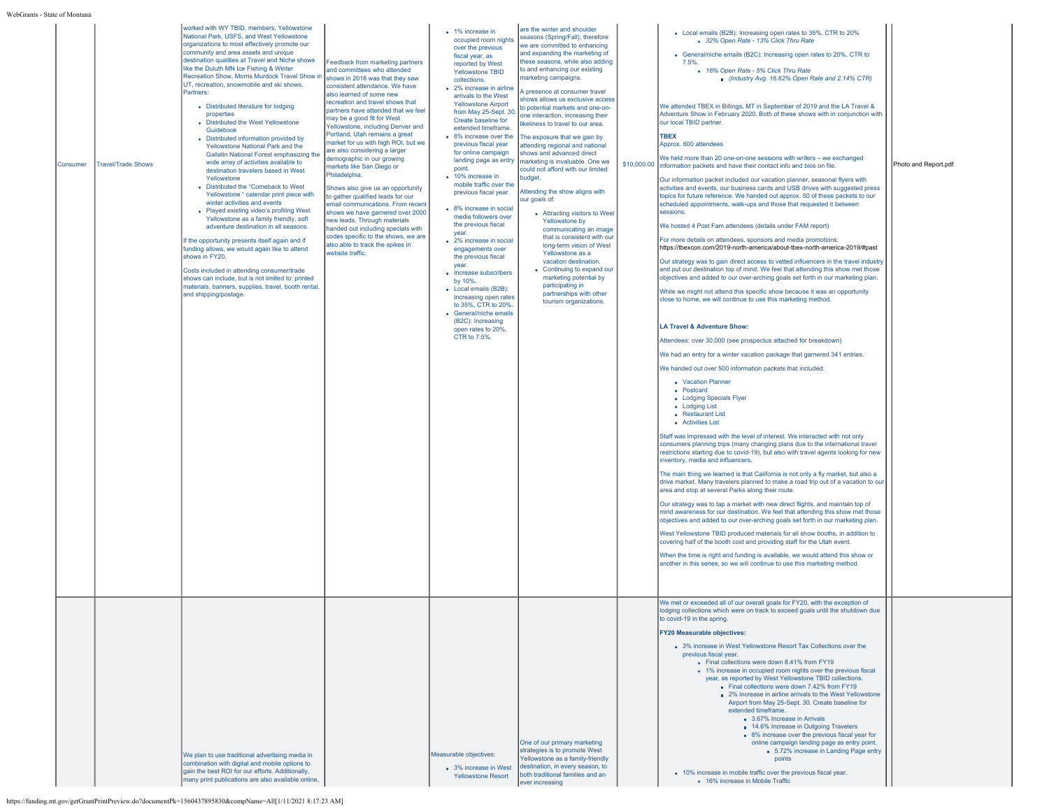| | | | | | | | | |
|---|---|---|---|---|---|---|---|---|
| Consumer | Travel/Trade Shows | worked with WY TBID, members, Yellowstone National Park, USFS, and West Yellowstone organizations to most effectively promote our community and area assets and unique destination qualities at Travel and Niche shows like the Duluth MN Ice Fishing & Winter Recreation Show, Morris Murdock Travel Show in UT, recreation, snowmobile and ski shows. Partners:<br>• Distributed literature for lodging properties<br>• Distributed the West Yellowstone Guidebook<br>• Distributed information provided by Yellowstone National Park and the Gallatin National Forest emphasizing the wide array of activities available to destination travelers based in West Yellowstone<br>• Distributed the "Comeback to West Yellowstone " calendar print piece with winter activities and events<br>• Played existing video's profiling West Yellowstone as a family friendly, soft adventure destination in all seasons.<br><br>If the opportunity presents itself again and if funding allows, we would again like to attend shows in FY20.<br><br>Costs included in attending consumer/trade shows can include, but is not limited to: printed materials, banners, supplies, travel, booth rental, and shipping/postage. | Feedback from marketing partners and committees who attended shows in 2018 was that they saw consistent attendance. We have also learned of some new recreation and travel shows that partners have attended that we feel may be a good fit for West Yellowstone, including Denver and Portland. Utah remains a great market for us with high ROI, but we are also considering a larger demographic in our growing markets like San Diego or Philadelphia.<br><br>Shows also give us an opportunity to gather qualified leads for our email communications. From recent shows we have garnered over 2000 new leads. Through materials handed out including specials with codes specific to the shows, we are also able to track the spikes in website traffic. | • 1% increase in occupied room nights over the previous fiscal year, as reported by West Yellowstone TBID collections.<br>• 2% increase in airline arrivals to the West Yellowstone Airport from May 25-Sept. 30. Create baseline for extended timeframe.<br>• 8% increase over the previous fiscal year for online campaign landing page as entry point.<br>• 10% increase in mobile traffic over the previous fiscal year.<br>• 8% increase in social media followers over the previous fiscal year.<br>• 2% increase in social engagements over the previous fiscal year.<br>• Increase subscribers by 10%.<br>• Local emails (B2B): Increasing open rates to 35%, CTR to 20%.<br>• General/niche emails (B2C): Increasing open rates to 20%, CTR to 7.5%. | are the winter and shoulder seasons (Spring/Fall), therefore we are committed to enhancing and expanding the marketing of these seasons, while also adding to and enhancing our existing marketing campaigns.<br><br>A presence at consumer travel shows allows us exclusive access to potential markets and one-on-one interaction, increasing their likeliness to travel to our area.<br><br>The exposure that we gain by attending regional and national shows and advanced direct marketing is invaluable. One we could not afford with our limited budget.<br><br>Attending the show aligns with our goals of:<br>• Attracting visitors to West Yellowstone by communicating an image that is consistent with our long-term vision of West Yellowstone as a vacation destination.<br>• Continuing to expand our marketing potential by participating in partnerships with other tourism organizations. | $10,000.00 | • Local emails (B2B): Increasing open rates to 35%, CTR to 20%<br>  ◦ *32% Open Rate - 13% Click Thru Rate*<br>• General/niche emails (B2C): Increasing open rates to 20%, CTR to 7.5%.<br>  ◦ *16% Open Rate - 5% Click Thru Rate*<br>    ▪ *(Industry Avg. 16.62% Open Rate and 2.14% CTR)*<br><br>We attended TBEX in Billings, MT in September of 2019 and the LA Travel & Adventure Show in February 2020. Both of these shows with in conjunction with our local TBID partner.<br><br>**TBEX**<br>Approx. 600 attendees<br><br>We held more than 20 one-on-one sessions with writers – we exchanged information packets and have their contact info and bios on file.<br><br>Our information packet included our vacation planner, seasonal flyers with activities and events, our business cards and USB drives with suggested press topics for future reference. We handed out approx. 50 of these packets to our scheduled appointments, walk-ups and those that requested it between sessions.<br><br>We hosted 4 Post Fam attendees (details under FAM report)<br><br>For more details on attendees, sponsors and media promotions: https://tbexcon.com/2019-north-america/about-tbex-north-america-2019/#past<br><br>Our strategy was to gain direct access to vetted influencers in the travel industry and put our destination top of mind. We feel that attending this show met those objectives and added to our over-arching goals set forth in our marketing plan.<br><br>While we might not attend this specific show because it was an opportunity close to home, we will continue to use this marketing method.<br><br>**LA Travel & Adventure Show:**<br><br>Attendees: over 30,000 (see prospectus attached for breakdown)<br><br>We had an entry for a winter vacation package that garnered 341 entries.<br><br>We handed out over 500 information packets that included:<br>• Vacation Planner<br>• Postcard<br>• Lodging Specials Flyer<br>• Lodging List<br>• Restaurant List<br>• Activities List<br><br>Staff was impressed with the level of interest. We interacted with not only consumers planning trips (many changing plans due to the international travel restrictions starting due to covid-19), but also with travel agents looking for new inventory, media and influencers.<br><br>The main thing we learned is that California is not only a fly market, but also a drive market. Many travelers planned to make a road trip out of a vacation to our area and stop at several Parks along their route.<br><br>Our strategy was to tap a market with new direct flights, and maintain top of mind awareness for our destination. We feel that attending this show met those objectives and added to our over-arching goals set forth in our marketing plan.<br><br>West Yellowstone TBID produced materials for all show booths, in addition to covering half of the booth cost and providing staff for the Utah event.<br><br>When the time is right and funding is available, we would attend this show or another in this series, so we will continue to use this marketing method. | Photo and Report.pdf |
| | | We plan to use traditional advertising media in combination with digital and mobile options to gain the best ROI for our efforts. Additionally, many print publications are also available online, | | Measurable objectives:<br>• 3% increase in West Yellowstone Resort | One of our primary marketing strategies is to promote West Yellowstone as a family-friendly destination, in every season, to both traditional families and an ever increasing | | We met or exceeded all of our overall goals for FY20, with the exception of lodging collections which were on track to exceed goals until the shutdown due to covid-19 in the spring.<br><br>**FY20 Measurable objectives:**<br>• 3% increase in West Yellowstone Resort Tax Collections over the previous fiscal year.<br>  ◦ Final collections were down 8.41% from FY19<br>  ◦ 1% increase in occupied room nights over the previous fiscal year, as reported by West Yellowstone TBID collections.<br>    ▪ Final collections were down 7.42% from FY19<br>    ▪ 2% increase in airline arrivals to the West Yellowstone Airport from May 25-Sept. 30. Create baseline for extended timeframe.<br>      ▪ 3.67% Increase in Arrivals<br>      ▪ 14.6% Increase in Outgoing Travelers<br>      ▪ 8% increase over the previous fiscal year for online campaign landing page as entry point.<br>        ▪ 5.72% increase in Landing Page entry points<br>• 10% increase in mobile traffic over the previous fiscal year.<br>  ◦ 16% increase in Mobile Traffic | |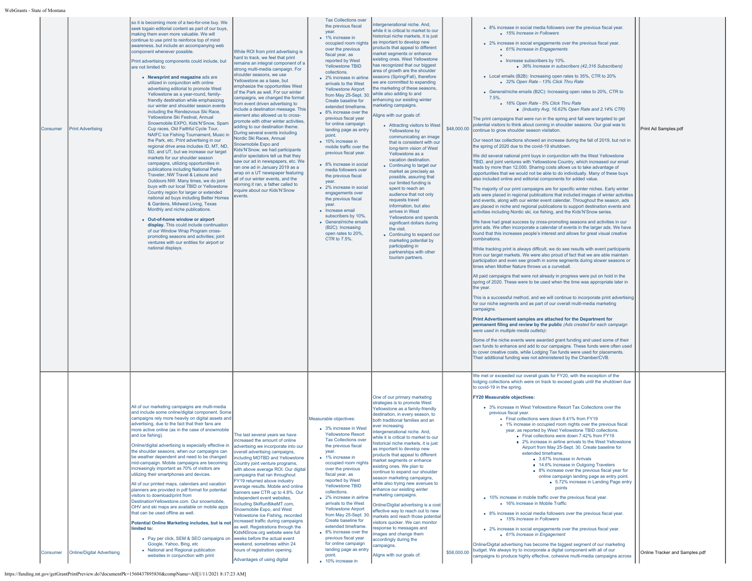| | | | | | | | | |
|---|---|---|---|---|---|---|---|---|
| Consumer | Print Advertising | so it is becoming more of a two-for-one buy. We seek togain editorial content as part of our buys, making them even more valuable. We will continue to use print to reinforce top of mind awareness, but include an accompanying web component whenever possible.<br><br>Print advertising components could include, but are not limited to:<br><br>• **Newsprint and magazine** ads are utilized in conjunction with online advertising editorial to promote West Yellowstone as a year-round, family-friendly destination while emphasizing our winter and shoulder season events including the Rendezvous Ski Race, Yellowstone Ski Festival, Annual Snowmobile EXPO, Kids'N'Snow, Spam Cup races, Old Faithful Cycle Tour, NAIFC Ice Fishing Tournament, Music in the Park, etc. Print advertising in our regional drive area includes ID, MT, ND, SD, and UT, but we increase our target markets for our shoulder season campaigns, utilizing opportunities in publications including National Parks Traveler, NW Travel & Leisure and Outdoors NW. Many times, we do joint buys with our local TBID or Yellowstone Country region for larger or extended national ad buys including Better Homes & Gardens, Midwest Living, Texas Monthly and niche publications.<br><br>• **Out-of-home window or airport display.** This could include continuation of our Window Wrap Program cross-promoting seasons and activities; joint ventures with our entities for airport or national displays. | While ROI from print advertising is hard to track, we feel that print remains an integral component of a strong multi-media campaign. For shoulder seasons, we use Yellowstone as a base, but emphasize the opportunities West of the Park as well. For our winter campaigns, we changed the format from event driven advertising to include a destination message. This element also allowed us to cross-promote with other winter activities, adding to our destination theme. During several events including Nordic Ski Races, Annual Snowmobile Expo and Kids'N'Snow, we had participants and/or spectators tell us that they saw our ad in newspapers, etc. We ran one ad in January 2019 as a wrap on a UT newspaper featuring all of our winter events, and the morning it ran, a father called to inquire about our Kids'N'Snow events. | Tax Collections over the previous fiscal year.<br>• 1% increase in occupied room nights over the previous fiscal year, as reported by West Yellowstone TBID collections.<br>• 2% increase in airline arrivals to the West Yellowstone Airport from May 25-Sept. 30. Create baseline for extended timeframe.<br>• 8% increase over the previous fiscal year for online campaign landing page as entry point.<br>• 10% increase in mobile traffic over the previous fiscal year.<br><br>• 8% increase in social media followers over the previous fiscal year.<br>• 2% increase in social engagements over the previous fiscal year.<br>• Increase email subscribers by 10%.<br>• General/niche emails (B2C): Increasing open rates to 20%, CTR to 7.5%. | intergenerational niche. And, while it is critical to market to our historical niche markets, it is just as important to develop new products that appeal to different market segments or enhance existing ones. West Yellowstone has recognized that our biggest area of growth are the shoulder seasons (Spring/Fall), therefore we are committed to expanding the marketing of these seasons, while also adding to and enhancing our existing winter marketing campaigns.<br><br>Aligns with our goals of:<br><br>• Attracting visitors to West Yellowstone by communicating an image that is consistent with our long-term vision of West Yellowstone as a vacation destination.<br>• Continuing to target our market as precisely as possible, assuring that our limited funding is spent to reach an audience that not only requests travel information, but also arrives in West Yellowstone and spends significant dollars during the visit.<br>• Continuing to expand our marketing potential by participating in partnerships with other tourism partners. | $48,000.00 | • 8% increase in social media followers over the previous fiscal year.<br>◦ *15% Increase in Followers*<br><br>• 2% increase in social engagements over the previous fiscal year.<br>◦ *61% Increase in Engagements*<br>◦ Increase subscribers by 10%.<br>▪ *36% Increase in subscribers (42,316 Subscribers)*<br><br>• Local emails (B2B): Increasing open rates to 35%, CTR to 20%<br>◦ *32% Open Rate - 13% Click Thru Rate*<br><br>• General/niche emails (B2C): Increasing open rates to 20%, CTR to 7.5%.<br>◦ *16% Open Rate - 5% Click Thru Rate*<br>▪ *(Industry Avg. 16.62% Open Rate and 2.14% CTR)*<br><br>The print campaigns that were run in the spring and fall were targeted to get potential visitors to think about coming in shoulder seasons. Our goal was to continue to grow shoulder season visitation.<br><br>Our resort tax collections showed an increase during the fall of 2019, but not in the spring of 2020 due to the covid-19 shutdown.<br><br>We did several national print buys in conjunction with the West Yellowstone TBID, and joint ventures with Yellowstone Country, which increased our email leads by more than 12,000. Sharing costs allows us to take advantage of opportunities that we would not be able to do individually. Many of these buys also included online and editorial components for added value.<br><br>The majority of our print campaigns are for specific winter niches. Early winter ads were placed in regional publications that included images of winter activities and events, along with our winter event calendar. Throughout the season, ads are placed in niche and regional publications to support destination events and activities including Nordic ski, ice fishing, and the Kids'N'Snow series.<br><br>We have had great success by cross-promoting seasons and activities in our print ads. We often incorporate a calendar of events in the larger ads. We have found that this increases people's interest and allows for great visual creative combinations.<br><br>While tracking print is always difficult, we do see results with event participants from our target markets. We were also proud of fact that we are able maintain participation and even see growth in some segments during slower seasons or times when Mother Nature throws us a curveball.<br><br>All paid campaigns that were not already in progress were put on hold in the spring of 2020. These were to be used when the time was appropriate later in the year.<br><br>This is a successful method, and we will continue to incorporate print advertising for our niche segments and as part of our overall multi-media marketing campaigns.<br><br>**Print Advertisement samples are attached for the Department for permanent filing and review by the public** *(Ads created for each campaign were used in multiple media outlets)*:<br><br>Some of the niche events were awarded grant funding and used some of their own funds to enhance and add to our campaigns. These funds were often used to cover creative costs, while Lodging Tax funds were used for placements. Their additional funding was not administered by the Chamber/CVB. | | Print Ad Samples.pdf |
| Consumer | Online/Digital Advertising | All of our marketing campaigns are multi-media and include some online/digital component. Some campaigns rely more heavily on digital assets and advertising, due to the fact that their fans are more active online (as in the case of snowmobile and ice fishing).<br><br>Online/digital advertising is especially effective in the shoulder seasons, when our campaigns can be weather dependent and need to be changed mid-campaign. Mobile campaigns are becoming increasingly important as 70% of visitors are utilizing their smartphones and devices.<br><br>All of our printed maps, calendars and vacation planners are provided in pdf format for potential visitors to download/print from DestinationYellowstone.com. Our snowmobile, OHV and ski maps are available on mobile apps that can be used offline as well.<br><br>**Potential Online Marketing includes, but is not limited to:**<br><br>• Pay per click, SEM & SEO campaigns on Google, Yahoo, Bing, etc<br>• National and Regional publication websites in conjunction with print | The last several years we have increased the amount of online advertising we incorporate into our overall advertising campaigns, including MOTBD and Yellowstone Country joint venture programs, with above average ROI. Our digital campaigns that ran throughout FY19 returned above industry average results. Mobile and online banners saw CTR up to 4.8%. Our independent event websites, including SkiRunBikeMT.com, Snowmobile Expo, and West Yellowstone Ice Fishing, recorded increased traffic during campaigns as well. Registrations through the KidsNSnow.org website were full weeks before the actual event weekend, sometimes within 24 hours of registration opening.<br><br>Advantages of using digital | Measurable objectives:<br><br>• 3% increase in West Yellowstone Resort Tax Collections over the previous fiscal year.<br>• 1% increase in occupied room nights over the previous fiscal year, as reported by West Yellowstone TBID collections.<br>• 2% increase in airline arrivals to the West Yellowstone Airport from May 25-Sept. 30. Create baseline for extended timeframe.<br>• 8% increase over the previous fiscal year for online campaign landing page as entry point.<br>• 10% increase in | One of our primary marketing strategies is to promote West Yellowstone as a family-friendly destination, in every season, to both traditional families and an ever increasing intergenerational niche. And, while it is critical to market to our historical niche markets, it is just as important to develop new products that appeal to different market segments or enhance existing ones. We plan to continue to expand our shoulder season marketing campaigns, while also trying new avenues to enhance our existing winter marketing campaigns.<br><br>Online/Digital advertising is a cost effective way to reach out to new markets and reach those potential visitors quicker. We can monitor response to messages and images and change them accordingly during the campaigns.<br><br>Aligns with our goals of: | $58,000.00 | We met or exceeded our overall goals for FY20, with the exception of the lodging collections which were on track to exceed goals until the shutdown due to covid-19 in the spring.<br><br>**FY20 Measurable objectives:**<br><br>• 3% increase in West Yellowstone Resort Tax Collections over the previous fiscal year.<br>◦ Final collections were down 8.41% from FY19<br>◦ 1% increase in occupied room nights over the previous fiscal year, as reported by West Yellowstone TBID collections.<br>▪ Final collections were down 7.42% from FY19<br>▪ 2% increase in airline arrivals to the West Yellowstone Airport from May 25-Sept. 30. Create baseline for extended timeframe.<br>▪ 3.67% Increase in Arrivals<br>▪ 14.6% Increase in Outgoing Travelers<br>▪ 8% increase over the previous fiscal year for online campaign landing page as entry point.<br>▪ 5.72% increase in Landing Page entry points<br><br>• 10% increase in mobile traffic over the previous fiscal year.<br>◦ 16% increase in Mobile Traffic<br><br>• 8% increase in social media followers over the previous fiscal year.<br>◦ *15% Increase in Followers*<br><br>• 2% increase in social engagements over the previous fiscal year.<br>◦ *61% Increase in Engagement*<br><br>Online/Digital advertising has become the biggest segment of our marketing budget. We always try to incorporate a digital component with all of our campaigns to produce highly effective, cohesive multi-media campaigns across | | Online Tracker and Samples.pdf |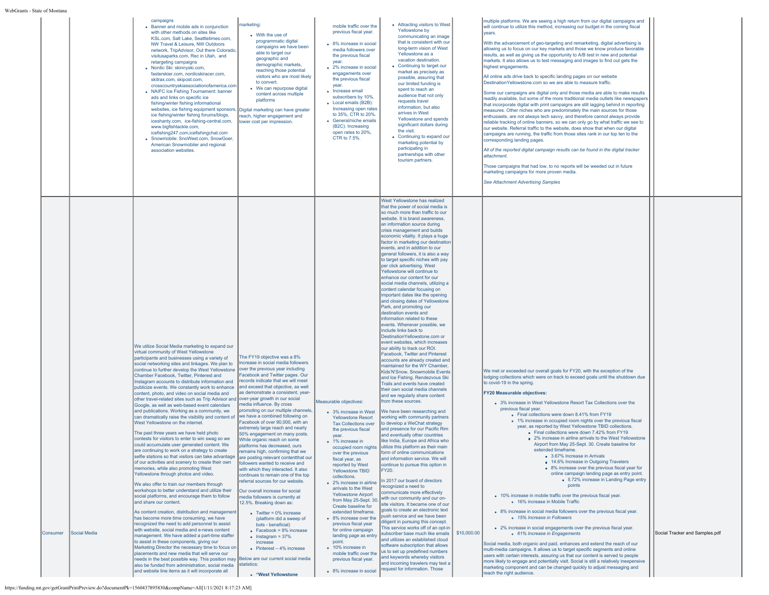| | | | | | | | | |
|---|---|---|---|---|---|---|---|---|
| | | campaigns<br>• Banner and mobile ads in conjunction with other methods on sites like KSL.com, Salt Lake, Seattletimes.com, NW Travel & Leisure, NW Outdoors network, TripAdvisor, Out there Colorado, visitusaparks.com, Rec in Utah, and retargeting campaigns<br>• Nordic Ski: skinnyski.com, fasterskier.com, nordicskiracer.com, skitrax.com, skipost.com, crosscountryskiassociationofamerica.com<br>• NAIFC Ice Fishing Tournament: banner ads and links on specific ice fishing/winter fishing informational websites, ice fishing equipment sponsors, ice fishing/winter fishing forums/blogs, iceshanty.com, ice-fishing-central.com, www.bigfishtackle.com, icefishing247.com,icefishingchat.com<br>• Snowmobile: SnoWest.com, SnowGoer, American Snowmobiler and regional association websites. | marketing:<br>• With the use of programmatic digital campaigns we have been able to target our geographic and demographic markets, reaching those potential visitors who are most likely to convert.<br>• We can repurpose digital content across multiple platforms<br><br>Digital marketing can have greater reach, higher engagement and lower cost per impression. | mobile traffic over the previous fiscal year.<br>• 8% increase in social media followers over the previous fiscal year.<br>• 2% increase in social engagements over the previous fiscal year.<br>• Increase email subscribers by 10%.<br>• Local emails (B2B): Increasing open rates to 35%, CTR to 20%.<br>• General/niche emails (B2C): Increasing open rates to 20%, CTR to 7.5%. | • Attracting visitors to West Yellowstone by communicating an image that is consistent with our long-term vision of West Yellowstone as a vacation destination.<br>• Continuing to target our market as precisely as possible, assuring that our limited funding is spent to reach an audience that not only requests travel information, but also arrives in West Yellowstone and spends significant dollars during the visit.<br>• Continuing to expand our marketing potential by participating in partnerships with other tourism partners. | | multiple platforms. We are seeing a high return from our digital campaigns and will continue to utilize this method, increasing our budget in the coming fiscal years.<br><br>With the advancement of geo-targeting and remarketing, digital advertising is allowing us to focus on our key markets and those we know produce favorable results, as well as giving us the opportunity to A/B test in new and potential markets. It also allows us to test messaging and images to find out gets the highest engagements.<br><br>All online ads drive back to specific landing pages on our website DestinationYellowstone.com so we are able to measure traffic.<br><br>Some our campaigns are digital only and those media are able to make results readily available, but some of the more traditional media outlets like newspapers that incorporate digital with print campaigns are still lagging behind in reporting measures. Other niches who are predominately the main sources for those enthusiasts, are not always tech savvy, and therefore cannot always provide reliable tracking of online banners, so we can only go by what traffic we see to our website. Referral traffic to the website, does show that when our digital campaigns are running, the traffic from those sites rank in our top ten to the corresponding landing pages.<br><br>*All of the reported digital campaign results can be found in the digital tracker attachment.*<br><br>Those campaigns that had low, to no reports will be weeded out in future marketing campaigns for more proven media.<br><br>*See Attachment Advertising Samples* | |
| Consumer | Social Media | We utilize Social Media marketing to expand our virtual community of West Yellowstone participants and businesses using a variety of social networking sites and linkages. We plan to continue to further develop the West Yellowstone Chamber Facebook, Twitter, Pinterest and Instagram accounts to distribute information and publicize events. We constantly work to enhance content, photo, and video on social media and other travel-related sites such as Trip Advisor and Google, as well as web-based event calendars and publications. Working as a community, we can dramatically raise the visibility and content of West Yellowstone on the internet.<br><br>The past three years we have held photo contests for visitors to enter to win swag so we could accumulate user generated content. We are continuing to work on a strategy to create selfie stations so that visitors can take advantage of our activities and scenery to create their own memories, while also promoting West Yellowstone through photos and video.<br><br>We also offer to train our members through workshops to better understand and utilize their social platforms, and encourage them to follow and share our content.<br><br>As content creation, distribution and management has become more time consuming, we have recognized the need to add personnel to assist with website, social media and e-news content management. We have added a part-time staffer to assist in these components, giving our Marketing Director the necessary time to focus on placements and new media that will serve our needs in the best possible way. This position may also be funded from administration, social media and website line items as it will incorporate all | The FY19 objective was a 8% increase in social media followers over the previous year including Facebook and Twitter pages. Our records indicate that we will meet and exceed that objective, as well as demonstrate a consistent, year-over-year growth in our social media influence. By cross promoting on our multiple channels, we have a combined following on Facebook of over 90,000, with an extremely large reach and nearly 50% engagement on many posts. While organic reach on some platforms has decreased, ours remains high, confirming that we are posting relevant contentthat our followers wanted to receive and with which they interacted. It also continues to remain one of the top referral sources for our website.<br><br>Our overall increase for social media followers is currently at 12.5%. Breaking down as:<br>• Twitter = 0% increase (platform did a sweep of bots - beneficial)<br>• Facebook = 9% increase<br>• Instagram = 37% increase<br>• Pinterest – 4% increase<br><br>Below are our current social media statistics:<br>• "West Yellowstone | Measurable objectives:<br>• 3% increase in West Yellowstone Resort Tax Collections over the previous fiscal year.<br>• 1% increase in occupied room nights over the previous fiscal year, as reported by West Yellowstone TBID collections.<br>• 2% increase in airline arrivals to the West Yellowstone Airport from May 25-Sept. 30. Create baseline for extended timeframe.<br>• 8% increase over the previous fiscal year for online campaign landing page as entry point.<br>• 10% increase in mobile traffic over the previous fiscal year.<br>• 8% increase in social | West Yellowstone has realized that the power of social media is so much more than traffic to our website. It is brand awareness, an information source during crisis management and builds economic vitality. It plays a huge factor in marketing our destination events, and in addition to our general followers, it is also a way to target specific niches with pay per click advertising. West Yellowstone will continue to enhance our content for our social media channels, utilizing a content calendar focusing on important dates like the opening and closing dates of Yellowstone Park, and promoting our destination events and information related to these events. Whenever possible, we include links back to DestinationYellowstone.com or event websites, which increases our ability to track our ROI. Facebook, Twitter and Pinterest accounts are already created and maintained for the WY Chamber, Kids'N'Snow, Snowmobile Events and Ice Fishing. Rendezvous Ski Trails and events have created their own social media channels and we regularly share content from these sources.<br><br>We have been researching and working with community partners to develop a WeChat strategy and presence for our Pacific Rim and eventually other countries like India, Europe and Africa who utilize this platform as their main form of online communications and information service. We will continue to pursue this option in FY20.<br><br>In 2017 our board of directors recognized a need to communicate more effectively with our community and our on-site visitors. It became one of our goals to create an electronic text push service and we have been diligent in pursuing this concept. This service works off of an opt-in subscriber base much like emails and utilizes an established cloud software subscription that allows us to set up predefined numbers and keywords whereby visitors and incoming travelers may text a request for information. Those | $10,000.00 | We met or exceeded our overall goals for FY20, with the exception of the lodging collections which were on track to exceed goals until the shutdown due to covid-19 in the spring.<br><br>**FY20 Measurable objectives:**<br>• 3% increase in West Yellowstone Resort Tax Collections over the previous fiscal year.<br>  ◦ Final collections were down 8.41% from FY19<br>  ◦ 1% increase in occupied room nights over the previous fiscal year, as reported by West Yellowstone TBID collections.<br>    ▪ Final collections were down 7.42% from FY19<br>    ▪ 2% increase in airline arrivals to the West Yellowstone Airport from May 25-Sept. 30. Create baseline for extended timeframe.<br>      ▪ 3.67% Increase in Arrivals<br>      ▪ 14.6% Increase in Outgoing Travelers<br>      ▪ 8% increase over the previous fiscal year for online campaign landing page as entry point.<br>        ▪ 5.72% increase in Landing Page entry points<br>• 10% increase in mobile traffic over the previous fiscal year.<br>  ◦ 16% increase in Mobile Traffic<br>• 8% increase in social media followers over the previous fiscal year.<br>  ◦ *15% Increase in Followers*<br>• 2% increase in social engagements over the previous fiscal year.<br>  ◦ *61% Increase in Engagements*<br><br>Social media, both organic and paid, enhances and extend the reach of our multi-media campaigns. It allows us to target specific segments and online users with certain interests, assuring us that our content is served to people more likely to engage and potentially visit. Social is still a relatively inexpensive marketing component and can be changed quickly to adjust messaging and reach the right audience. | Social Tracker and Samples.pdf |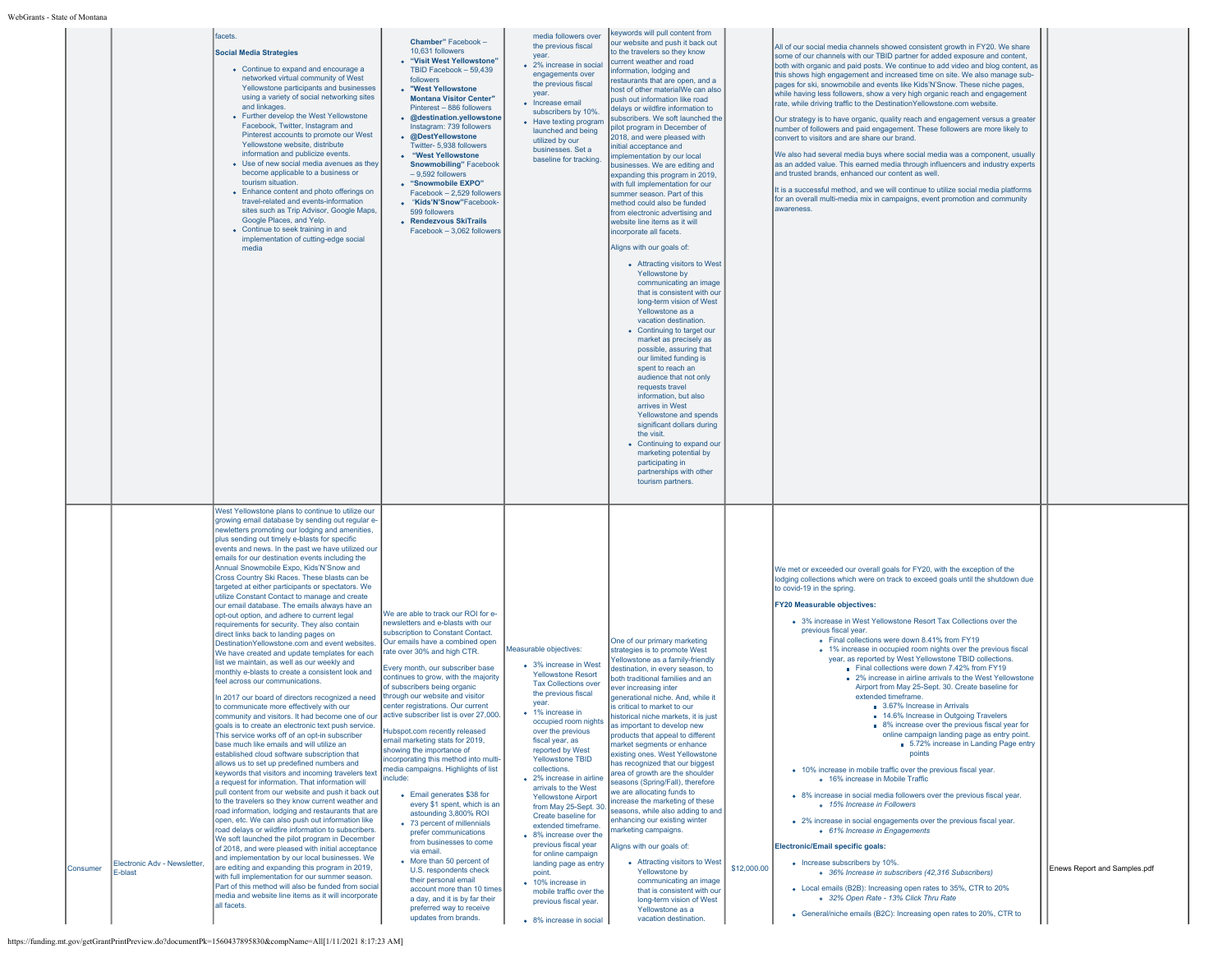| | | | | | | | | |
|---|---|---|---|---|---|---|---|---|
| | | facets.<br><br>**Social Media Strategies**<br><br>- Continue to expand and encourage a networked virtual community of West Yellowstone participants and businesses using a variety of social networking sites and linkages.<br>- Further develop the West Yellowstone Facebook, Twitter, Instagram and Pinterest accounts to promote our West Yellowstone website, distribute information and publicize events.<br>- Use of new social media avenues as they become applicable to a business or tourism situation.<br>- Enhance content and photo offerings on travel-related and events-information sites such as Trip Advisor, Google Maps, Google Places, and Yelp.<br>- Continue to seek training in and implementation of cutting-edge social media | **Chamber"** Facebook – 10,631 followers<br>- **"Visit West Yellowstone"** TBID Facebook – 59,439 followers<br>- **"West Yellowstone Montana Visitor Center"** Pinterest – 886 followers<br>- **@destination.yellowstone** Instagram: 739 followers<br>- **@DestYellowstone** Twitter- 5,938 followers<br>- **"West Yellowstone Snowmobiling"** Facebook – 9,592 followers<br>- **"Snowmobile EXPO"** Facebook – 2,529 followers<br>- **"Kids'N'Snow"**Facebook- 599 followers<br>- **Rendezvous SkiTrails** Facebook – 3,062 followers | media followers over the previous fiscal year.<br>- 2% increase in social engagements over the previous fiscal year.<br>- Increase email subscribers by 10%.<br>- Have texting program launched and being utilized by our businesses. Set a baseline for tracking. | keywords will pull content from our website and push it back out to the travelers so they know current weather and road information, lodging and restaurants that are open, and a host of other materialWe can also push out information like road delays or wildfire information to subscribers. We soft launched the pilot program in December of 2018, and were pleased with initial acceptance and implementation by our local businesses. We are editing and expanding this program in 2019, with full implementation for our summer season. Part of this method could also be funded from electronic advertising and website line items as it will incorporate all facets.<br><br>Aligns with our goals of:<br><br>- Attracting visitors to West Yellowstone by communicating an image that is consistent with our long-term vision of West Yellowstone as a vacation destination.<br>- Continuing to target our market as precisely as possible, assuring that our limited funding is spent to reach an audience that not only requests travel information, but also arrives in West Yellowstone and spends significant dollars during the visit.<br>- Continuing to expand our marketing potential by participating in partnerships with other tourism partners. | | All of our social media channels showed consistent growth in FY20. We share some of our channels with our TBID partner for added exposure and content, both with organic and paid posts. We continue to add video and blog content, as this shows high engagement and increased time on site. We also manage sub-pages for ski, snowmobile and events like Kids'N'Snow. These niche pages, while having less followers, show a very high organic reach and engagement rate, while driving traffic to the DestinationYellowstone.com website.<br><br>Our strategy is to have organic, quality reach and engagement versus a greater number of followers and paid engagement. These followers are more likely to convert to visitors and are share our brand.<br><br>We also had several media buys where social media was a component, usually as an added value. This earned media through influencers and industry experts and trusted brands, enhanced our content as well.<br><br>It is a successful method, and we will continue to utilize social media platforms for an overall multi-media mix in campaigns, event promotion and community awareness. | |
| Consumer | Electronic Adv - Newsletter, E-blast | West Yellowstone plans to continue to utilize our growing email database by sending out regular e-newletters promoting our lodging and amenities, plus sending out timely e-blasts for specific events and news. In the past we have utilized our emails for our destination events including the Annual Snowmobile Expo, Kids'N'Snow and Cross Country Ski Races. These blasts can be targeted at either participants or spectators. We utilize Constant Contact to manage and create our email database. The emails always have an opt-out option, and adhere to current legal requirements for security. They also contain direct links back to landing pages on DestinationYellowstone.com and event websites. We have created and update templates for each list we maintain, as well as our weekly and monthly e-blasts to create a consistent look and feel across our communications.<br><br>In 2017 our board of directors recognized a need to communicate more effectively with our community and visitors. It had become one of our goals is to create an electronic text push service. This service works off of an opt-in subscriber base much like emails and will utilize an established cloud software subscription that allows us to set up predefined numbers and keywords that visitors and incoming travelers text a request for information. That information will pull content from our website and push it back out to the travelers so they know current weather and road information, lodging and restaurants that are open, etc. We can also push out information like road delays or wildfire information to subscribers. We soft launched the pilot program in December of 2018, and were pleased with initial acceptance and implementation by our local businesses. We are editing and expanding this program in 2019, with full implementation for our summer season. Part of this method will also be funded from social media and website line items as it will incorporate all facets. | We are able to track our ROI for e-newsletters and e-blasts with our subscription to Constant Contact. Our emails have a combined open rate over 30% and high CTR.<br><br>Every month, our subscriber base continues to grow, with the majority of subscribers being organic through our website and visitor center registrations. Our current active subscriber list is over 27,000.<br><br>Hubspot.com recently released email marketing stats for 2019, showing the importance of incorporating this method into multi-media campaigns. Highlights of list include:<br><br>- Email generates $38 for every $1 spent, which is an astounding 3,800% ROI<br>- 73 percent of millennials prefer communications from businesses to come via email.<br>- More than 50 percent of U.S. respondents check their personal email account more than 10 times a day, and it is by far their preferred way to receive updates from brands. | Measurable objectives:<br><br>- 3% increase in West Yellowstone Resort Tax Collections over the previous fiscal year.<br>- 1% increase in occupied room nights over the previous fiscal year, as reported by West Yellowstone TBID collections.<br>- 2% increase in airline arrivals to the West Yellowstone Airport from May 25-Sept. 30. Create baseline for extended timeframe.<br>- 8% increase over the previous fiscal year for online campaign landing page as entry point.<br>- 10% increase in mobile traffic over the previous fiscal year.<br>- 8% increase in social | One of our primary marketing strategies is to promote West Yellowstone as a family-friendly destination, in every season, to both traditional families and an ever increasing inter generational niche. And, while it is critical to market to our historical niche markets, it is just as important to develop new products that appeal to different market segments or enhance existing ones. West Yellowstone has recognized that our biggest area of growth are the shoulder seasons (Spring/Fall), therefore we are allocating funds to increase the marketing of these seasons, while also adding to and enhancing our existing winter marketing campaigns.<br><br>Aligns with our goals of:<br><br>- Attracting visitors to West Yellowstone by communicating an image that is consistent with our long-term vision of West Yellowstone as a vacation destination. | $12,000.00 | We met or exceeded our overall goals for FY20, with the exception of the lodging collections which were on track to exceed goals until the shutdown due to covid-19 in the spring.<br><br>**FY20 Measurable objectives:**<br><br>- 3% increase in West Yellowstone Resort Tax Collections over the previous fiscal year.<br>  - Final collections were down 8.41% from FY19<br>  - 1% increase in occupied room nights over the previous fiscal year, as reported by West Yellowstone TBID collections.<br>    - Final collections were down 7.42% from FY19<br>    - 2% increase in airline arrivals to the West Yellowstone Airport from May 25-Sept. 30. Create baseline for extended timeframe.<br>      - 3.67% Increase in Arrivals<br>      - 14.6% Increase in Outgoing Travelers<br>      - 8% increase over the previous fiscal year for online campaign landing page as entry point.<br>        - 5.72% increase in Landing Page entry points<br>- 10% increase in mobile traffic over the previous fiscal year.<br>  - 16% increase in Mobile Traffic<br>- 8% increase in social media followers over the previous fiscal year.<br>  - *15% Increase in Followers*<br>- 2% increase in social engagements over the previous fiscal year.<br>  - *61% Increase in Engagements*<br><br>**Electronic/Email specific goals:**<br><br>- Increase subscribers by 10%.<br>  - *36% Increase in subscribers (42,316 Subscribers)*<br>- Local emails (B2B): Increasing open rates to 35%, CTR to 20%<br>  - *32% Open Rate - 13% Click Thru Rate*<br>- General/niche emails (B2C): Increasing open rates to 20%, CTR to | Enews Report and Samples.pdf |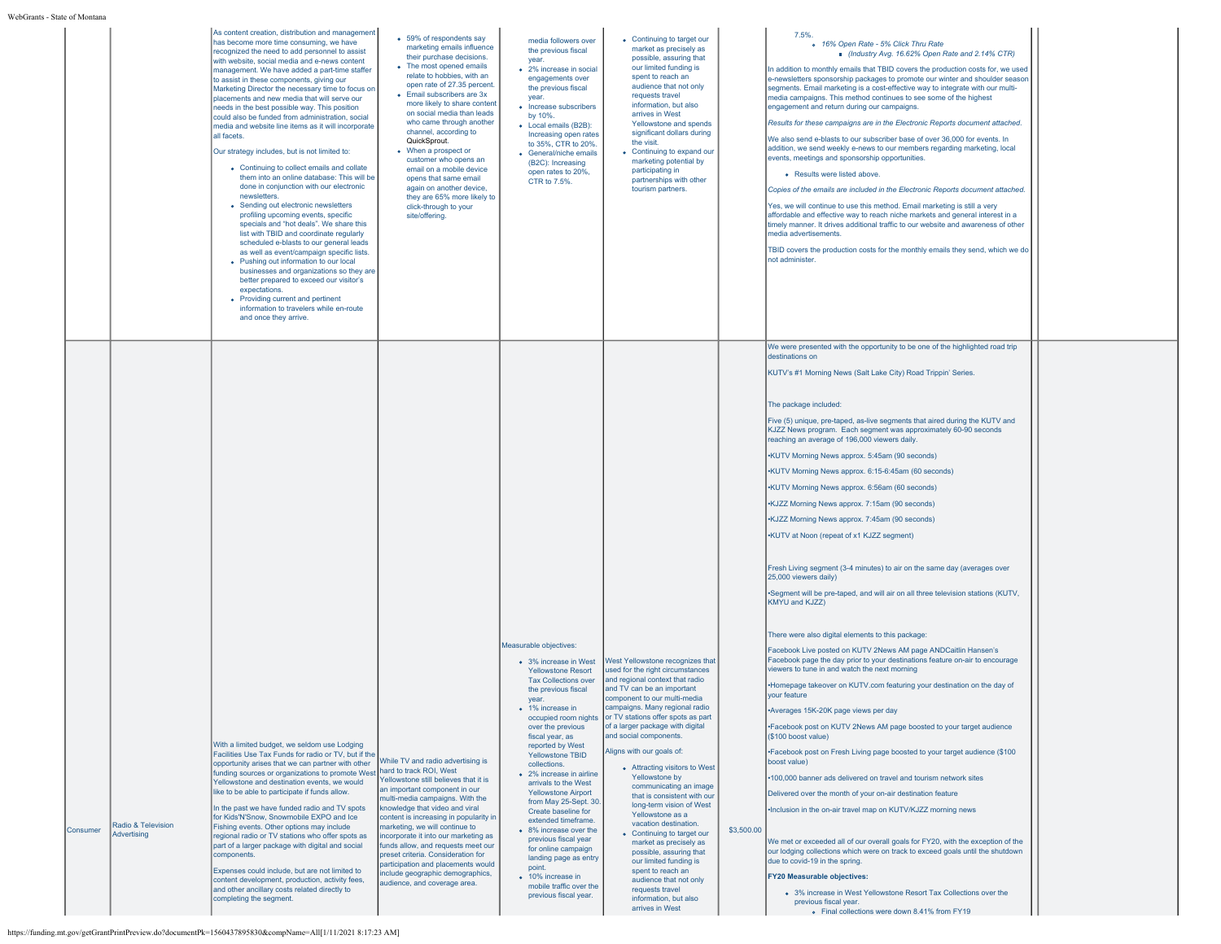| | | | | | | | | |
|---|---|---|---|---|---|---|---|---|
| | | As content creation, distribution and management has become more time consuming, we have recognized the need to add personnel to assist with website, social media and e-news content management. We have added a part-time staffer to assist in these components, giving our Marketing Director the necessary time to focus on placements and new media that will serve our needs in the best possible way. This position could also be funded from administration, social media and website line items as it will incorporate all facets.<br><br>Our strategy includes, but is not limited to:<br><br>• Continuing to collect emails and collate them into an online database: This will be done in conjunction with our electronic newsletters.<br>• Sending out electronic newsletters profiling upcoming events, specific specials and "hot deals". We share this list with TBID and coordinate regularly scheduled e-blasts to our general leads as well as event/campaign specific lists.<br>• Pushing out information to our local businesses and organizations so they are better prepared to exceed our visitor's expectations.<br>• Providing current and pertinent information to travelers while en-route and once they arrive. | • 59% of respondents say marketing emails influence their purchase decisions.<br>• The most opened emails relate to hobbies, with an open rate of 27.35 percent.<br>• Email subscribers are 3x more likely to share content on social media than leads who came through another channel, according to QuickSprout.<br>• When a prospect or customer who opens an email on a mobile device opens that same email again on another device, they are 65% more likely to click-through to your site/offering. | media followers over the previous fiscal year.<br>• 2% increase in social engagements over the previous fiscal year.<br>• Increase subscribers by 10%.<br>• Local emails (B2B): Increasing open rates to 35%, CTR to 20%.<br>• General/niche emails (B2C): Increasing open rates to 20%, CTR to 7.5%. | • Continuing to target our market as precisely as possible, assuring that our limited funding is spent to reach an audience that not only requests travel information, but also arrives in West Yellowstone and spends significant dollars during the visit.<br>• Continuing to expand our marketing potential by participating in partnerships with other tourism partners. | | 7.5%.<br>• *16% Open Rate - 5% Click Thru Rate*<br>▪ *(Industry Avg. 16.62% Open Rate and 2.14% CTR)*<br><br>In addition to monthly emails that TBID covers the production costs for, we used e-newsletters sponsorship packages to promote our winter and shoulder season segments. Email marketing is a cost-effective way to integrate with our multi-media campaigns. This method continues to see some of the highest engagement and return during our campaigns.<br><br>*Results for these campaigns are in the Electronic Reports document attached.*<br><br>We also send e-blasts to our subscriber base of over 36,000 for events. In addition, we send weekly e-news to our members regarding marketing, local events, meetings and sponsorship opportunities.<br><br>• Results were listed above.<br><br>*Copies of the emails are included in the Electronic Reports document attached.*<br><br>Yes, we will continue to use this method. Email marketing is still a very affordable and effective way to reach niche markets and general interest in a timely manner. It drives additional traffic to our website and awareness of other media advertisements.<br><br>TBID covers the production costs for the monthly emails they send, which we do not administer. | |
| Consumer | Radio & Television Advertising | With a limited budget, we seldom use Lodging Facilities Use Tax Funds for radio or TV, but if the opportunity arises that we can partner with other funding sources or organizations to promote West Yellowstone and destination events, we would like to be able to participate if funds allow.<br><br>In the past we have funded radio and TV spots for Kids'N'Snow, Snowmobile EXPO and Ice Fishing events. Other options may include regional radio or TV stations who offer spots as part of a larger package with digital and social components.<br><br>Expenses could include, but are not limited to content development, production, activity fees, and other ancillary costs related directly to completing the segment. | While TV and radio advertising is hard to track ROI, West Yellowstone still believes that it is an important component in our multi-media campaigns. With the knowledge that video and viral content is increasing in popularity in marketing, we will continue to incorporate it into our marketing as funds allow, and requests meet our preset criteria. Consideration for participation and placements would include geographic demographics, audience, and coverage area. | Measurable objectives:<br><br>• 3% increase in West Yellowstone Resort Tax Collections over the previous fiscal year.<br>• 1% increase in occupied room nights over the previous fiscal year, as reported by West Yellowstone TBID collections.<br>• 2% increase in airline arrivals to the West Yellowstone Airport from May 25-Sept. 30. Create baseline for extended timeframe.<br>• 8% increase over the previous fiscal year for online campaign landing page as entry point.<br>• 10% increase in mobile traffic over the previous fiscal year. | West Yellowstone recognizes that used for the right circumstances and regional context that radio and TV can be an important component to our multi-media campaigns. Many regional radio or TV stations offer spots as part of a larger package with digital and social components.<br><br>Aligns with our goals of:<br><br>• Attracting visitors to West Yellowstone by communicating an image that is consistent with our long-term vision of West Yellowstone as a vacation destination.<br>• Continuing to target our market as precisely as possible, assuring that our limited funding is spent to reach an audience that not only requests travel information, but also arrives in West | $3,500.00 | We were presented with the opportunity to be one of the highlighted road trip destinations on<br><br>KUTV's #1 Morning News (Salt Lake City) Road Trippin' Series.<br><br>The package included:<br><br>Five (5) unique, pre-taped, as-live segments that aired during the KUTV and KJZZ News program. Each segment was approximately 60-90 seconds reaching an average of 196,000 viewers daily.<br><br>•KUTV Morning News approx. 5:45am (90 seconds)<br>•KUTV Morning News approx. 6:15-6:45am (60 seconds)<br>•KUTV Morning News approx. 6:56am (60 seconds)<br>•KJZZ Morning News approx. 7:15am (90 seconds)<br>•KJZZ Morning News approx. 7:45am (90 seconds)<br>•KUTV at Noon (repeat of x1 KJZZ segment)<br><br>Fresh Living segment (3-4 minutes) to air on the same day (averages over 25,000 viewers daily)<br><br>•Segment will be pre-taped, and will air on all three television stations (KUTV, KMYU and KJZZ)<br><br>There were also digital elements to this package:<br><br>Facebook Live posted on KUTV 2News AM page ANDCaitlin Hansen's Facebook page the day prior to your destinations feature on-air to encourage viewers to tune in and watch the next morning<br><br>•Homepage takeover on KUTV.com featuring your destination on the day of your feature<br><br>•Averages 15K-20K page views per day<br><br>•Facebook post on KUTV 2News AM page boosted to your target audience ($100 boost value)<br><br>•Facebook post on Fresh Living page boosted to your target audience ($100 boost value)<br><br>•100,000 banner ads delivered on travel and tourism network sites<br><br>Delivered over the month of your on-air destination feature<br><br>•Inclusion in the on-air travel map on KUTV/KJZZ morning news<br><br>We met or exceeded all of our overall goals for FY20, with the exception of the our lodging collections which were on track to exceed goals until the shutdown due to covid-19 in the spring.<br><br>**FY20 Measurable objectives:**<br><br>• 3% increase in West Yellowstone Resort Tax Collections over the previous fiscal year.<br>• Final collections were down 8.41% from FY19 | |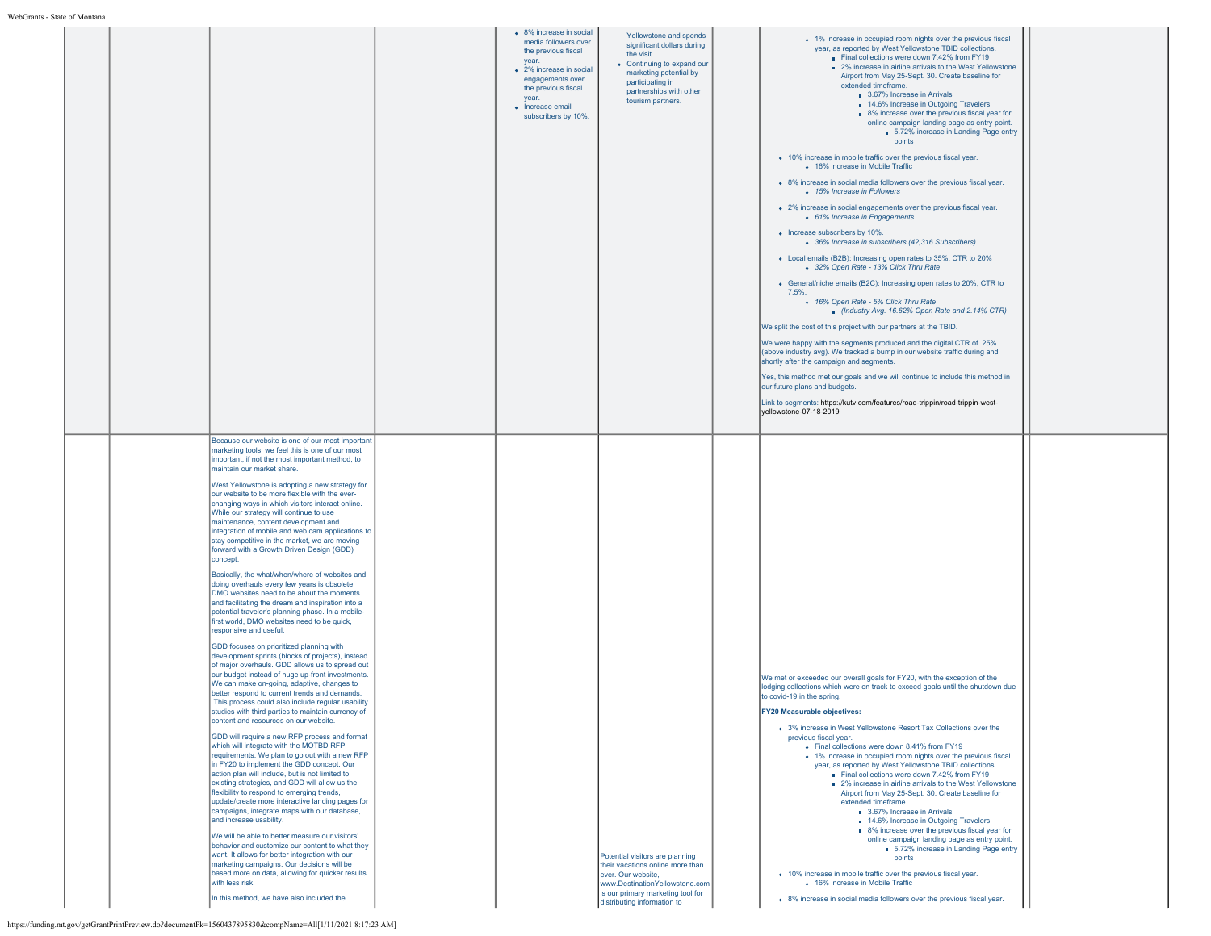| | | | | | | | | | |
|---|---|---|---|---|---|---|---|---|---|
| | | | | • 8% increase in social media followers over the previous fiscal year.<br>• 2% increase in social engagements over the previous fiscal year.<br>• Increase email subscribers by 10%. | Yellowstone and spends significant dollars during the visit.<br>• Continuing to expand our marketing potential by participating in partnerships with other tourism partners. | | • 1% increase in occupied room nights over the previous fiscal year, as reported by West Yellowstone TBID collections.<br>  ▪ Final collections were down 7.42% from FY19<br>  ▪ 2% increase in airline arrivals to the West Yellowstone Airport from May 25-Sept. 30. Create baseline for extended timeframe.<br>    ▪ 3.67% Increase in Arrivals<br>    ▪ 14.6% Increase in Outgoing Travelers<br>    ▪ 8% increase over the previous fiscal year for online campaign landing page as entry point.<br>      ▪ 5.72% increase in Landing Page entry points<br><br>• 10% increase in mobile traffic over the previous fiscal year.<br>  ◦ 16% increase in Mobile Traffic<br><br>• 8% increase in social media followers over the previous fiscal year.<br>  ◦ *15% Increase in Followers*<br><br>• 2% increase in social engagements over the previous fiscal year.<br>  ◦ *61% Increase in Engagements*<br><br>• Increase subscribers by 10%.<br>  ◦ *36% Increase in subscribers (42,316 Subscribers)*<br><br>• Local emails (B2B): Increasing open rates to 35%, CTR to 20%<br>  ◦ *32% Open Rate - 13% Click Thru Rate*<br><br>• General/niche emails (B2C): Increasing open rates to 20%, CTR to 7.5%.<br>  ◦ *16% Open Rate - 5% Click Thru Rate*<br>    ▪ *(Industry Avg. 16.62% Open Rate and 2.14% CTR)*<br><br>We split the cost of this project with our partners at the TBID.<br><br>We were happy with the segments produced and the digital CTR of .25% (above industry avg). We tracked a bump in our website traffic during and shortly after the campaign and segments.<br><br>Yes, this method met our goals and we will continue to include this method in our future plans and budgets.<br><br>Link to segments: https://kutv.com/features/road-trippin/road-trippin-west-yellowstone-07-18-2019 | |
| | | Because our website is one of our most important marketing tools, we feel this is one of our most important, if not the most important method, to maintain our market share.<br><br>West Yellowstone is adopting a new strategy for our website to be more flexible with the ever-changing ways in which visitors interact online. While our strategy will continue to use maintenance, content development and integration of mobile and web cam applications to stay competitive in the market, we are moving forward with a Growth Driven Design (GDD) concept.<br><br>Basically, the what/when/where of websites and doing overhauls every few years is obsolete. DMO websites need to be about the moments and facilitating the dream and inspiration into a potential traveler's planning phase. In a mobile-first world, DMO websites need to be quick, responsive and useful.<br><br>GDD focuses on prioritized planning with development sprints (blocks of projects), instead of major overhauls. GDD allows us to spread out our budget instead of huge up-front investments. We can make on-going, adaptive, changes to better respond to current trends and demands. This process could also include regular usability studies with third parties to maintain currency of content and resources on our website.<br><br>GDD will require a new RFP process and format which will integrate with the MOTBD RFP requirements. We plan to go out with a new RFP in FY20 to implement the GDD concept. Our action plan will include, but is not limited to existing strategies, and GDD will allow us the flexibility to respond to emerging trends, update/create more interactive landing pages for campaigns, integrate maps with our database, and increase usability.<br><br>We will be able to better measure our visitors' behavior and customize our content to what they want. It allows for better integration with our marketing campaigns. Our decisions will be based more on data, allowing for quicker results with less risk.<br><br>In this method, we have also included the | | | Potential visitors are planning their vacations online more than ever. Our website, www.DestinationYellowstone.com is our primary marketing tool for distributing information to | | We met or exceeded our overall goals for FY20, with the exception of the lodging collections which were on track to exceed goals until the shutdown due to covid-19 in the spring.<br><br>**FY20 Measurable objectives:**<br><br>• 3% increase in West Yellowstone Resort Tax Collections over the previous fiscal year.<br>  ◦ Final collections were down 8.41% from FY19<br>  ◦ 1% increase in occupied room nights over the previous fiscal year, as reported by West Yellowstone TBID collections.<br>    ▪ Final collections were down 7.42% from FY19<br>    ▪ 2% increase in airline arrivals to the West Yellowstone Airport from May 25-Sept. 30. Create baseline for extended timeframe.<br>      ▪ 3.67% Increase in Arrivals<br>      ▪ 14.6% Increase in Outgoing Travelers<br>      ▪ 8% increase over the previous fiscal year for online campaign landing page as entry point.<br>        ▪ 5.72% increase in Landing Page entry points<br><br>• 10% increase in mobile traffic over the previous fiscal year.<br>  ◦ 16% increase in Mobile Traffic<br><br>• 8% increase in social media followers over the previous fiscal year. | |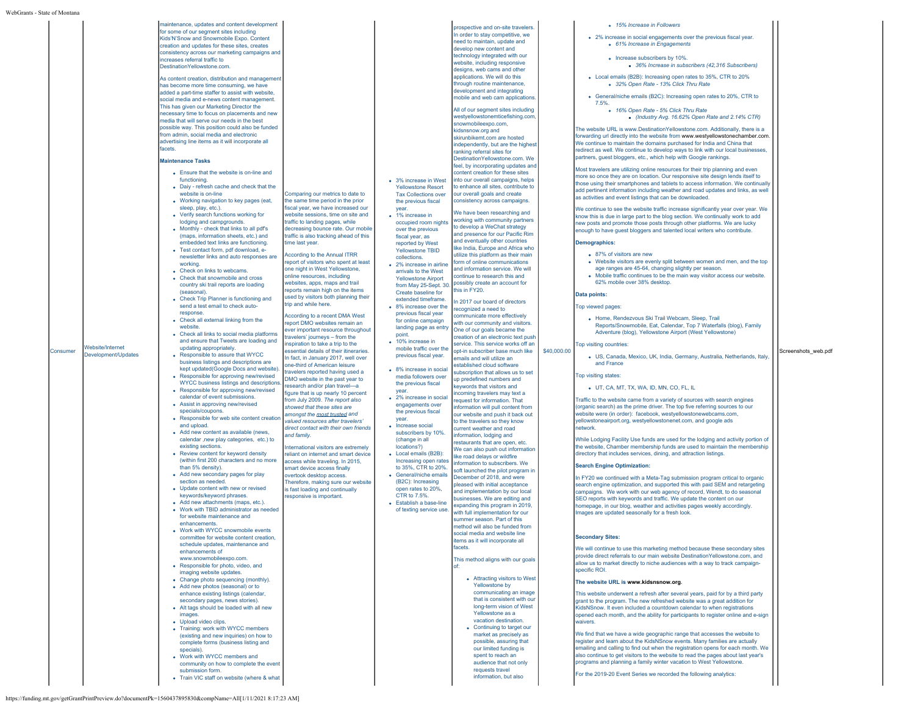| | | | | | | | | |
|---|---|---|---|---|---|---|---|---|
| Consumer | Website/Internet Development/Updates | maintenance, updates and content development for some of our segment sites including Kids'N'Snow and Snowmobile Expo. Content creation and updates for these sites, creates consistency across our marketing campaigns and increases referral traffic to DestinationYellowstone.com.<br><br>As content creation, distribution and management has become more time consuming, we have added a part-time staffer to assist with website, social media and e-news content management. This has given our Marketing Director the necessary time to focus on placements and new media that will serve our needs in the best possible way. This position could also be funded from admin, social media and electronic advertising line items as it will incorporate all facets.<br><br>**Maintenance Tasks**<br><br>• Ensure that the website is on-line and functioning.<br>• Daily - refresh cache and check that the website is on-line<br>• Working navigation to key pages (eat, sleep, play, etc.).<br>• Verify search functions working for lodging and campgrounds.<br>• Monthly - check that links to all pdf's (maps, information sheets, etc.) and embedded text links are functioning.<br>• Test contact form, pdf download, e-newsletter links and auto responses are working.<br>• Check on links to webcams.<br>• Check that snowmobile and cross country ski trail reports are loading (seasonal).<br>• Check Trip Planner is functioning and send a test email to check auto-response.<br>• Check all external linking from the website.<br>• Check all links to social media platforms and ensure that Tweets are loading and updating appropriately.<br>• Responsible to assure that WYCC business listings and descriptions are kept updated(Google Docs and website).<br>• Responsible for approving new/revised WYCC business listings and descriptions.<br>• Responsible for approving new/revised calendar of event submissions.<br>• Assist in approving new/revised specials/coupons.<br>• Responsible for web site content creation and upload.<br>• Add new content as available (news, calendar ,new play categories, etc.) to existing sections.<br>• Review content for keyword density (within first 200 characters and no more than 5% density).<br>• Add new secondary pages for play section as needed.<br>• Update content with new or revised keywords/keyword phrases.<br>• Add new attachments (maps, etc.).<br>• Work with TBID administrator as needed for website maintenance and enhancements.<br>• Work with WYCC snowmobile events committee for website content creation, schedule updates, maintenance and enhancements of www.snowmobileexpo.com.<br>• Responsible for photo, video, and imaging website updates.<br>• Change photo sequencing (monthly).<br>• Add new photos (seasonal) or to enhance existing listings (calendar, secondary pages, news stories).<br>• Alt tags should be loaded with all new images.<br>• Upload video clips.<br>• Training: work with WYCC members (existing and new inquiries) on how to complete forms (business listing and specials).<br>• Work with WYCC members and community on how to complete the event submission form.<br>• Train VIC staff on website (where & what | Comparing our metrics to date to the same time period in the prior fiscal year, we have increased our website sessions, time on site and traffic to landing pages, while decreasing bounce rate. Our mobile traffic is also tracking ahead of this time last year.<br><br>According to the Annual ITRR report of visitors who spent at least one night in West Yellowstone, online resources, including websites, apps, maps and trail reports remain high on the items used by visitors both planning their trip and while here.<br><br>According to a recent DMA West report DMO websites remain an ever important resource throughout travelers' journeys – from the inspiration to take a trip to the essential details of their itineraries. In fact, in January 2017, well over one-third of American leisure travelers reported having used a DMO website in the past year to research and/or plan travel—a figure that is up nearly 10 percent from July 2009. *The report also showed that these sites are amongst the most trusted and valued resources after travelers' direct contact with their own friends and family.*<br><br>International visitors are extremely reliant on internet and smart device access while traveling. In 2015, smart device access finally overtook desktop access. Therefore, making sure our website is fast loading and continually responsive is important. | • 3% increase in West Yellowstone Resort Tax Collections over the previous fiscal year.<br>• 1% increase in occupied room nights over the previous fiscal year, as reported by West Yellowstone TBID collections.<br>• 2% increase in airline arrivals to the West Yellowstone Airport from May 25-Sept. 30. Create baseline for extended timeframe.<br>• 8% increase over the previous fiscal year for online campaign landing page as entry point.<br>• 10% increase in mobile traffic over the previous fiscal year.<br>• 8% increase in social media followers over the previous fiscal year.<br>• 2% increase in social engagements over the previous fiscal year.<br>• Increase social subscribers by 10%. (change in all locations?)<br>• Local emails (B2B): Increasing open rates to 35%, CTR to 20%.<br>• General/niche emails (B2C): Increasing open rates to 20%, CTR to 7.5%.<br>• Establish a base-line of texting service use. | prospective and on-site travelers. In order to stay competitive, we need to maintain, update and develop new content and technology integrated with our website, including responsive designs, web cams and other applications. We will do this through routine maintenance, development and integrating mobile and web cam applications.<br><br>All of our segment sites including westyellowstoneflyfishing.com, snowmobileexpo.com, kidsnsnow.org and skirunbikemt.com are hosted independently, but are the highest ranking referral sites for DestinationYellowstone.com. We feel, by incorporating updates and content creation for these sites into our overall campaigns, helps to enhance all sites, contribute to our overall goals and create consistency across campaigns.<br><br>We have been researching and working with community partners to develop a WeChat strategy and presence for our Pacific Rim and eventually other countries like India, Europe and Africa who utilize this platform as their main form of online communications and information service. We will continue to research this and possibly create an account for this in FY20.<br><br>In 2017 our board of directors recognized a need to communicate more effectively with our community and visitors. One of our goals became the creation of an electronic text push service. This service works off an opt-in subscriber base much like emails and will utilize an established cloud software subscription that allows us to set up predefined numbers and keywords that visitors and incoming travelers may text a request for information. That information will pull content from our website and push it back out to the travelers so they know current weather and road information, lodging and restaurants that are open, etc. We can also push out information like road delays or wildfire information to subscribers. We soft launched the pilot program in December of 2018, and were pleased with initial acceptance and implementation by our local businesses. We are editing and expanding this program in 2019, with full implementation for our summer season. Part of this method will also be funded from social media and website line items as it will incorporate all facets.<br><br>This method aligns with our goals of:<br><br>• Attracting visitors to West Yellowstone by communicating an image that is consistent with our long-term vision of West Yellowstone as a vacation destination.<br>• Continuing to target our market as precisely as possible, assuring that our limited funding is spent to reach an audience that not only requests travel information, but also | $40,000.00 | ◦ *15% Increase in Followers*<br>• 2% increase in social engagements over the previous fiscal year.<br>◦ *61% Increase in Engagements*<br>◦ Increase subscribers by 10%.<br>▪ *36% Increase in subscribers (42,316 Subscribers)*<br>• Local emails (B2B): Increasing open rates to 35%, CTR to 20%<br>◦ *32% Open Rate - 13% Click Thru Rate*<br>• General/niche emails (B2C): Increasing open rates to 20%, CTR to 7.5%.<br>◦ *16% Open Rate - 5% Click Thru Rate*<br>▪ *(Industry Avg. 16.62% Open Rate and 2.14% CTR)*<br><br>The website URL is www.DestinationYellowstone.com. Additionally, there is a forwarding url directly into the website from www.westyellowstonechamber.com. We continue to maintain the domains purchased for India and China that redirect as well. We continue to develop ways to link with our local businesses, partners, guest bloggers, etc., which help with Google rankings.<br><br>Most travelers are utilizing online resources for their trip planning and even more so once they are on location. Our responsive site design lends itself to those using their smartphones and tablets to access information. We continually add pertinent information including weather and road updates and links, as well as activities and event listings that can be downloaded.<br><br>We continue to see the website traffic increase significantly year over year. We know this is due in large part to the blog section. We continually work to add new posts and promote those posts through other platforms. We are lucky enough to have guest bloggers and talented local writers who contribute.<br><br>**Demographics:**<br><br>• 87% of visitors are new<br>• Website visitors are evenly split between women and men, and the top age ranges are 45-64, changing slightly per season.<br>• Mobile traffic continues to be the main way visitor access our website. 62% mobile over 38% desktop.<br><br>**Data points:**<br><br>Top viewed pages:<br><br>• Home, Rendezvous Ski Trail Webcam, Sleep, Trail Reports/Snowmobile, Eat, Calendar, Top 7 Waterfalls (blog), Family Adventure (blog), Yellowstone Airport (West Yellowstone)<br><br>Top visiting countries:<br><br>• US, Canada, Mexico, UK, India, Germany, Australia, Netherlands, Italy, and France<br><br>Top visiting states:<br><br>• UT, CA, MT, TX, WA, ID, MN, CO, FL, IL<br><br>Traffic to the website came from a variety of sources with search engines (organic search) as the prime driver. The top five referring sources to our website were (in order): facebook, westyellowstonewebcams.com, yellowstoneairport.org, westyellowstonenet.com, and google ads network.<br><br>While Lodging Facility Use funds are used for the lodging and activity portion of the website, Chamber membership funds are used to maintain the membership directory that includes services, dining, and attraction listings.<br><br>**Search Engine Optimization:**<br><br>In FY20 we continued with a Meta-Tag submission program critical to organic search engine optimization, and supported this with paid SEM and retargeting campaigns. We work with our web agency of record, Wendt, to do seasonal SEO reports with keywords and traffic. We update the content on our homepage, in our blog, weather and activities pages weekly accordingly. Images are updated seasonally for a fresh look.<br><br>**Secondary Sites:**<br><br>We will continue to use this marketing method because these secondary sites provide direct referrals to our main website DestinationYellowstone.com, and allow us to market directly to niche audiences with a way to track campaign-specific ROI.<br><br>**The website URL is www.kidsnsnow.org.**<br><br>This website underwent a refresh after several years, paid for by a third party grant to the program. The new refreshed website was a great addition for KidsNSnow. It even included a countdown calendar to when registrations opened each month, and the ability for participants to register online and e-sign waivers.<br><br>We find that we have a wide geographic range that accesses the website to register and learn about the KidsNSnow events. Many families are actually emailing and calling to find out when the registration opens for each month. We also continue to get visitors to the website to read the pages about last year's programs and planning a family winter vacation to West Yellowstone.<br><br>For the 2019-20 Event Series we recorded the following analytics: | | Screenshots_web.pdf |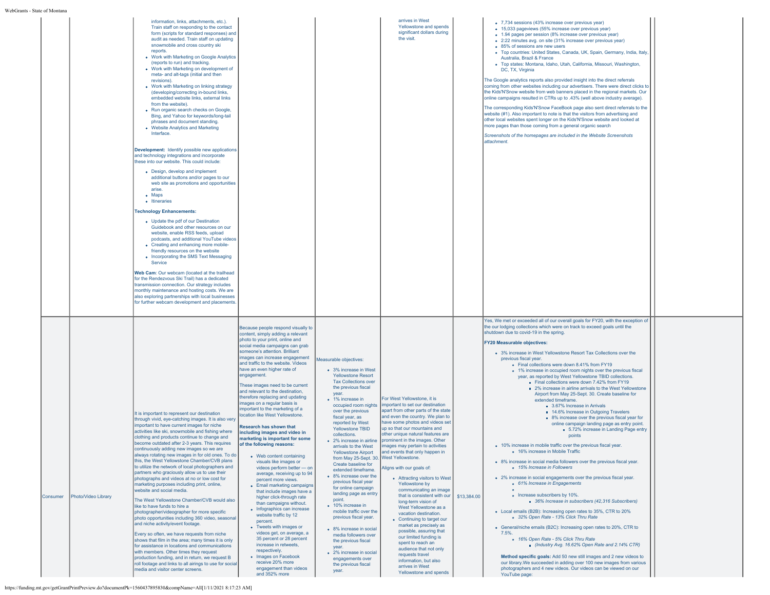| | | | | | | | | |
|---|---|---|---|---|---|---|---|---|
| | | information, links, attachments, etc.). Train staff on responding to the contact form (scripts for standard responses) and audit as needed. Train staff on updating snowmobile and cross country ski reports.<br>• Work with Marketing on Google Analytics (reports to run) and tracking.<br>• Work with Marketing on development of meta- and alt-tags (initial and then revisions).<br>• Work with Marketing on linking strategy (developing/correcting in-bound links, embedded website links, external links from the website).<br>• Run organic search checks on Google, Bing, and Yahoo for keywords/long-tail phrases and document standing.<br>• Website Analytics and Marketing Interface.<br><br>**Development:** Identify possible new applications and technology integrations and incorporate these into our website. This could include:<br>• Design, develop and implement additional buttons and/or pages to our web site as promotions and opportunities arise.<br>• Maps<br>• Itineraries<br><br>**Technology Enhancements:**<br>• Update the pdf of our Destination Guidebook and other resources on our website, enable RSS feeds, upload podcasts, and additional YouTube videos<br>• Creating and enhancing more mobile-friendly resources on the website<br>• Incorporating the SMS Text Messaging Service<br><br>**Web Cam**: Our webcam (located at the trailhead for the Rendezvous Ski Trail) has a dedicated transmission connection. Our strategy includes monthly maintenance and hosting costs. We are also exploring partnerships with local businesses for further webcam development and placements. | | | arrives in West Yellowstone and spends significant dollars during the visit. | | • 7,734 sessions (43% increase over previous year)<br>• 15,033 pageviews (55% increase over previous year)<br>• 1.94 pages per session (8% increase over previous year)<br>• 2:22 minutes avg. on site (31% increase over previous year)<br>• 85% of sessions are new users<br>• Top countries: United States, Canada, UK, Spain, Germany, India, Italy, Australia, Brazil & France<br>• Top states: Montana, Idaho, Utah, California, Missouri, Washington, DC, TX, Virginia<br><br>The Google analytics reports also provided insight into the direct referrals coming from other websites including our advertisers. There were direct clicks to the Kids'N'Snow website from web banners placed in the regional markets. Our online campaigns resulted in CTRs up to .43% (well above industry average).<br><br>The corresponding Kids'N'Snow FaceBook page also sent direct referrals to the website (#1). Also important to note is that the visitors from advertising and other local websites spent longer on the Kids'N'Snow website and looked at more pages than those coming from a general organic search<br><br>*Screenshots of the homepages are included in the Website Screenshots attachment.* | |
| Consumer | Photo/Video Library | It is important to represent our destination through vivid, eye-catching images. It is also very important to have current images for niche activities like ski, snowmobile and fishing where clothing and products continue to change and become outdated after 2-3 years. This requires continuously adding new images so we are always rotating new images in for old ones. To do this, the West Yellowstone Chamber/CVB plans to utilize the network of local photographers and partners who graciously allow us to use their photographs and videos at no or low cost for marketing purposes including print, online, website and social media.<br><br>The West Yellowstone Chamber/CVB would also like to have funds to hire a photographer/videographer for more specific photo opportunities including 360 video, seasonal and niche activity/event footage.<br><br>Every so often, we have requests from niche shows that film in the area; many times it is only for assistance in locations and communications with members. Other times they request production funding, and in return, we request B roll footage and links to all airings to use for social media and visitor center screens. | Because people respond visually to content, simply adding a relevant photo to your print, online and social media campaigns can grab someone's attention. Brilliant images can increase engagement and traffic to the website. Videos have an even higher rate of engagement.<br><br>These images need to be current and relevant to the destination, therefore replacing and updating images on a regular basis is important to the marketing of a location like West Yellowstone.<br><br>**Research has shown that including images and video in marketing is important for some of the following reasons:**<br>• Web content containing visuals like images or videos perform better — on average, receiving up to 94 percent more views.<br>• Email marketing campaigns that include images have a higher click-through rate than campaigns without.<br>• Infographics can increase website traffic by 12 percent.<br>• Tweets with images or videos get, on average, a 35 percent or 28 percent increase in retweets, respectively.<br>• Images on Facebook receive 20% more engagement than videos and 352% more | Measurable objectives:<br>• 3% increase in West Yellowstone Resort Tax Collections over the previous fiscal year.<br>• 1% increase in occupied room nights over the previous fiscal year, as reported by West Yellowstone TBID collections.<br>• 2% increase in airline arrivals to the West Yellowstone Airport from May 25-Sept. 30. Create baseline for extended timeframe.<br>• 8% increase over the previous fiscal year for online campaign landing page as entry point.<br>• 10% increase in mobile traffic over the previous fiscal year.<br>• 8% increase in social media followers over the previous fiscal year.<br>• 2% increase in social engagements over the previous fiscal year. | For West Yellowstone, it is important to set our destination apart from other parts of the state and even the country. We plan to have some photos and videos set up so that our mountains and other unique natural features are prominent in the images. Other images may pertain to activities and events that only happen in West Yellowstone.<br><br>Aligns with our goals of:<br>• Attracting visitors to West Yellowstone by communicating an image that is consistent with our long-term vision of West Yellowstone as a vacation destination.<br>• Continuing to target our market as precisely as possible, assuring that our limited funding is spent to reach an audience that not only requests travel information, but also arrives in West Yellowstone and spends | $13,384.00 | Yes, We met or exceeded all of our overall goals for FY20, with the exception of the our lodging collections which were on track to exceed goals until the shutdown due to covid-19 in the spring.<br><br>**FY20 Measurable objectives:**<br>• 3% increase in West Yellowstone Resort Tax Collections over the previous fiscal year.<br>  ◦ Final collections were down 8.41% from FY19<br>  ◦ 1% increase in occupied room nights over the previous fiscal year, as reported by West Yellowstone TBID collections.<br>    ▪ Final collections were down 7.42% from FY19<br>    ▪ 2% increase in airline arrivals to the West Yellowstone Airport from May 25-Sept. 30. Create baseline for extended timeframe.<br>      ▪ 3.67% Increase in Arrivals<br>      ▪ 14.6% Increase in Outgoing Travelers<br>      ▪ 8% increase over the previous fiscal year for online campaign landing page as entry point.<br>        ▪ 5.72% increase in Landing Page entry points<br>• 10% increase in mobile traffic over the previous fiscal year.<br>  ◦ 16% increase in Mobile Traffic<br>• 8% increase in social media followers over the previous fiscal year.<br>  ◦ *15% Increase in Followers*<br>• 2% increase in social engagements over the previous fiscal year.<br>  ◦ *61% Increase in Engagements*<br>  ◦<br>  ◦ Increase subscribers by 10%.<br>    ▪ *36% Increase in subscribers (42,316 Subscribers)*<br>• Local emails (B2B): Increasing open rates to 35%, CTR to 20%<br>  ◦ *32% Open Rate - 13% Click Thru Rate*<br>• General/niche emails (B2C): Increasing open rates to 20%, CTR to 7.5%.<br>  ◦ *16% Open Rate - 5% Click Thru Rate*<br>    ▪ *(Industry Avg. 16.62% Open Rate and 2.14% CTR)*<br><br>**Method specific goals:** Add 50 new still images and 2 new videos to our library.We succeeded in adding over 100 new images from various photographers and 4 new videos. Our videos can be viewed on our YouTube page: | |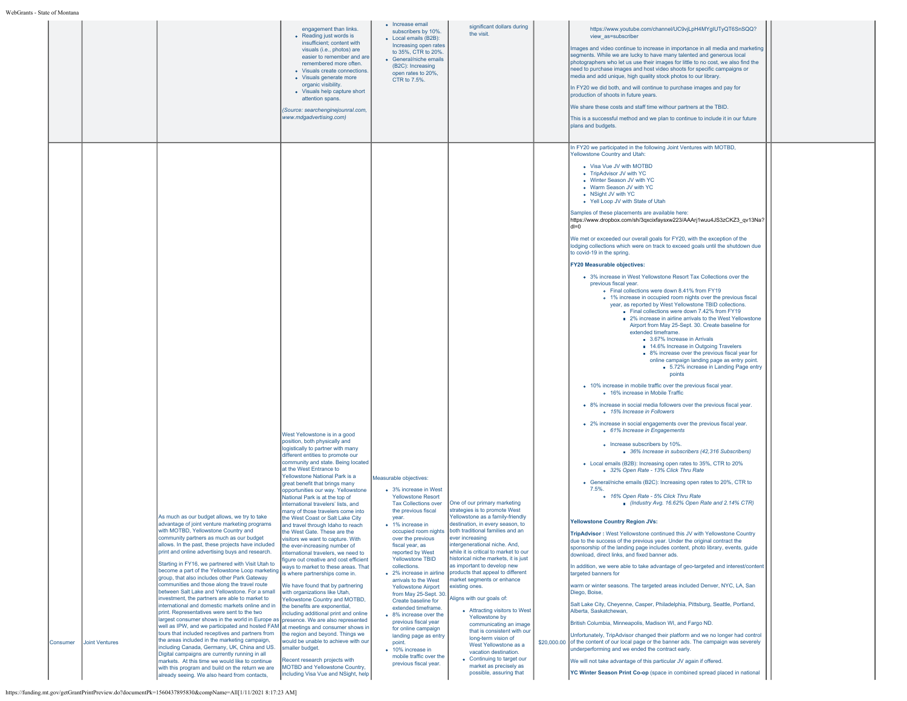| | | | | | | | | |
|---|---|---|---|---|---|---|---|---|
| | | | engagement than links.<br>• Reading just words is insufficient; content with visuals (i.e., photos) are easier to remember and are remembered more often.<br>• Visuals create connections.<br>• Visuals generate more organic visibility.<br>• Visuals help capture short attention spans.<br><br>*(Source: searchenginejounral.com, www.mdgadvertising.com)* | • Increase email subscribers by 10%.<br>• Local emails (B2B): Increasing open rates to 35%, CTR to 20%.<br>• General/niche emails (B2C): Increasing open rates to 20%, CTR to 7.5%. | significant dollars during the visit. | | https://www.youtube.com/channel/UC9vjLpH4MYglUTyQT6SnSQQ?view_as=subscriber<br><br>Images and video continue to increase in importance in all media and marketing segments. While we are lucky to have many talented and generous local photographers who let us use their images for little to no cost, we also find the need to purchase images and host video shoots for specific campaigns or media and add unique, high quality stock photos to our library.<br><br>In FY20 we did both, and will continue to purchase images and pay for production of shoots in future years.<br><br>We share these costs and staff time withour partners at the TBID.<br><br>This is a successful method and we plan to continue to include it in our future plans and budgets. | |
| Consumer | Joint Ventures | As much as our budget allows, we try to take advantage of joint venture marketing programs with MOTBD, Yellowstone Country and community partners as much as our budget allows. In the past, these projects have included print and online advertising buys and research.<br><br>Starting in FY16, we partnered with Visit Utah to become a part of the Yellowstone Loop marketing group, that also includes other Park Gateway communities and those along the travel route between Salt Lake and Yellowstone. For a small investment, the partners are able to market to international and domestic markets online and in print. Representatives were sent to the two largest consumer shows in the world in Europe as well as IPW, and we participated and hosted FAM tours that included receptives and partners from the areas included in the marketing campaign, including Canada, Germany, UK, China and US. Digital campaigns are currently running in all markets. At this time we would like to continue with this program and build on the return we are already seeing. We also hear from contacts, | West Yellowstone is in a good position, both physically and logistically to partner with many different entities to promote our community and state. Being located at the West Entrance to Yellowstone National Park is a great benefit that brings many opportunities our way. Yellowstone National Park is at the top of international travelers' lists, and many of those travelers come into the West Coast or Salt Lake City and travel through Idaho to reach the West Gate. These are the visitors we want to capture. With the ever-increasing number of international travelers, we need to figure out creative and cost efficient ways to market to these areas. That is where partnerships come in.<br><br>We have found that by partnering with organizations like Utah, Yellowstone Country and MOTBD, the benefits are exponential, including additional print and online presence. We are also represented at meetings and consumer shows in the region and beyond. Things we would be unable to achieve with our smaller budget.<br><br>Recent research projects with MOTBD and Yellowstone Country, including Visa Vue and NSight, help | Measurable objectives:<br>• 3% increase in West Yellowstone Resort Tax Collections over the previous fiscal year.<br>• 1% increase in occupied room nights over the previous fiscal year, as reported by West Yellowstone TBID collections.<br>• 2% increase in airline arrivals to the West Yellowstone Airport from May 25-Sept. 30. Create baseline for extended timeframe.<br>• 8% increase over the previous fiscal year for online campaign landing page as entry point.<br>• 10% increase in mobile traffic over the previous fiscal year. | One of our primary marketing strategies is to promote West Yellowstone as a family-friendly destination, in every season, to both traditional families and an ever increasing intergenerational niche. And, while it is critical to market to our historical niche markets, it is just as important to develop new products that appeal to different market segments or enhance existing ones.<br><br>Aligns with our goals of:<br>• Attracting visitors to West Yellowstone by communicating an image that is consistent with our long-term vision of West Yellowstone as a vacation destination.<br>• Continuing to target our market as precisely as possible, assuring that | $20,000.00 | In FY20 we participated in the following Joint Ventures with MOTBD, Yellowstone Country and Utah:<br>• Visa Vue JV with MOTBD<br>• TripAdvisor JV with YC<br>• Winter Season JV with YC<br>• Warm Season JV with YC<br>• NSight JV with YC<br>• Yell Loop JV with State of Utah<br><br>Samples of these placements are available here: https://www.dropbox.com/sh/3qxcixfaysxw223/AAArj1wuu4JS3zCKZ3_qv13Na?dl=0<br><br>We met or exceeded our overall goals for FY20, with the exception of the lodging collections which were on track to exceed goals until the shutdown due to covid-19 in the spring.<br><br>**FY20 Measurable objectives:**<br>• 3% increase in West Yellowstone Resort Tax Collections over the previous fiscal year.<br>  ◦ Final collections were down 8.41% from FY19<br>  ◦ 1% increase in occupied room nights over the previous fiscal year, as reported by West Yellowstone TBID collections.<br>    ▪ Final collections were down 7.42% from FY19<br>    ▪ 2% increase in airline arrivals to the West Yellowstone Airport from May 25-Sept. 30. Create baseline for extended timeframe.<br>      ▪ 3.67% Increase in Arrivals<br>      ▪ 14.6% Increase in Outgoing Travelers<br>      ▪ 8% increase over the previous fiscal year for online campaign landing page as entry point.<br>        ▪ 5.72% increase in Landing Page entry points<br>• 10% increase in mobile traffic over the previous fiscal year.<br>  ◦ 16% Increase in Mobile Traffic<br>• 8% increase in social media followers over the previous fiscal year.<br>  ◦ *15% Increase in Followers*<br>• 2% increase in social engagements over the previous fiscal year.<br>  ◦ *61% Increase in Engagements*<br>  ◦ Increase subscribers by 10%.<br>    ▪ *36% Increase in subscribers (42,316 Subscribers)*<br>• Local emails (B2B): Increasing open rates to 35%, CTR to 20%<br>  ◦ *32% Open Rate - 13% Click Thru Rate*<br>• General/niche emails (B2C): Increasing open rates to 20%, CTR to 7.5%.<br>  ◦ *16% Open Rate - 5% Click Thru Rate*<br>    ▪ *(Industry Avg. 16.62% Open Rate and 2.14% CTR)*<br><br>**Yellowstone Country Region JVs:**<br><br>**TripAdvisor :** West Yellowstone continued this JV with Yellowstone Country due to the success of the previous year. Under the original contract the sponsorship of the landing page includes content, photo library, events, guide download, direct links, and fixed banner ads.<br><br>In addition, we were able to take advantage of geo-targeted and interest/content targeted banners for<br><br>warm or winter seasons. The targeted areas included Denver, NYC, LA, San Diego, Boise,<br><br>Salt Lake City, Cheyenne, Casper, Philadelphia, Pittsburg, Seattle, Portland, Alberta, Saskatchewan,<br><br>British Columbia, Minneapolis, Madison WI, and Fargo ND.<br><br>Unfortunately, TripAdvisor changed their platform and we no longer had control of the content of our local page or the banner ads. The campaign was severely underperforming and we ended the contract early.<br><br>We will not take advantage of this particular JV again if offered.<br><br>**YC Winter Season Print Co-op** (space in combined spread placed in national | |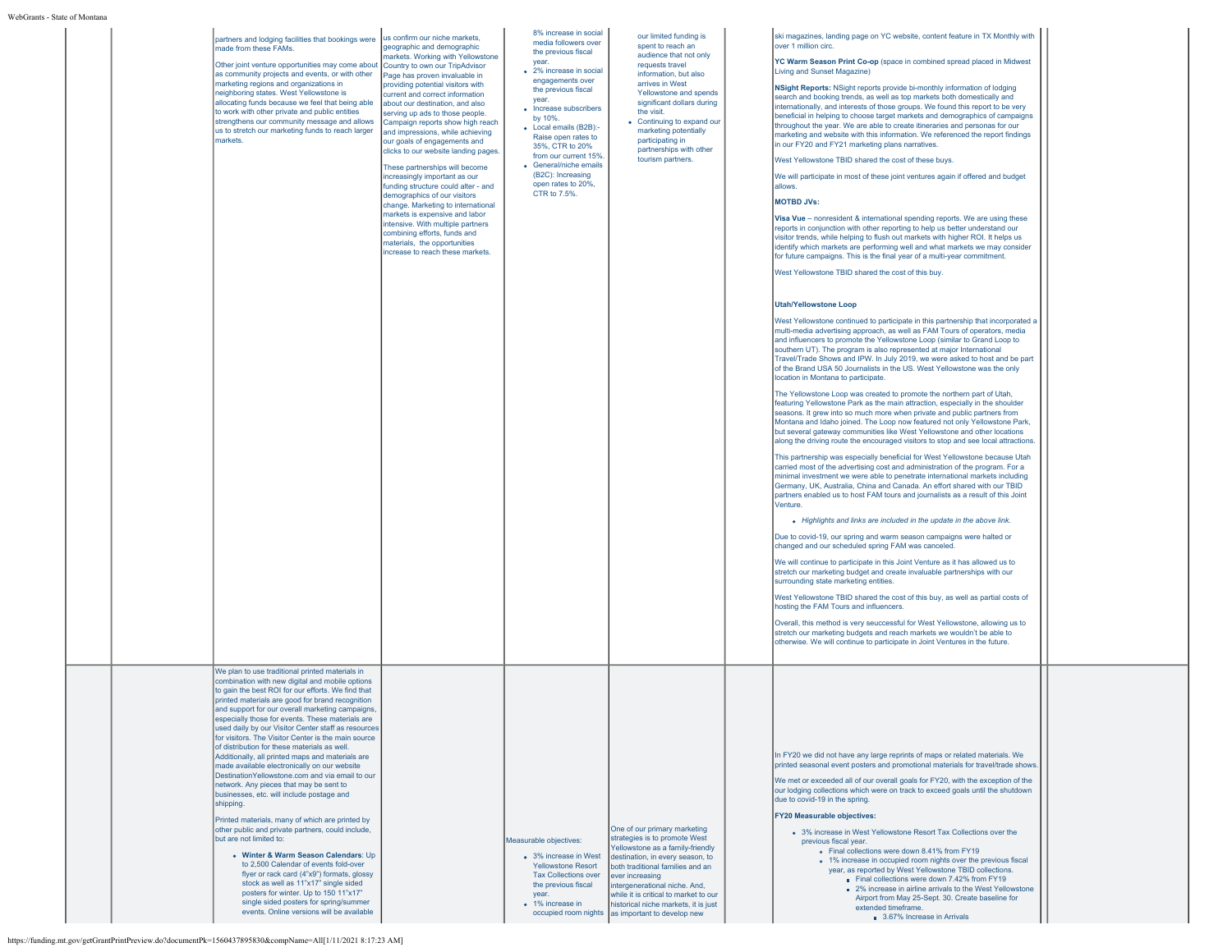| | | | | | | | | |
|---|---|---|---|---|---|---|---|---|
| | | partners and lodging facilities that bookings were made from these FAMs.<br><br>Other joint venture opportunities may come about as community projects and events, or with other marketing regions and organizations in neighboring states. West Yellowstone is allocating funds because we feel that being able to work with other private and public entities strengthens our community message and allows us to stretch our marketing funds to reach larger markets. | us confirm our niche markets, geographic and demographic markets. Working with Yellowstone Country to own our TripAdvisor Page has proven invaluable in providing potential visitors with current and correct information about our destination, and also serving up ads to those people. Campaign reports show high reach and impressions, while achieving our goals of engagements and clicks to our website landing pages.<br><br>These partnerships will become increasingly important as our funding structure could alter - and demographics of our visitors change. Marketing to international markets is expensive and labor intensive. With multiple partners combining efforts, funds and materials, the opportunities increase to reach these markets. | 8% increase in social media followers over the previous fiscal year.<br>• 2% increase in social engagements over the previous fiscal year.<br>• Increase subscribers by 10%.<br>• Local emails (B2B):- Raise open rates to 35%, CTR to 20% from our current 15%.<br>• General/niche emails (B2C): Increasing open rates to 20%, CTR to 7.5%. | our limited funding is spent to reach an audience that not only requests travel information, but also arrives in West Yellowstone and spends significant dollars during the visit.<br>• Continuing to expand our marketing potentially participating in partnerships with other tourism partners. | | ski magazines, landing page on YC website, content feature in TX Monthly with over 1 million circ.<br><br>**YC Warm Season Print Co-op** (space in combined spread placed in Midwest Living and Sunset Magazine)<br><br>**NSight Reports:** NSight reports provide bi-monthly information of lodging search and booking trends, as well as top markets both domestically and internationally, and interests of those groups. We found this report to be very beneficial in helping to choose target markets and demographics of campaigns throughout the year. We are able to create itineraries and personas for our marketing and website with this information. We referenced the report findings in our FY20 and FY21 marketing plans narratives.<br><br>West Yellowstone TBID shared the cost of these buys.<br><br>We will participate in most of these joint ventures again if offered and budget allows.<br><br>**MOTBD JVs:**<br><br>**Visa Vue** – nonresident & international spending reports. We are using these reports in conjunction with other reporting to help us better understand our visitor trends, while helping to flush out markets with higher ROI. It helps us identify which markets are performing well and what markets we may consider for future campaigns. This is the final year of a multi-year commitment.<br><br>West Yellowstone TBID shared the cost of this buy.<br><br>**Utah/Yellowstone Loop**<br><br>West Yellowstone continued to participate in this partnership that incorporated a multi-media advertising approach, as well as FAM Tours of operators, media and influencers to promote the Yellowstone Loop (similar to Grand Loop to southern UT). The program is also represented at major International Travel/Trade Shows and IPW. In July 2019, we were asked to host and be part of the Brand USA 50 Journalists in the US. West Yellowstone was the only location in Montana to participate.<br><br>The Yellowstone Loop was created to promote the northern part of Utah, featuring Yellowstone Park as the main attraction, especially in the shoulder seasons. It grew into so much more when private and public partners from Montana and Idaho joined. The Loop now featured not only Yellowstone Park, but several gateway communities like West Yellowstone and other locations along the driving route the encouraged visitors to stop and see local attractions.<br><br>This partnership was especially beneficial for West Yellowstone because Utah carried most of the advertising cost and administration of the program. For a minimal investment we were able to penetrate international markets including Germany, UK, Australia, China and Canada. An effort shared with our TBID partners enabled us to host FAM tours and journalists as a result of this Joint Venture.<br><br>• *Highlights and links are included in the update in the above link.*<br><br>Due to covid-19, our spring and warm season campaigns were halted or changed and our scheduled spring FAM was canceled.<br><br>We will continue to participate in this Joint Venture as it has allowed us to stretch our marketing budget and create invaluable partnerships with our surrounding state marketing entities.<br><br>West Yellowstone TBID shared the cost of this buy, as well as partial costs of hosting the FAM Tours and influencers.<br><br>Overall, this method is very seuccessful for West Yellowstone, allowing us to stretch our marketing budgets and reach markets we wouldn't be able to otherwise. We will continue to participate in Joint Ventures in the future. | |
| | | We plan to use traditional printed materials in combination with new digital and mobile options to gain the best ROI for our efforts. We find that printed materials are good for brand recognition and support for our overall marketing campaigns, especially those for events. These materials are used daily by our Visitor Center staff as resources for visitors. The Visitor Center is the main source of distribution for these materials as well. Additionally, all printed maps and materials are made available electronically on our website DestinationYellowstone.com and via email to our network. Any pieces that may be sent to businesses, etc. will include postage and shipping.<br><br>Printed materials, many of which are printed by other public and private partners, could include, but are not limited to:<br><br>• **Winter & Warm Season Calendars**: Up to 2,500 Calendar of events fold-over flyer or rack card (4"x9") formats, glossy stock as well as 11"x17" single sided posters for winter. Up to 150 11"x17" single sided posters for spring/summer events. Online versions will be available | | Measurable objectives:<br><br>• 3% increase in West Yellowstone Resort Tax Collections over the previous fiscal year.<br>• 1% increase in occupied room nights | One of our primary marketing strategies is to promote West Yellowstone as a family-friendly destination, in every season, to both traditional families and an ever increasing intergenerational niche. And, while it is critical to market to our historical niche markets, it is just as important to develop new | | In FY20 we did not have any large reprints of maps or related materials. We printed seasonal event posters and promotional materials for travel/trade shows.<br><br>We met or exceeded all of our overall goals for FY20, with the exception of the our lodging collections which were on track to exceed goals until the shutdown due to covid-19 in the spring.<br><br>**FY20 Measurable objectives:**<br><br>• 3% increase in West Yellowstone Resort Tax Collections over the previous fiscal year.<br>  ◦ Final collections were down 8.41% from FY19<br>  ◦ 1% increase in occupied room nights over the previous fiscal year, as reported by West Yellowstone TBID collections.<br>    ▪ Final collections were down 7.42% from FY19<br>    ▪ 2% increase in airline arrivals to the West Yellowstone Airport from May 25-Sept. 30. Create baseline for extended timeframe.<br>      ▪ 3.67% Increase in Arrivals | |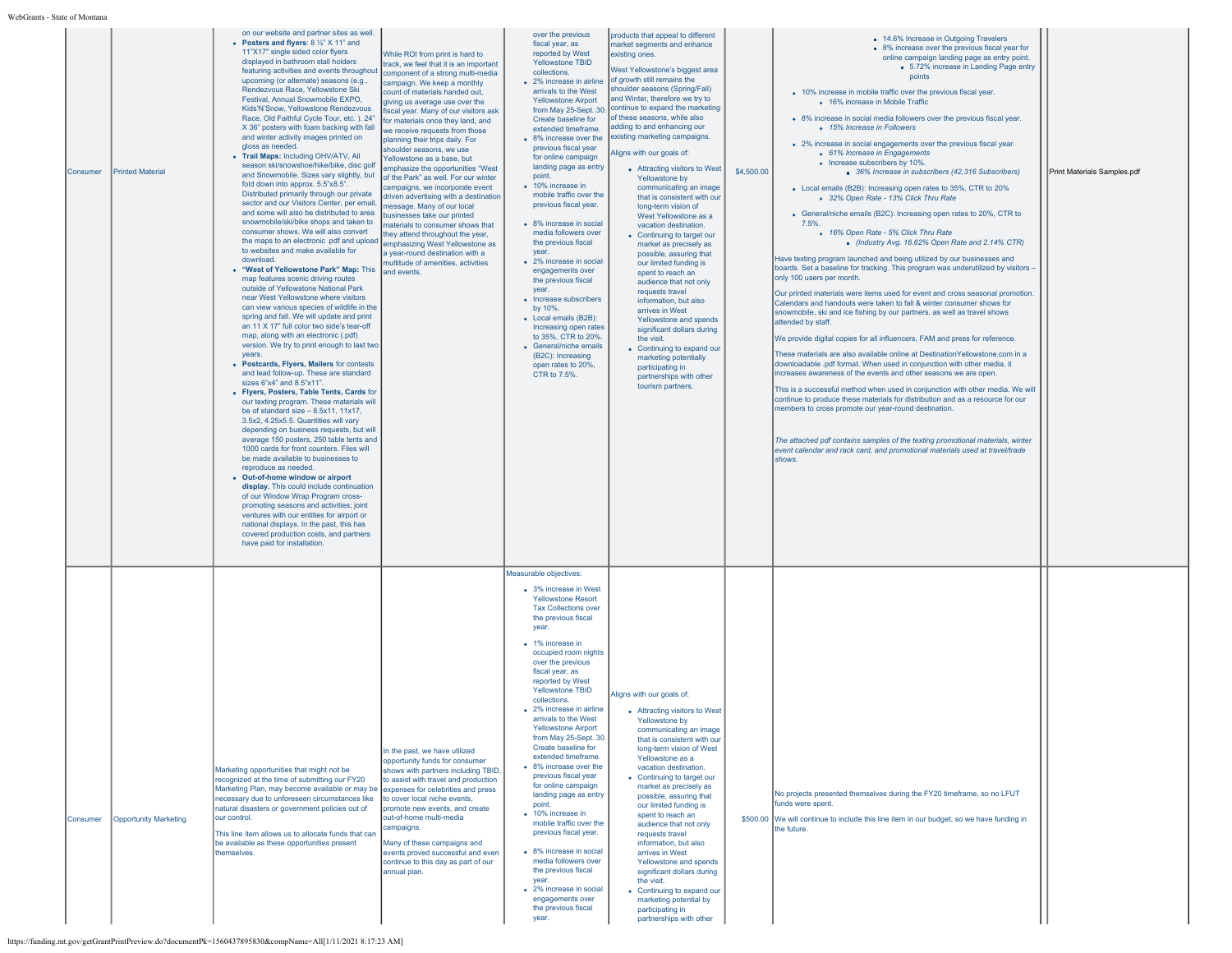| | | | | | | | | | |
|---|---|---|---|---|---|---|---|---|---|
| Consumer | Printed Material | on our website and partner sites as well.<br>• **Posters and flyers**: 8 ½" X 11" and 11"X17" single sided color flyers displayed in bathroom stall holders featuring activities and events throughout upcoming (or alternate) seasons (e.g., Rendezvous Race, Yellowstone Ski Festival, Annual Snowmobile EXPO, Kids'N'Snow, Yellowstone Rendezvous Race, Old Faithful Cycle Tour, etc. ). 24" X 36" posters with foam backing with fall and winter activity images printed on gloss as needed.<br>• **Trail Maps:** Including OHV/ATV, All season ski/snowshoe/hike/bike, disc golf and Snowmobile. Sizes vary slightly, but fold down into approx. 5.5"x8.5". Distributed primarily through our private sector and our Visitors Center, per email, and some will also be distributed to area snowmobile/ski/bike shops and taken to consumer shows. We will also convert the maps to an electronic .pdf and upload to websites and make available for download.<br>• **"West of Yellowstone Park" Map:** This map features scenic driving routes outside of Yellowstone National Park near West Yellowstone where visitors can view various species of wildlife in the spring and fall. We will update and print an 11 X 17" full color two side's tear-off map, along with an electronic (.pdf) version. We try to print enough to last two years.<br>• **Postcards, Flyers, Mailers** for contests and lead follow-up. These are standard sizes 6"x4" and 8.5"x11".<br>• **Flyers, Posters, Table Tents, Cards** for our texting program. These materials will be of standard size – 8.5x11, 11x17, 3.5x2, 4.25x5.5. Quantities will vary depending on business requests, but will average 150 posters, 250 table tents and 1000 cards for front counters. Files will be made available to businesses to reproduce as needed.<br>• **Out-of-home window or airport display.** This could include continuation of our Window Wrap Program cross-promoting seasons and activities; joint ventures with our entities for airport or national displays. In the past, this has covered production costs, and partners have paid for installation. | While ROI from print is hard to track, we feel that it is an important component of a strong multi-media campaign. We keep a monthly count of materials handed out, giving us average use over the fiscal year. Many of our visitors ask for materials once they land, and we receive requests from those planning their trips daily. For shoulder seasons, we use Yellowstone as a base, but emphasize the opportunities "West of the Park" as well. For our winter campaigns, we incorporate event driven advertising with a destination message. Many of our local businesses take our printed materials to consumer shows that they attend throughout the year, emphasizing West Yellowstone as a year-round destination with a multitude of amenities, activities and events. | over the previous fiscal year, as reported by West Yellowstone TBID collections.<br>• 2% increase in airline arrivals to the West Yellowstone Airport from May 25-Sept. 30. Create baseline for extended timeframe.<br>• 8% increase over the previous fiscal year for online campaign landing page as entry point.<br>• 10% increase in mobile traffic over the previous fiscal year.<br>• 8% increase in social media followers over the previous fiscal year.<br>• 2% increase in social engagements over the previous fiscal year.<br>• Increase subscribers by 10%.<br>• Local emails (B2B): Increasing open rates to 35%, CTR to 20%.<br>• General/niche emails (B2C): Increasing open rates to 20%, CTR to 7.5%. | products that appeal to different market segments and enhance existing ones.<br>West Yellowstone's biggest area of growth still remains the shoulder seasons (Spring/Fall) and Winter, therefore we try to continue to expand the marketing of these seasons, while also adding to and enhancing our existing marketing campaigns.<br>Aligns with our goals of:<br>• Attracting visitors to West Yellowstone by communicating an image that is consistent with our long-term vision of West Yellowstone as a vacation destination.<br>• Continuing to target our market as precisely as possible, assuring that our limited funding is spent to reach an audience that not only requests travel information, but also arrives in West Yellowstone and spends significant dollars during the visit.<br>• Continuing to expand our marketing potentially participating in partnerships with other tourism partners. | $4,500.00 | ▪ 14.6% Increase in Outgoing Travelers<br>▪ 8% increase over the previous fiscal year for online campaign landing page as entry point.<br>▪ 5.72% increase in Landing Page entry points<br>• 10% increase in mobile traffic over the previous fiscal year.<br>◦ 16% increase in Mobile Traffic<br>• 8% increase in social media followers over the previous fiscal year.<br>◦ *15% Increase in Followers*<br>• 2% increase in social engagements over the previous fiscal year.<br>◦ *61% Increase in Engagements*<br>◦ Increase subscribers by 10%.<br>▪ *36% Increase in subscribers (42,316 Subscribers)*<br>• Local emails (B2B): Increasing open rates to 35%, CTR to 20%<br>◦ *32% Open Rate - 13% Click Thru Rate*<br>• General/niche emails (B2C): Increasing open rates to 20%, CTR to 7.5%.<br>◦ *16% Open Rate - 5% Click Thru Rate*<br>▪ *(Industry Avg. 16.62% Open Rate and 2.14% CTR)*<br>Have texting program launched and being utilized by our businesses and boards. Set a baseline for tracking. This program was underutilized by visitors – only 100 users per month.<br>Our printed materials were items used for event and cross seasonal promotion. Calendars and handouts were taken to fall & winter consumer shows for snowmobile, ski and ice fishing by our partners, as well as travel shows attended by staff.<br>We provide digital copies for all influencers, FAM and press for reference.<br>These materials are also available online at DestinationYellowstone.com in a downloadable .pdf format. When used in conjunction with other media, it increases awareness of the events and other seasons we are open.<br>This is a successful method when used in conjunction with other media. We will continue to produce these materials for distribution and as a resource for our members to cross promote our year-round destination.<br>*The attached pdf contains samples of the texting promotional materials, winter event calendar and rack card, and promotional materials used at travel/trade shows.* | | Print Materials Samples.pdf |
| Consumer | Opportunity Marketing | Marketing opportunities that might not be recognized at the time of submitting our FY20 Marketing Plan, may become available or may be necessary due to unforeseen circumstances like natural disasters or government policies out of our control.<br>This line item allows us to allocate funds that can be available as these opportunities present themselves. | In the past, we have utilized opportunity funds for consumer shows with partners including TBID, to assist with travel and production expenses for celebrities and press to cover local niche events, promote new events, and create out-of-home multi-media campaigns.<br>Many of these campaigns and events proved successful and even continue to this day as part of our annual plan. | Measurable objectives:<br>• 3% increase in West Yellowstone Resort Tax Collections over the previous fiscal year.<br>• 1% increase in occupied room nights over the previous fiscal year, as reported by West Yellowstone TBID collections.<br>• 2% increase in airline arrivals to the West Yellowstone Airport from May 25-Sept. 30. Create baseline for extended timeframe.<br>• 8% increase over the previous fiscal year for online campaign landing page as entry point.<br>• 10% increase in mobile traffic over the previous fiscal year.<br>• 8% increase in social media followers over the previous fiscal year.<br>• 2% increase in social engagements over the previous fiscal year. | Aligns with our goals of:<br>• Attracting visitors to West Yellowstone by communicating an image that is consistent with our long-term vision of West Yellowstone as a vacation destination.<br>• Continuing to target our market as precisely as possible, assuring that our limited funding is spent to reach an audience that not only requests travel information, but also arrives in West Yellowstone and spends significant dollars during the visit.<br>• Continuing to expand our marketing potential by participating in partnerships with other | $500.00 | No projects presented themselves during the FY20 timeframe, so no LFUT funds were spent.<br>We will continue to include this line item in our budget, so we have funding in the future. | | |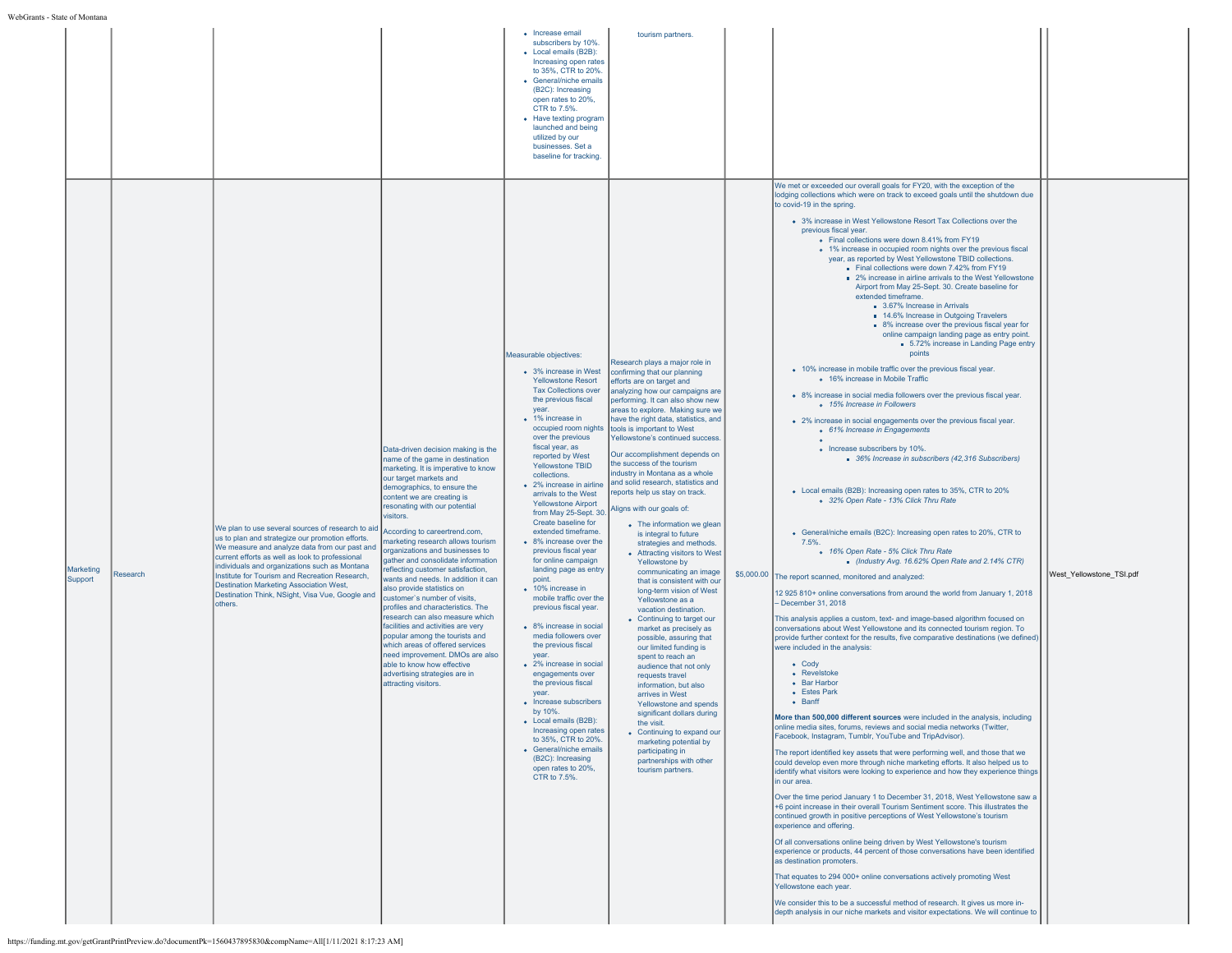| | | | | | | | | | |
|---|---|---|---|---|---|---|---|---|---|
| | | | | • Increase email subscribers by 10%.<br>• Local emails (B2B): Increasing open rates to 35%, CTR to 20%.<br>• General/niche emails (B2C): Increasing open rates to 20%, CTR to 7.5%.<br>• Have texting program launched and being utilized by our businesses. Set a baseline for tracking. | tourism partners. | | | | |
| Marketing Support | Research | We plan to use several sources of research to aid us to plan and strategize our promotion efforts. We measure and analyze data from our past and current efforts as well as look to professional individuals and organizations such as Montana Institute for Tourism and Recreation Research, Destination Marketing Association West, Destination Think, NSight, Visa Vue, Google and others. | Data-driven decision making is the name of the game in destination marketing. It is imperative to know our target markets and demographics, to ensure the content we are creating is resonating with our potential visitors.<br><br>According to careertrend.com, marketing research allows tourism organizations and businesses to gather and consolidate information reflecting customer satisfaction, wants and needs. In addition it can also provide statistics on customer's number of visits, profiles and characteristics. The research can also measure which facilities and activities are very popular among the tourists and which areas of offered services need improvement. DMOs are also able to know how effective advertising strategies are in attracting visitors. | Measurable objectives:<br>• 3% increase in West Yellowstone Resort Tax Collections over the previous fiscal year.<br>• 1% increase in occupied room nights over the previous fiscal year, as reported by West Yellowstone TBID collections.<br>• 2% increase in airline arrivals to the West Yellowstone Airport from May 25-Sept. 30. Create baseline for extended timeframe.<br>• 8% increase over the previous fiscal year for online campaign landing page as entry point.<br>• 10% increase in mobile traffic over the previous fiscal year.<br>• 8% increase in social media followers over the previous fiscal year.<br>• 2% increase in social engagements over the previous fiscal year.<br>• Increase subscribers by 10%.<br>• Local emails (B2B): Increasing open rates to 35%, CTR to 20%.<br>• General/niche emails (B2C): Increasing open rates to 20%, CTR to 7.5%. | Research plays a major role in confirming that our planning efforts are on target and analyzing how our campaigns are performing. It can also show new areas to explore. Making sure we have the right data, statistics, and tools is important to West Yellowstone's continued success.<br><br>Our accomplishment depends on the success of the tourism industry in Montana as a whole and solid research, statistics and reports help us stay on track.<br><br>Aligns with our goals of:<br>• The information we glean is integral to future strategies and methods.<br>• Attracting visitors to West Yellowstone by communicating an image that is consistent with our long-term vision of West Yellowstone as a vacation destination.<br>• Continuing to target our market as precisely as possible, assuring that our limited funding is spent to reach an audience that not only requests travel information, but also arrives in West Yellowstone and spends significant dollars during the visit.<br>• Continuing to expand our marketing potential by participating in partnerships with other tourism partners. | $5,000.00 | We met or exceeded our overall goals for FY20, with the exception of the lodging collections which were on track to exceed goals until the shutdown due to covid-19 in the spring.<br>• 3% increase in West Yellowstone Resort Tax Collections over the previous fiscal year.<br>  ◦ Final collections were down 8.41% from FY19<br>  ◦ 1% increase in occupied room nights over the previous fiscal year, as reported by West Yellowstone TBID collections.<br>    ▪ Final collections were down 7.42% from FY19<br>    ▪ 2% increase in airline arrivals to the West Yellowstone Airport from May 25-Sept. 30. Create baseline for extended timeframe.<br>      ▪ 3.67% Increase in Arrivals<br>      ▪ 14.6% Increase in Outgoing Travelers<br>      ▪ 8% increase over the previous fiscal year for online campaign landing page as entry point.<br>        ▪ 5.72% increase in Landing Page entry points<br>• 10% increase in mobile traffic over the previous fiscal year.<br>  ◦ 16% increase in Mobile Traffic<br>• 8% increase in social media followers over the previous fiscal year.<br>  ◦ *15% Increase in Followers*<br>• 2% increase in social engagements over the previous fiscal year.<br>  ◦ *61% Increase in Engagements*<br>  ◦ Increase subscribers by 10%.<br>    ▪ *36% Increase in subscribers (42,316 Subscribers)*<br>• Local emails (B2B): Increasing open rates to 35%, CTR to 20%<br>  ◦ *32% Open Rate - 13% Click Thru Rate*<br>• General/niche emails (B2C): Increasing open rates to 20%, CTR to 7.5%.<br>  ◦ *16% Open Rate - 5% Click Thru Rate*<br>    ▪ *(Industry Avg. 16.62% Open Rate and 2.14% CTR)*<br><br>The report scanned, monitored and analyzed:<br><br>12 925 810+ online conversations from around the world from January 1, 2018 – December 31, 2018<br><br>This analysis applies a custom, text- and image-based algorithm focused on conversations about West Yellowstone and its connected tourism region. To provide further context for the results, five comparative destinations (we defined) were included in the analysis:<br>• Cody<br>• Revelstoke<br>• Bar Harbor<br>• Estes Park<br>• Banff<br><br>**More than 500,000 different sources** were included in the analysis, including online media sites, forums, reviews and social media networks (Twitter, Facebook, Instagram, Tumblr, YouTube and TripAdvisor).<br><br>The report identified key assets that were performing well, and those that we could develop even more through niche marketing efforts. It also helped us to identify what visitors were looking to experience and how they experience things in our area.<br><br>Over the time period January 1 to December 31, 2018, West Yellowstone saw a +6 point increase in their overall Tourism Sentiment score. This illustrates the continued growth in positive perceptions of West Yellowstone's tourism experience and offering.<br><br>Of all conversations online being driven by West Yellowstone's tourism experience or products, 44 percent of those conversations have been identified as destination promoters.<br><br>That equates to 294 000+ online conversations actively promoting West Yellowstone each year.<br><br>We consider this to be a successful method of research. It gives us more in-depth analysis in our niche markets and visitor expectations. We will continue to | | West_Yellowstone_TSI.pdf |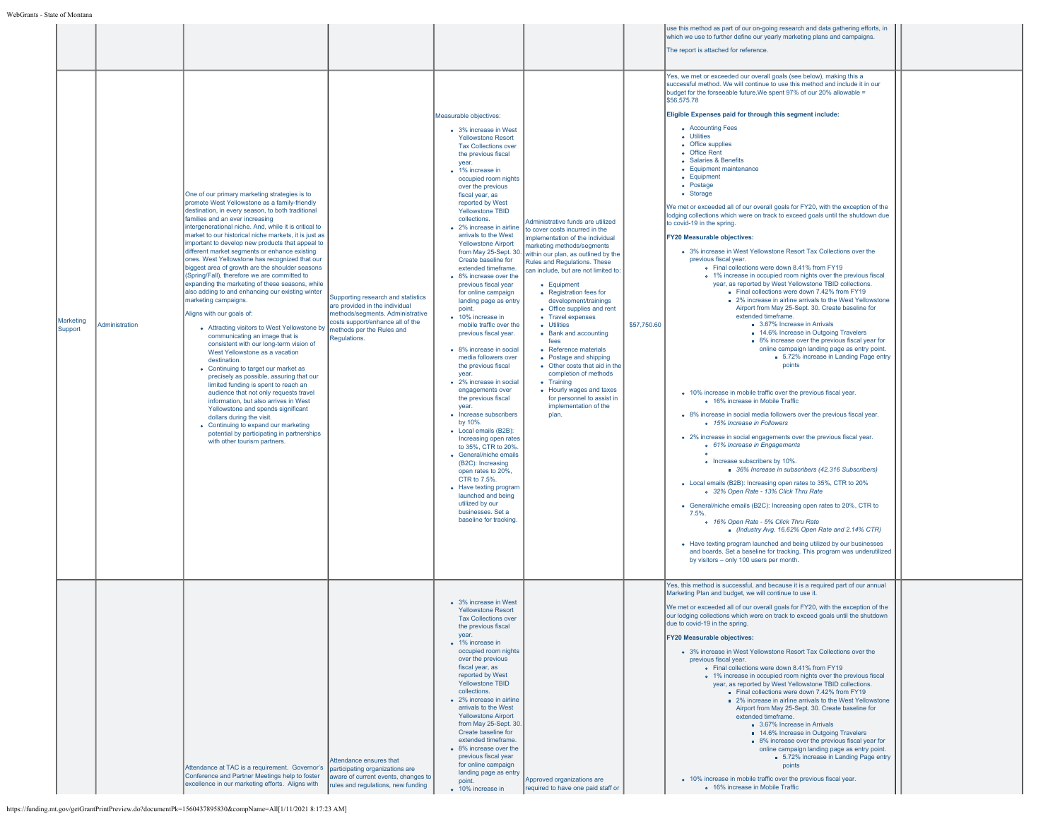| | | | | | | | | |
|---|---|---|---|---|---|---|---|---|
| | | | | | | | use this method as part of our on-going research and data gathering efforts, in which we use to further define our yearly marketing plans and campaigns.<br><br>The report is attached for reference. | |
| Marketing Support | Administration | One of our primary marketing strategies is to promote West Yellowstone as a family-friendly destination, in every season, to both traditional families and an ever increasing intergenerational niche. And, while it is critical to market to our historical niche markets, it is just as important to develop new products that appeal to different market segments or enhance existing ones. West Yellowstone has recognized that our biggest area of growth are the shoulder seasons (Spring/Fall), therefore we are committed to expanding the marketing of these seasons, while also adding to and enhancing our existing winter marketing campaigns.<br><br>Aligns with our goals of:<br><br>• Attracting visitors to West Yellowstone by communicating an image that is consistent with our long-term vision of West Yellowstone as a vacation destination.<br>• Continuing to target our market as precisely as possible, assuring that our limited funding is spent to reach an audience that not only requests travel information, but also arrives in West Yellowstone and spends significant dollars during the visit.<br>• Continuing to expand our marketing potential by participating in partnerships with other tourism partners. | Supporting research and statistics are provided in the individual methods/segments. Administrative costs support/enhance all of the methods per the Rules and Regulations. | Measurable objectives:<br><br>• 3% increase in West Yellowstone Resort Tax Collections over the previous fiscal year.<br>• 1% increase in occupied room nights over the previous fiscal year, as reported by West Yellowstone TBID collections.<br>• 2% increase in airline arrivals to the West Yellowstone Airport from May 25-Sept. 30. Create baseline for extended timeframe.<br>• 8% increase over the previous fiscal year for online campaign landing page as entry point.<br>• 10% increase in mobile traffic over the previous fiscal year.<br>• 8% increase in social media followers over the previous fiscal year.<br>• 2% increase in social engagements over the previous fiscal year.<br>• Increase subscribers by 10%.<br>• Local emails (B2B): Increasing open rates to 35%, CTR to 20%.<br>• General/niche emails (B2C): Increasing open rates to 20%, CTR to 7.5%.<br>• Have texting program launched and being utilized by our businesses. Set a baseline for tracking. | Administrative funds are utilized to cover costs incurred in the implementation of the individual marketing methods/segments within our plan, as outlined by the Rules and Regulations. These can include, but are not limited to:<br><br>• Equipment<br>• Registration fees for development/trainings<br>• Office supplies and rent<br>• Travel expenses<br>• Utilities<br>• Bank and accounting fees<br>• Reference materials<br>• Postage and shipping<br>• Other costs that aid in the completion of methods<br>• Training<br>• Hourly wages and taxes for personnel to assist in implementation of the plan. | $57,750.60 | Yes, we met or exceeded our overall goals (see below), making this a successful method. We will continue to use this method and include it in our budget for the forseeable future.We spent 97% of our 20% allowable = $56,575.78<br><br>**Eligible Expenses paid for through this segment include:**<br><br>• Accounting Fees<br>• Utilities<br>• Office supplies<br>• Office Rent<br>• Salaries & Benefits<br>• Equipment maintenance<br>• Equipment<br>• Postage<br>• Storage<br><br>We met or exceeded all of our overall goals for FY20, with the exception of the lodging collections which were on track to exceed goals until the shutdown due to covid-19 in the spring.<br><br>**FY20 Measurable objectives:**<br><br>• 3% increase in West Yellowstone Resort Tax Collections over the previous fiscal year.<br>  ◦ Final collections were down 8.41% from FY19<br>  ◦ 1% increase in occupied room nights over the previous fiscal year, as reported by West Yellowstone TBID collections.<br>    ▪ Final collections were down 7.42% from FY19<br>    ▪ 2% increase in airline arrivals to the West Yellowstone Airport from May 25-Sept. 30. Create baseline for extended timeframe.<br>      ▪ 3.67% Increase in Arrivals<br>      ▪ 14.6% Increase in Outgoing Travelers<br>      ▪ 8% increase over the previous fiscal year for online campaign landing page as entry point.<br>        ▪ 5.72% increase in Landing Page entry points<br><br>• 10% increase in mobile traffic over the previous fiscal year.<br>  ◦ 16% increase in Mobile Traffic<br><br>• 8% increase in social media followers over the previous fiscal year.<br>  ◦ *15% Increase in Followers*<br><br>• 2% increase in social engagements over the previous fiscal year.<br>  ◦ *61% Increase in Engagements*<br>  ◦<br>  ◦ Increase subscribers by 10%.<br>    ▪ *36% Increase in subscribers (42,316 Subscribers)*<br><br>• Local emails (B2B): Increasing open rates to 35%, CTR to 20%<br>  ◦ *32% Open Rate - 13% Click Thru Rate*<br><br>• General/niche emails (B2C): Increasing open rates to 20%, CTR to 7.5%.<br>  ◦ *16% Open Rate - 5% Click Thru Rate*<br>    ▪ *(Industry Avg. 16.62% Open Rate and 2.14% CTR)*<br><br>• Have texting program launched and being utilized by our businesses and boards. Set a baseline for tracking. This program was underutilized by visitors – only 100 users per month. | |
| | | Attendance at TAC is a requirement. Governor's Conference and Partner Meetings help to foster excellence in our marketing efforts. Aligns with | Attendance ensures that participating organizations are aware of current events, changes to rules and regulations, new funding | • 3% increase in West Yellowstone Resort Tax Collections over the previous fiscal year.<br>• 1% increase in occupied room nights over the previous fiscal year, as reported by West Yellowstone TBID collections.<br>• 2% increase in airline arrivals to the West Yellowstone Airport from May 25-Sept. 30. Create baseline for extended timeframe.<br>• 8% increase over the previous fiscal year for online campaign landing page as entry point.<br>• 10% increase in | Approved organizations are required to have one paid staff or | | Yes, this method is successful, and because it is a required part of our annual Marketing Plan and budget, we will continue to use it.<br><br>We met or exceeded all of our overall goals for FY20, with the exception of the our lodging collections which were on track to exceed goals until the shutdown due to covid-19 in the spring.<br><br>**FY20 Measurable objectives:**<br><br>• 3% increase in West Yellowstone Resort Tax Collections over the previous fiscal year.<br>  ◦ Final collections were down 8.41% from FY19<br>  ◦ 1% increase in occupied room nights over the previous fiscal year, as reported by West Yellowstone TBID collections.<br>    ▪ Final collections were down 7.42% from FY19<br>    ▪ 2% increase in airline arrivals to the West Yellowstone Airport from May 25-Sept. 30. Create baseline for extended timeframe.<br>      ▪ 3.67% Increase in Arrivals<br>      ▪ 14.6% Increase in Outgoing Travelers<br>      ▪ 8% increase over the previous fiscal year for online campaign landing page as entry point.<br>        ▪ 5.72% increase in Landing Page entry points<br><br>• 10% increase in mobile traffic over the previous fiscal year.<br>  ◦ 16% increase in Mobile Traffic | |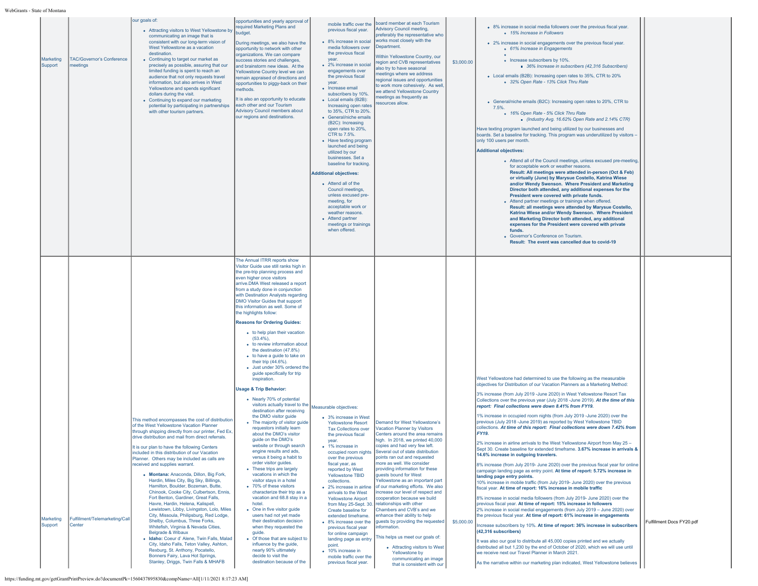| | | | | | | | | |
|---|---|---|---|---|---|---|---|---|
| Marketing Support | TAC/Governor's Conference meetings | our goals of:<br>• Attracting visitors to West Yellowstone by communicating an image that is consistent with our long-term vision of West Yellowstone as a vacation destination.<br>• Continuing to target our market as precisely as possible, assuring that our limited funding is spent to reach an audience that not only requests travel information, but also arrives in West Yellowstone and spends significant dollars during the visit.<br>• Continuing to expand our marketing potential by participating in partnerships with other tourism partners. | opportunities and yearly approval of required Marketing Plans and budget.<br><br>During meetings, we also have the opportunity to network with other organizations. We can compare success stories and challenges, and brainstorm new ideas. At the Yellowstone Country level we can remain appraised of directions and opportunities to piggy-back on their methods.<br><br>It is also an opportunity to educate each other and our Tourism Advisory Council members about our regions and destinations. | mobile traffic over the previous fiscal year.<br>• 8% increase in social media followers over the previous fiscal year.<br>• 2% increase in social engagements over the previous fiscal year.<br>• Increase email subscribers by 10%.<br>• Local emails (B2B): Increasing open rates to 35%, CTR to 20%.<br>• General/niche emails (B2C): Increasing open rates to 20%, CTR to 7.5%.<br>• Have texting program launched and being utilized by our businesses. Set a baseline for tracking.<br><br>**Additional objectives:**<br>• Attend all of the Council meetings, unless excused pre-meeting, for acceptable work or weather reasons.<br>• Attend partner meetings or trainings when offered. | board member at each Tourism Advisory Council meeting, preferably the representative who works most closely with the Department.<br><br>Within Yellowstone Country, our region and CVB representatives also try to have seasonal meetings where we address regional issues and opportunities to work more cohesively. As well, we attend Yellowstone Country meetings as frequently as resources allow. | $3,000.00 | • 8% increase in social media followers over the previous fiscal year.<br>  ◦ *15% Increase in Followers*<br>• 2% increase in social engagements over the previous fiscal year.<br>  ◦ *61% Increase in Engagements*<br>  ◦ Increase subscribers by 10%.<br>    ▪ *36% Increase in subscribers (42,316 Subscribers)*<br>• Local emails (B2B): Increasing open rates to 35%, CTR to 20%<br>  ◦ *32% Open Rate - 13% Click Thru Rate*<br>• General/niche emails (B2C): Increasing open rates to 20%, CTR to 7.5%.<br>  ◦ *16% Open Rate - 5% Click Thru Rate*<br>    ▪ *(Industry Avg. 16.62% Open Rate and 2.14% CTR)*<br><br>Have texting program launched and being utilized by our businesses and boards. Set a baseline for tracking. This program was underutilized by visitors – only 100 users per month.<br><br>**Additional objectives:**<br>• Attend all of the Council meetings, unless excused pre-meeting, for acceptable work or weather reasons.<br>**Result: All meetings were attended in-person (Oct & Feb) or virtually (June) by Marysue Costello, Katrina Wiese and/or Wendy Swenson. Where President and Marketing Director both attended, any additional expenses for the President were covered with private funds.**<br>• Attend partner meetings or trainings when offered.<br>**Result: all meetings were attended by Marysue Costello, Katrina Wiese and/or Wendy Swenson. Where President and Marketing Director both attended, any additional expenses for the President were covered with private funds.**<br>• Governor's Conference on Tourism.<br>**Result: The event was cancelled due to covid-19** | |
| Marketing Support | Fulfillment/Telemarketing/Call Center | This method encompasses the cost of distribution of the West Yellowstone Vacation Planner through shipping directly from our printer, Fed Ex, drive distribution and mail from direct referrals.<br><br>It is our plan to have the following Centers included in this distribution of our Vacation Planner. Others may be included as calls are received and supplies warrant.<br>• **Montana:** Anaconda, Dillon, Big Fork, Hardin, Miles City, Big Sky, Billings, Hamilton, Boulder, Bozeman, Butte, Chinook, Cooke City, Culbertson, Ennis, Fort Benton, Gardiner, Great Falls, Havre, Hardin, Helena, Kalispell, Lewistown, Libby, Livingston, Lolo, Miles City, Missoula, Philipsburg, Red Lodge, Shelby, Columbus, Three Forks, Whitefish, Virginia & Nevada Cities, Belgrade & Wibaux<br>• **Idaho:** Coeur d' Alene, Twin Falls, Malad City, Idaho Falls, Teton Valley, Ashton, Rexburg, St. Anthony, Pocatello, Bonners Fairy, Lava Hot Springs, Stanley, Driggs, Twin Falls & MHAFB | The Annual ITRR reports show Visitor Guide use still ranks high in the pre-trip planning process and even higher once visitors arrive.DMA West released a report from a study done in conjunction with Destination Analysts regarding DMO Visitor Guides that support this information as well. Some of the highlights follow:<br><br>**Reasons for Ordering Guides:**<br>• to help plan their vacation (53.4%),<br>• to review information about the destination (47.8%)<br>• to have a guide to take on their trip (44.6%).<br>• Just under 30% ordered the guide specifically for trip inspiration.<br><br>**Usage & Trip Behavior:**<br>• Nearly 70% of potential visitors actually travel to the destination after receiving the DMO visitor guide<br>• The majority of visitor guide requestors initially learn about the DMO's visitor guide on the DMO's website or through search engine results and ads, versus it being a habit to order visitor guides.<br>• These trips are largely vacations in which the visitor stays in a hotel<br>• 70% of these visitors characterize their trip as a vacation and 68.8 stay in a hotel.<br>• One in five visitor guide users had not yet made their destination decision when they requested the guide.<br>• Of those that are subject to influence by the guide, nearly 90% ultimately decide to visit the destination because of the | Measurable objectives:<br>• 3% increase in West Yellowstone Resort Tax Collections over the previous fiscal year.<br>• 1% increase in occupied room nights over the previous fiscal year, as reported by West Yellowstone TBID collections.<br>• 2% increase in airline arrivals to the West Yellowstone Airport from May 25-Sept. 30. Create baseline for extended timeframe.<br>• 8% increase over the previous fiscal year for online campaign landing page as entry point.<br>• 10% increase in mobile traffic over the previous fiscal year. | Demand for West Yellowstone's Vacation Planner by Visitors Centers around the area remains high. In 2018, we printed 40,000 copies and had very few left. Several out of state distribution points ran out and requested more as well. We consider providing information for these guests bound for West Yellowstone as an important part of our marketing efforts. We also increase our level of respect and cooperation because we build relationships with other Chambers and CVB's and we enhance their ability to help guests by providing the requested information.<br><br>This helps us meet our goals of:<br>• Attracting visitors to West Yellowstone by communicating an image that is consistent with our | $5,000.00 | West Yellowstone had determined to use the following as the measurable objectives for Distribution of our Vacation Planners as a Marketing Method:<br><br>3% increase (from July 2019 -June 2020) in West Yellowstone Resort Tax Collections over the previous year (July 2018 -June 2019). ***At the time of this report: Final collections were down 8.41% from FY19.***<br><br>1% increase in occupied room nights (from July 2019 -June 2020) over the previous (July 2018 -June 2019) as reported by West Yellowstone TBID collections. ***At time of this report: Final collections were down 7.42% from FY19.***<br><br>2% increase in airline arrivals to the West Yellowstone Airport from May 25 – Sept 30. Create baseline for extended timeframe. **3.67% increase in arrivals & 14.6% increase in outgoing travelers.**<br><br>8% increase (from July 2019- June 2020) over the previous fiscal year for online campaign landing page as entry point. **At time of report: 5.72% increase in landing page entry points.**<br>10% increase in mobile traffic (from July 2019- June 2020) over the previous fiscal year. **At time of report: 16% increase in mobile traffic**<br><br>8% increase in social media followers (from July 2019- June 2020) over the previous fiscal year. **At time of report: 15% increase in followers**<br>2% increase in social medial engagements (from July 2019 – June 2020) over the previous fiscal year. **At time of report: 61% increase in engagements**<br><br>Increase subscribers by 10%. **At time of report: 36% increase in subscribers (42,316 subscribers)**<br><br>It was also our goal to distribute all 45,000 copies printed and we actually distributed all but 1,230 by the end of October of 2020, which we will use until we receive next our Travel Planner in March 2021.<br><br>As the narrative within our marketing plan indicated, West Yellowstone believes | Fulfillment Docs FY20.pdf |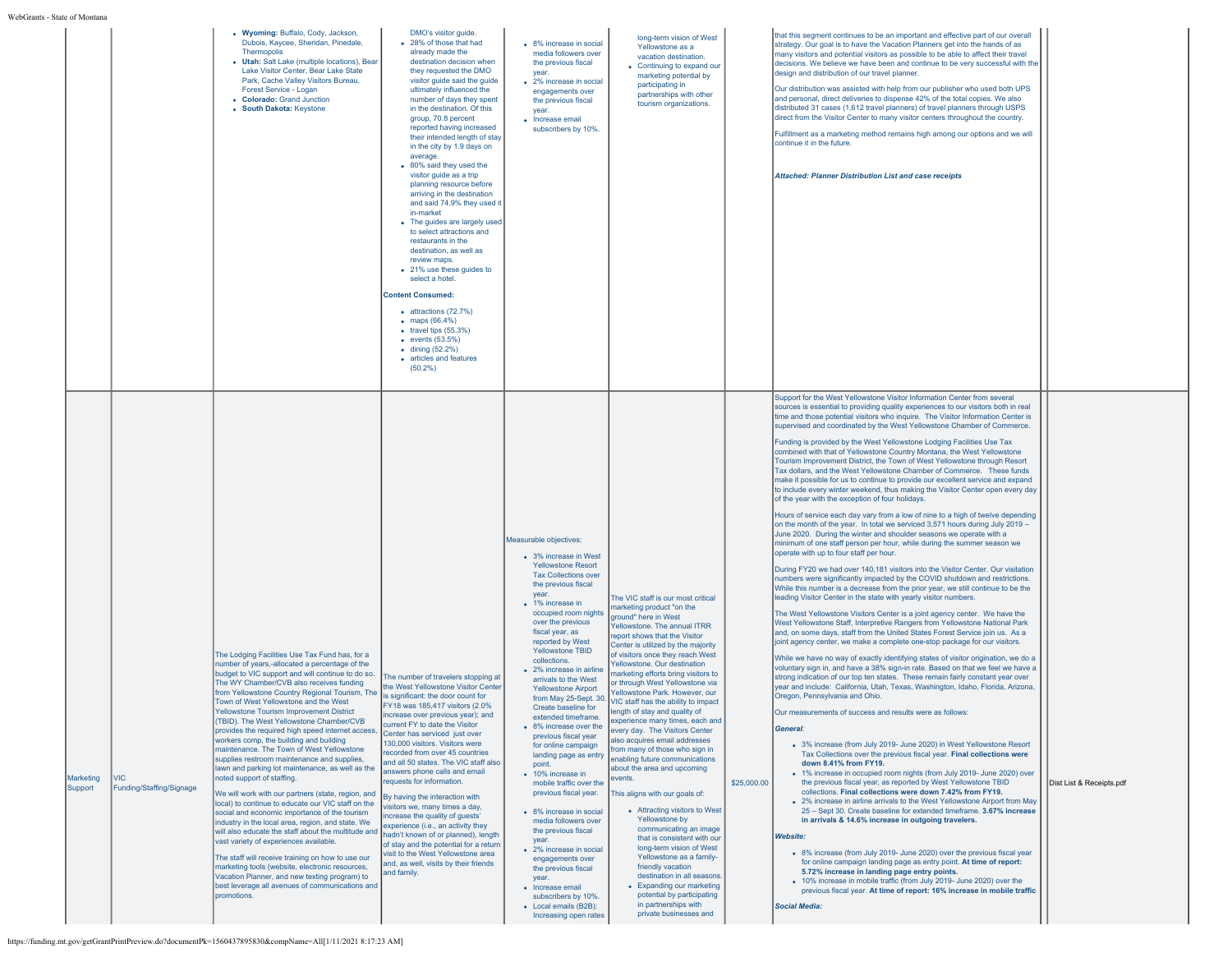| | | | | | | | | |
|---|---|---|---|---|---|---|---|---|
| | | <ul><li>**Wyoming:** Buffalo, Cody, Jackson, Dubois, Kaycee, Sheridan, Pinedale, Thermopolis</li><li>**Utah:** Salt Lake (multiple locations), Bear Lake Visitor Center, Bear Lake State Park, Cache Valley Visitors Bureau, Forest Service - Logan</li><li>**Colorado:** Grand Junction</li><li>**South Dakota:** Keystone</li></ul> | DMO's visitor guide.<ul><li>28% of those that had already made the destination decision when they requested the DMO visitor guide said the guide ultimately influenced the number of days they spent in the destination. Of this group, 70.8 percent reported having increased their intended length of stay in the city by 1.9 days on average.</li><li>80% said they used the visitor guide as a trip planning resource before arriving in the destination and said 74.9% they used it in-market</li><li>The guides are largely used to select attractions and restaurants in the destination, as well as review maps.</li><li>21% use these guides to select a hotel.</li></ul>**Content Consumed:**<ul><li>attractions (72.7%)</li><li>maps (66.4%)</li><li>travel tips (55.3%)</li><li>events (53.5%)</li><li>dining (52.2%)</li><li>articles and features (50.2%)</li></ul> | <ul><li>8% increase in social media followers over the previous fiscal year.</li><li>2% increase in social engagements over the previous fiscal year.</li><li>Increase email subscribers by 10%.</li></ul> | long-term vision of West Yellowstone as a vacation destination.<ul><li>Continuing to expand our marketing potential by participating in partnerships with other tourism organizations.</li></ul> | | that this segment continues to be an important and effective part of our overall strategy. Our goal is to have the Vacation Planners get into the hands of as many visitors and potential visitors as possible to be able to affect their travel decisions. We believe we have been and continue to be very successful with the design and distribution of our travel planner.<br><br>Our distribution was assisted with help from our publisher who used both UPS and personal, direct deliveries to dispense 42% of the total copies. We also distributed 31 cases (1,612 travel planners) of travel planners through USPS direct from the Visitor Center to many visitor centers throughout the country.<br><br>Fulfillment as a marketing method remains high among our options and we will continue it in the future.<br><br>***Attached: Planner Distribution List and case receipts*** | |
| Marketing Support | VIC Funding/Staffing/Signage | The Lodging Facilities Use Tax Fund has, for a number of years,-allocated a percentage of the budget to VIC support and will continue to do so. The WY Chamber/CVB also receives funding from Yellowstone Country Regional Tourism, The Town of West Yellowstone and the West Yellowstone Tourism Improvement District (TBID). The West Yellowstone Chamber/CVB provides the required high speed internet access, workers comp, the building and building maintenance. The Town of West Yellowstone supplies restroom maintenance and supplies, lawn and parking lot maintenance, as well as the noted support of staffing.<br><br>We will work with our partners (state, region, and local) to continue to educate our VIC staff on the social and economic importance of the tourism industry in the local area, region, and state. We will also educate the staff about the multitude and vast variety of experiences available.<br><br>The staff will receive training on how to use our marketing tools (website, electronic resources, Vacation Planner, and new texting program) to best leverage all avenues of communications and promotions. | The number of travelers stopping at the West Yellowstone Visitor Center is significant: the door count for FY18 was 185,417 visitors (2.0% increase over previous year); and current FY to date the Visitor Center has serviced just over 130,000 visitors. Visitors were recorded from over 45 countries and all 50 states. The VIC staff also answers phone calls and email requests for information.<br><br>By having the interaction with visitors we, many times a day, increase the quality of guests' experience (i.e., an activity they hadn't known of or planned), length of stay and the potential for a return visit to the West Yellowstone area and, as well, visits by their friends and family. | Measurable objectives:<ul><li>3% increase in West Yellowstone Resort Tax Collections over the previous fiscal year.</li><li>1% increase in occupied room nights over the previous fiscal year, as reported by West Yellowstone TBID collections.</li><li>2% increase in airline arrivals to the West Yellowstone Airport from May 25-Sept. 30. Create baseline for extended timeframe.</li><li>8% increase over the previous fiscal year for online campaign landing page as entry point.</li><li>10% increase in mobile traffic over the previous fiscal year.</li><li>8% increase in social media followers over the previous fiscal year.</li><li>2% increase in social engagements over the previous fiscal year.</li><li>Increase email subscribers by 10%.</li><li>Local emails (B2B): Increasing open rates</li></ul> | The VIC staff is our most critical marketing product "on the ground" here in West Yellowstone. The annual ITRR report shows that the Visitor Center is utilized by the majority of visitors once they reach West Yellowstone. Our destination marketing efforts bring visitors to or through West Yellowstone via Yellowstone Park. However, our VIC staff has the ability to impact length of stay and quality of experience many times, each and every day. The Visitors Center also acquires email addresses from many of those who sign in enabling future communications about the area and upcoming events.<br><br>This aligns with our goals of:<ul><li>Attracting visitors to West Yellowstone by communicating an image that is consistent with our long-term vision of West Yellowstone as a family-friendly vacation destination in all seasons.</li><li>Expanding our marketing potential by participating in partnerships with private businesses and</li></ul> | $25,000.00 | Support for the West Yellowstone Visitor Information Center from several sources is essential to providing quality experiences to our visitors both in real time and those potential visitors as they inquire. The Visitor Information Center is supervised and coordinated by the West Yellowstone Chamber of Commerce.<br><br>Funding is provided by the West Yellowstone Lodging Facilities Use Tax combined with that of Yellowstone Country Montana, the West Yellowstone Tourism Improvement District, the Town of West Yellowstone through Resort Tax dollars, and the West Yellowstone Chamber of Commerce. These funds make it possible for us to continue to provide our excellent service and expand to include every winter weekend, thus making the Visitor Center open every day of the year with the exception of four holidays.<br><br>Hours of service each day vary from a low of nine to a high of twelve depending on the month of the year. In total we serviced 3,571 hours during July 2019 – June 2020. During the winter and shoulder seasons we operate with a minimum of one staff person per hour, while during the summer season we operate with up to four staff per hour.<br><br>During FY20 we had over 140,181 visitors into the Visitor Center. Our visitation numbers were significantly impacted by the COVID shutdown and restrictions. While this number is a decrease from the prior year, we still continue to be the leading Visitor Center in the state with yearly visitor numbers.<br><br>The West Yellowstone Visitors Center is a joint agency center. We have the West Yellowstone Staff, Interpretive Rangers from Yellowstone National Park and, on some days, staff from the United States Forest Service join us. As a joint agency center, we make a complete one-stop package for our visitors.<br><br>While we have no way of exactly identifying states of visitor origination, we do a voluntary sign in, and have a 38% sign-in rate. Based on that we feel we have a strong indication of our top ten states. These remain fairly constant year over year and include: California, Utah, Texas, Washington, Idaho, Florida, Arizona, Oregon, Pennsylvania and Ohio.<br><br>Our measurements of success and results were as follows:<br><br>***General:***<ul><li>3% increase (from July 2019- June 2020) in West Yellowstone Resort Tax Collections over the previous fiscal year. **Final collections were down 8.41% from FY19.**</li><li>1% increase in occupied room nights (from July 2019- June 2020) over the previous fiscal year, as reported by West Yellowstone TBID collections. **Final collections were down 7.42% from FY19.**</li><li>2% increase in airline arrivals to the West Yellowstone Airport from May 25 – Sept 30. Create baseline for extended timeframe. **3.67% increase in arrivals & 14.6% increase in outgoing travelers.**</li></ul>***Website:***<ul><li>8% increase (from July 2019- June 2020) over the previous fiscal year for online campaign landing page as entry point. **At time of report: 5.72% increase in landing page entry points.**</li><li>10% increase in mobile traffic (from July 2019- June 2020) over the previous fiscal year. **At time of report: 16% increase in mobile traffic**</li></ul>***Social Media:*** | Dist List & Receipts.pdf |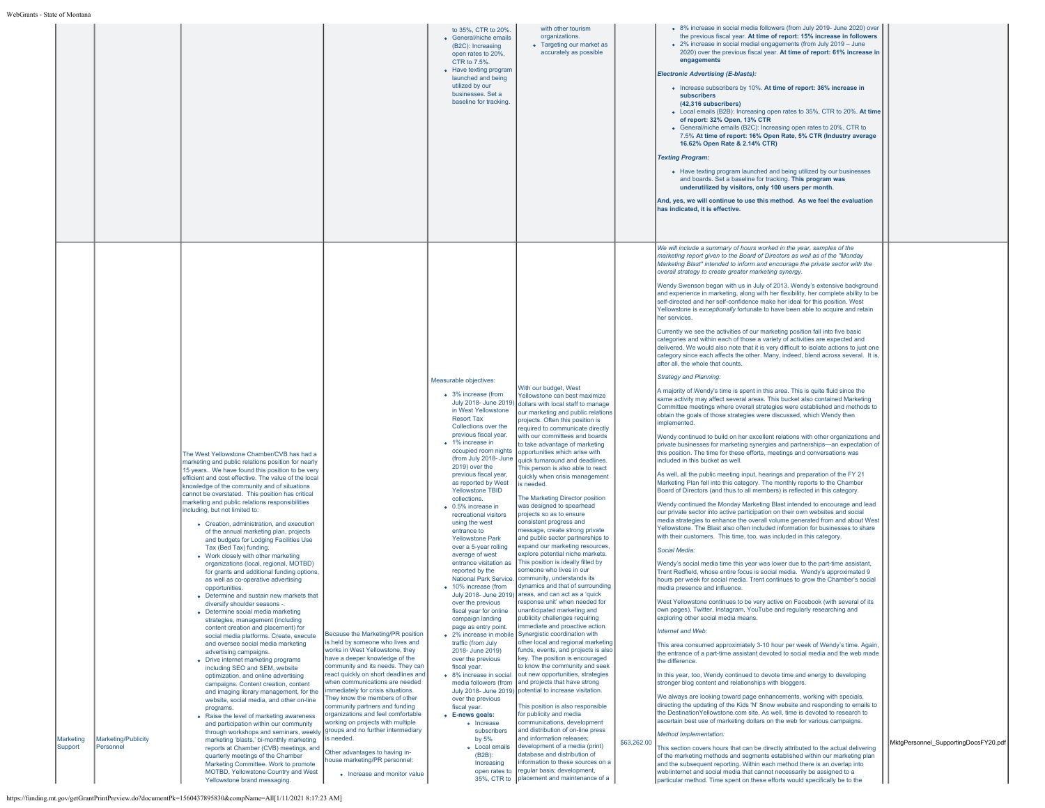| | | | | | | | | |
|---|---|---|---|---|---|---|---|---|
| | | | | to 35%, CTR to 20%.<br>• General/niche emails (B2C): Increasing open rates to 20%, CTR to 7.5%.<br>• Have texting program launched and being utilized by our businesses. Set a baseline for tracking. | with other tourism organizations.<br>• Targeting our market as accurately as possible | | • 8% increase in social media followers (from July 2019- June 2020) over the previous fiscal year. **At time of report: 15% increase in followers**<br>• 2% increase in social medial engagements (from July 2019 – June 2020) over the previous fiscal year. **At time of report: 61% increase in engagements**<br><br>***Electronic Advertising (E-blasts):***<br><br>• Increase subscribers by 10%. **At time of report: 36% increase in subscribers (42,316 subscribers)**<br>• Local emails (B2B): Increasing open rates to 35%, CTR to 20%. **At time of report: 32% Open, 13% CTR**<br>• General/niche emails (B2C): Increasing open rates to 20%, CTR to 7.5% **At time of report: 16% Open Rate, 5% CTR (Industry average 16.62% Open Rate & 2.14% CTR)**<br><br>***Texting Program:***<br><br>• Have texting program launched and being utilized by our businesses and boards. Set a baseline for tracking. **This program was underutilized by visitors, only 100 users per month.**<br><br>**And, yes, we will continue to use this method. As we feel the evaluation has indicated, it is effective.** | |
| Marketing Support | Marketing/Publicity Personnel | The West Yellowstone Chamber/CVB has had a marketing and public relations position for nearly 15 years. We have found this position to be very efficient and cost effective. The value of the local knowledge of the community and of situations cannot be overstated. This position has critical marketing and public relations responsibilities including, but not limited to:<br><br>• Creation, administration, and execution of the annual marketing plan, projects and budgets for Lodging Facilities Use Tax (Bed Tax) funding.<br>• Work closely with other marketing organizations (local, regional, MOTBD) for grants and additional funding options, as well as co-operative advertising opportunities.<br>• Determine and sustain new markets that diversify shoulder seasons -.<br>• Determine social media marketing strategies, management (including content creation and placement) for social media platforms. Create, execute and oversee social media marketing advertising campaigns.<br>• Drive internet marketing programs including SEO and SEM, website optimization, and online advertising campaigns. Content creation, content and imaging library management, for the website, social media, and other on-line programs.<br>• Raise the level of marketing awareness and participation within our community through workshops and seminars, weekly marketing 'blasts,' bi-monthly marketing reports at Chamber (CVB) meetings, and quarterly meetings of the Chamber Marketing Committee. Work to promote MOTBD, Yellowstone Country and West Yellowstone brand messaging. | Because the Marketing/PR position is held by someone who lives and works in West Yellowstone, they have a deeper knowledge of the community and its needs. They can react quickly on short deadlines and when communications are needed immediately for crisis situations. They know the members of other community partners and funding organizations and feel comfortable working on projects with multiple groups and no further intermediary is needed.<br><br>Other advantages to having in-house marketing/PR personnel:<br><br>• Increase and monitor value | Measurable objectives:<br><br>• 3% increase (from July 2018- June 2019) in West Yellowstone Resort Tax Collections over the previous fiscal year.<br>• 1% increase in occupied room nights (from July 2018- June 2019) over the previous fiscal year, as reported by West Yellowstone TBID collections.<br>• 0.5% increase in recreational visitors using the west entrance to Yellowstone Park over a 5-year rolling average of west entrance visitation as reported by the National Park Service.<br>• 10% increase (from July 2018- June 2019) over the previous fiscal year for online campaign landing page as entry point.<br>• 2% increase in mobile traffic (from July 2018- June 2019) over the previous fiscal year.<br>• 8% increase in social media followers (from July 2018- June 2019) over the previous fiscal year.<br>• **E-news goals:**<br>  • Increase subscribers by 5%<br>  • Local emails (B2B): Increasing open rates to 35%, CTR to | With our budget, West Yellowstone can best maximize dollars with local staff to manage our marketing and public relations projects. Often this position is required to communicate directly with our committees and boards to take advantage of marketing opportunities which arise with quick turnaround and deadlines. This person is also able to react quickly when crisis management is needed.<br><br>The Marketing Director position was designed to spearhead projects so as to ensure consistent progress and message, create strong private and public sector partnerships to expand our marketing resources, explore potential niche markets. This position is ideally filled by someone who lives in our community, understands its dynamics and that of surrounding areas, and can act as a 'quick response unit' when needed for unanticipated marketing and publicity challenges requiring immediate and proactive action. Synergistic coordination with other local and regional marketing funds, events, and projects is also key. The position is encouraged to know the community and seek out new opportunities, strategies and projects that have strong potential to increase visitation.<br><br>This position is also responsible for publicity and media communications, development and distribution of on-line press and information releases; development of a media (print) database and distribution of information to these sources on a regular basis; development, placement and maintenance of a | $63,262.00 | *We will include a summary of hours worked in the year, samples of the marketing report given to the Board of Directors as well as of the "Monday Marketing Blast" intended to inform and encourage the private sector with the overall strategy to create greater marketing synergy.*<br><br>Wendy Swenson began with us in July of 2013. Wendy's extensive background and experience in marketing, along with her flexibility, her complete ability to be self-directed and her self-confidence make her ideal for this position. West Yellowstone is *exceptionally* fortunate to have been able to acquire and retain her services.<br><br>Currently we see the activities of our marketing position fall into five basic categories and within each of those a variety of activities are expected and delivered. We would also note that it is very difficult to isolate actions to just one category since each affects the other. Many, indeed, blend across several. It is, after all, the whole that counts.<br><br>*Strategy and Planning:*<br><br>A majority of Wendy's time is spent in this area. This is quite fluid since the same activity may affect several areas. This bucket also contained Marketing Committee meetings where overall strategies were established and methods to obtain the goals of those strategies were discussed, which Wendy then implemented.<br><br>Wendy continued to build on her excellent relations with other organizations and private businesses for marketing synergies and partnerships—an expectation of this position. The time for these efforts, meetings and conversations was included in this bucket as well.<br><br>As well, all the public meeting input, hearings and preparation of the FY 21 Marketing Plan fell into this category. The monthly reports to the Chamber Board of Directors (and thus to all members) is reflected in this category.<br><br>Wendy continued the Monday Marketing Blast intended to encourage and lead our private sector into active participation on their own websites and social media strategies to enhance the overall volume generated from and about West Yellowstone. The Blast also often included information for businesses to share with their customers. This time, too, was included in this category.<br><br>*Social Media:*<br><br>Wendy's social media time this year was lower due to the part-time assistant, Trent Redfield, whose entire focus is social media. Wendy's approximately 9 hours per week for social media. Trent continues to grow the Chamber's social media presence and influence.<br><br>West Yellowstone continues to be very active on Facebook (with several of its own pages), Twitter, Instagram, YouTube and regularly researching and exploring other social media means.<br><br>*Internet and Web:*<br><br>This area consumed approximately 3-10 hour per week of Wendy's time. Again, the entrance of a part-time assistant devoted to social media and the web made the difference.<br><br>In this year, too, Wendy continued to devote time and energy to developing stronger blog content and relationships with bloggers.<br><br>We always are looking toward page enhancements, working with specials, directing the updating of the Kids 'N' Snow website and responding to emails to the DestinationYellowstone.com site. As well, time is devoted to research to ascertain best use of marketing dollars on the web for various campaigns.<br><br>*Method Implementation:*<br><br>This section covers hours that can be directly attributed to the actual delivering of the marketing methods and segments established within our marketing plan and the subsequent reporting. Within each method there is an overlap into web/internet and social media that cannot necessarily be assigned to a particular method. Time spent on these efforts would specifically be to the | MktgPersonnel_SupportingDocsFY20.pdf |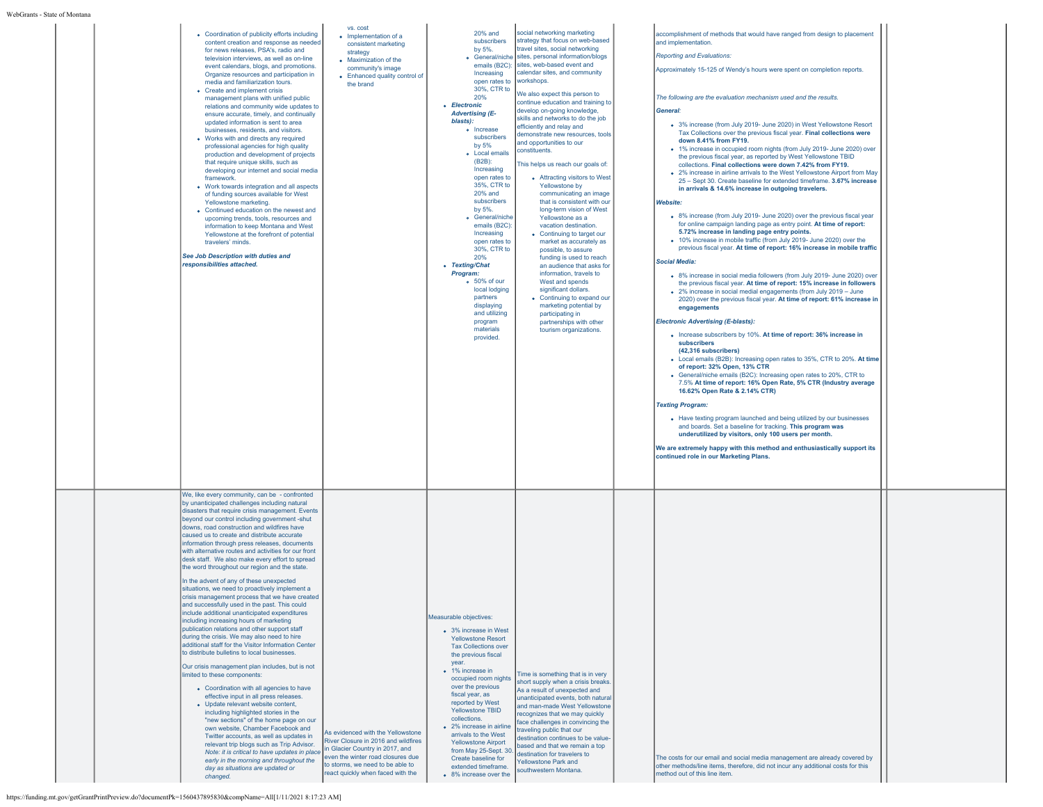| | | | | | | | | |
|---|---|---|---|---|---|---|---|---|
| | | • Coordination of publicity efforts including content creation and response as needed for news releases, PSA's, radio and television interviews, as well as on-line event calendars, blogs, and promotions. Organize resources and participation in media and familiarization tours.<br>• Create and implement crisis management plans with unified public relations and community wide updates to ensure accurate, timely, and continually updated information is sent to area businesses, residents, and visitors.<br>• Works with and directs any required professional agencies for high quality production and development of projects that require unique skills, such as developing our internet and social media framework.<br>• Work towards integration and all aspects of funding sources available for West Yellowstone marketing.<br>• Continued education on the newest and upcoming trends, tools, resources and information to keep Montana and West Yellowstone at the forefront of potential travelers' minds.<br><br>***See Job Description with duties and responsibilities attached.*** | vs. cost<br>• Implementation of a consistent marketing strategy<br>• Maximization of the community's image<br>• Enhanced quality control of the brand | 20% and subscribers by 5%.<br>• General/niche emails (B2C): Increasing open rates to 30%, CTR to 20%<br>• ***Electronic Advertising (E-blasts):***<br>• Increase subscribers by 5%<br>• Local emails (B2B): Increasing open rates to 35%, CTR to 20% and subscribers by 5%.<br>• General/niche emails (B2C): Increasing open rates to 30%, CTR to 20%<br>• ***Texting/Chat Program:***<br>• 50% of our local lodging partners displaying and utilizing the program materials provided. | social networking marketing strategy that focus on web-based travel sites, social networking sites, personal information/blogs sites, web-based event and calendar sites, and community workshops.<br><br>We also expect this person to continue education and training to develop on-going knowledge, skills and networks to do the job efficiently and relay and demonstrate new resources, tools and opportunities to our constituents.<br><br>This helps us reach our goals of:<br>• Attracting visitors to West Yellowstone by communicating an image that is consistent with our long-term vision of West Yellowstone as a vacation destination.<br>• Continuing to target our market as accurately as possible, to assure funding is used to reach an audience that asks for information, travels to West and spends significant dollars.<br>• Continuing to expand our marketing potential by participating in partnerships with other tourism organizations. | | accomplishment of methods that would have ranged from design to placement and implementation.<br><br>*Reporting and Evaluations:*<br><br>Approximately 15-125 of Wendy's hours were spent on completion reports.<br><br>*The following are the evaluation mechanism used and the results.*<br><br>***General:***<br>• 3% increase (from July 2019- June 2020) in West Yellowstone Resort Tax Collections over the previous fiscal year. **Final collections were down 8.41% from FY19.**<br>• 1% increase in occupied room nights (from July 2019- June 2020) over the previous fiscal year, as reported by West Yellowstone TBID collections. **Final collections were down 7.42% from FY19.**<br>• 2% increase in airline arrivals to the West Yellowstone Airport from May 25 – Sept 30. Create baseline for extended timeframe. **3.67% increase in arrivals & 14.6% increase in outgoing travelers.**<br><br>***Website:***<br>• 8% increase (from July 2019- June 2020) over the previous fiscal year for online campaign landing page as entry point. **At time of report: 5.72% increase in landing page entry points.**<br>• 10% increase in mobile traffic (from July 2019- June 2020) over the previous fiscal year. **At time of report: 16% increase in mobile traffic**<br><br>***Social Media:***<br>• 8% increase in social media followers (from July 2019- June 2020) over the previous fiscal year. **At time of report: 15% increase in followers**<br>• 2% increase in social medial engagements (from July 2019 – June 2020) over the previous fiscal year. **At time of report: 61% increase in engagements**<br><br>***Electronic Advertising (E-blasts):***<br>• Increase subscribers by 10%. **At time of report: 36% increase in subscribers (42,316 subscribers)**<br>• Local emails (B2B): Increasing open rates to 35%, CTR to 20%. **At time of report: 32% Open, 13% CTR**<br>• General/niche emails (B2C): Increasing open rates to 20%, CTR to 7.5% **At time of report: 16% Open Rate, 5% CTR (Industry average 16.62% Open Rate & 2.14% CTR)**<br><br>***Texting Program:***<br>• Have texting program launched and being utilized by our businesses and boards. Set a baseline for tracking. **This program was underutilized by visitors, only 100 users per month.**<br><br>**We are extremely happy with this method and enthusiastically support its continued role in our Marketing Plans.** | |
| | | We, like every community, can be - confronted by unanticipated challenges including natural disasters that require crisis management. Events beyond our control including government -shut downs, road construction and wildfires have caused us to create and distribute accurate information through press releases, documents with alternative routes and activities for our front desk staff. We also make every effort to spread the word throughout our region and the state.<br><br>In the advent of any of these unexpected situations, we need to proactively implement a crisis management process that we have created and successfully used in the past. This could include additional unanticipated expenditures including increasing hours of marketing publication relations and other support staff during the crisis. We may also need to hire additional staff for the Visitor Information Center to distribute bulletins to local businesses.<br><br>Our crisis management plan includes, but is not limited to these components:<br>• Coordination with all agencies to have effective input in all press releases.<br>• Update relevant website content, including highlighted stories in the "new sections" of the home page on our own website, Chamber Facebook and Twitter accounts, as well as updates in relevant trip blogs such as Trip Advisor. *Note: it is critical to have updates in place early in the morning and throughout the day as situations are updated or changed.* | As evidenced with the Yellowstone River Closure in 2016 and wildfires in Glacier Country in 2017, and even the winter road closures due to storms, we need to be able to react quickly when faced with the | Measurable objectives:<br>• 3% increase in West Yellowstone Resort Tax Collections over the previous fiscal year.<br>• 1% increase in occupied room nights over the previous fiscal year, as reported by West Yellowstone TBID collections.<br>• 2% increase in airline arrivals to the West Yellowstone Airport from May 25-Sept. 30. Create baseline for extended timeframe.<br>• 8% increase over the | Time is something that is in very short supply when a crisis breaks. As a result of unexpected and unanticipated events, both natural and man-made West Yellowstone recognizes that we may quickly face challenges in convincing the traveling public that our destination continues to be value-based and that we remain a top destination for travelers to Yellowstone Park and southwestern Montana. | | The costs for our email and social media management are already covered by other methods/line items, therefore, did not incur any additional costs for this method out of this line item. | |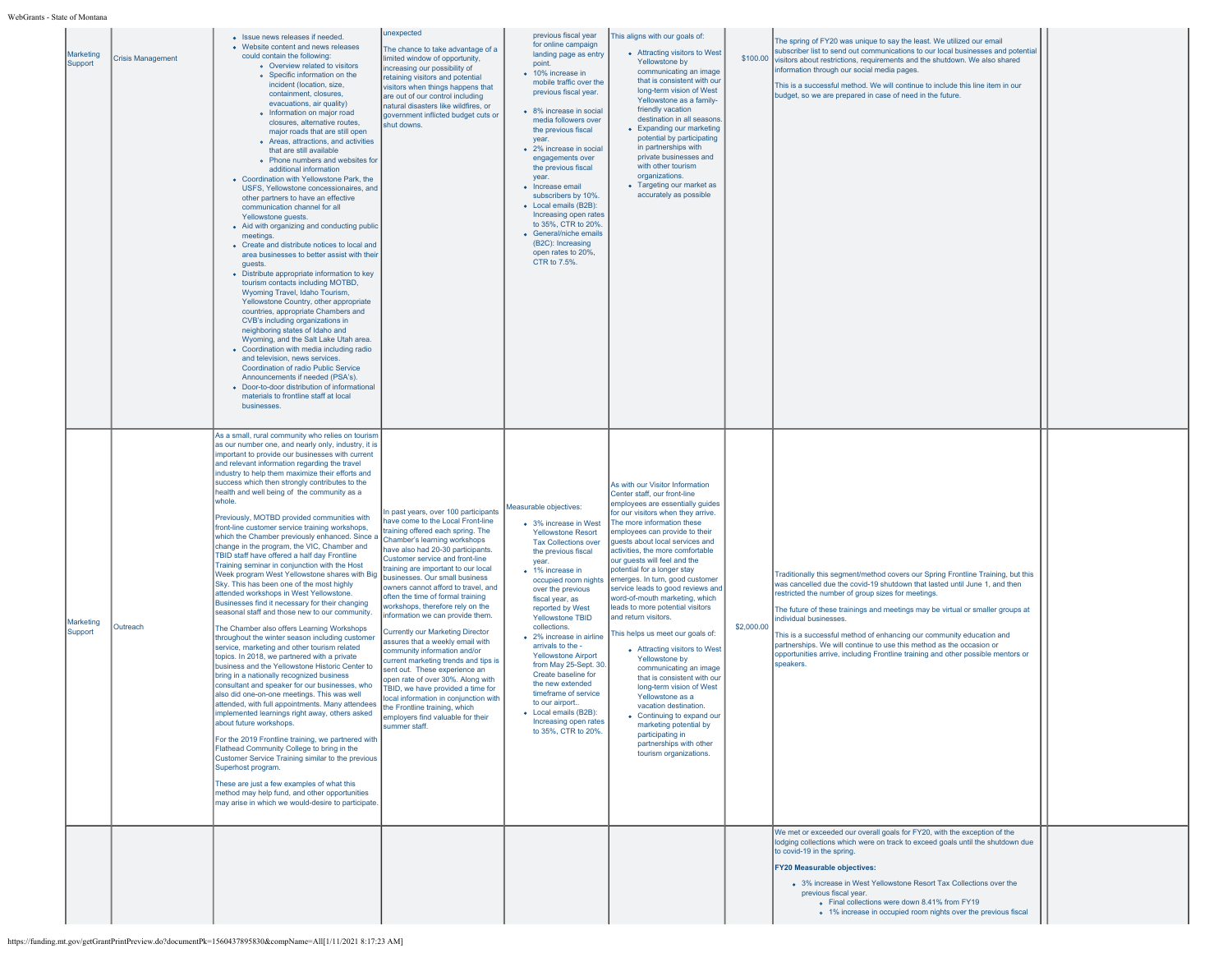| Marketing Support | Crisis Management | • Issue news releases if needed.<br>• Website content and news releases could contain the following:<br>  ◦ Overview related to visitors<br>  ◦ Specific information on the incident (location, size, containment, closures, evacuations, air quality)<br>  ◦ Information on major road closures, alternative routes, major roads that are still open<br>  ◦ Areas, attractions, and activities that are still available<br>  ◦ Phone numbers and websites for additional information<br>• Coordination with Yellowstone Park, the USFS, Yellowstone concessionaires, and other partners to have an effective communication channel for all Yellowstone guests.<br>• Aid with organizing and conducting public meetings.<br>• Create and distribute notices to local and area businesses to better assist with their guests.<br>• Distribute appropriate information to key tourism contacts including MOTBD, Wyoming Travel, Idaho Tourism, Yellowstone Country, other appropriate countries, appropriate Chambers and CVB's including organizations in neighboring states of Idaho and Wyoming, and the Salt Lake Utah area.<br>• Coordination with media including radio and television, news services. Coordination of radio Public Service Announcements if needed (PSA's).<br>• Door-to-door distribution of informational materials to frontline staff at local businesses. | unexpected<br><br>The chance to take advantage of a limited window of opportunity, increasing our possibility of retaining visitors and potential visitors when things happens that are out of our control including natural disasters like wildfires, or government inflicted budget cuts or shut downs. | previous fiscal year for online campaign landing page as entry point.<br>• 10% increase in mobile traffic over the previous fiscal year.<br>• 8% increase in social media followers over the previous fiscal year.<br>• 2% increase in social engagements over the previous fiscal year.<br>• Increase email subscribers by 10%.<br>• Local emails (B2B): Increasing open rates to 35%, CTR to 20%.<br>• General/niche emails (B2C): Increasing open rates to 20%, CTR to 7.5%. | This aligns with our goals of:<br>• Attracting visitors to West Yellowstone by communicating an image that is consistent with our long-term vision of West Yellowstone as a family-friendly vacation destination in all seasons.<br>• Expanding our marketing potential by participating in partnerships with private businesses and with other tourism organizations.<br>• Targeting our market as accurately as possible | $100.00 | The spring of FY20 was unique to say the least. We utilized our email subscriber list to send out communications to our local businesses and potential visitors about restrictions, requirements and the shutdown. We also shared information through our social media pages.<br><br>This is a successful method. We will continue to include this line item in our budget, so we are prepared in case of need in the future. | |
|---|---|---|---|---|---|---|---|---|
| Marketing Support | Outreach | As a small, rural community who relies on tourism as our number one, and nearly only, industry, it is important to provide our businesses with current and relevant information regarding the travel industry to help them maximize their efforts and success which then strongly contributes to the health and well being of the community as a whole.<br><br>Previously, MOTBD provided communities with front-line customer service training workshops, which the Chamber previously enhanced. Since a change in the program, the VIC, Chamber and TBID staff have offered a half day Frontline Training seminar in conjunction with the Host Week program West Yellowstone shares with Big Sky. This has been one of the most highly attended workshops in West Yellowstone. Businesses find it necessary for their changing seasonal staff and those new to our community.<br><br>The Chamber also offers Learning Workshops throughout the winter season including customer service, marketing and other tourism related topics. In 2018, we partnered with a private business and the Yellowstone Historic Center to bring in a nationally recognized business consultant and speaker for our businesses, who also did one-on-one meetings. This was well attended, with full appointments. Many attendees implemented learnings right away, others asked about future workshops.<br><br>For the 2019 Frontline training, we partnered with Flathead Community College to bring in the Customer Service Training similar to the previous Superhost program.<br><br>These are just a few examples of what this method may help fund, and other opportunities may arise in which we would-desire to participate. | In past years, over 100 participants have come to the Local Front-line training offered each spring. The Chamber's learning workshops have also had 20-30 participants. Customer service and front-line training are important to our local businesses. Our small business owners cannot afford to travel, and often the time of formal training workshops, therefore rely on the information we can provide them.<br><br>Currently our Marketing Director assures that a weekly email with community information and/or current marketing trends and tips is sent out. These experience an open rate of over 30%. Along with TBID, we have provided a time for local information in conjunction with the Frontline training, which employers find valuable for their summer staff. | Measurable objectives:<br>• 3% increase in West Yellowstone Resort Tax Collections over the previous fiscal year.<br>• 1% increase in occupied room nights over the previous fiscal year, as reported by West Yellowstone TBID collections.<br>• 2% increase in airline arrivals to the - Yellowstone Airport from May 25-Sept. 30. Create baseline for the new extended timeframe of service to our airport..<br>• Local emails (B2B): Increasing open rates to 35%, CTR to 20%. | As with our Visitor Information Center staff, our front-line employees are essentially guides for our visitors when they arrive. The more information these employees can provide to their guests about local services and activities, the more comfortable our guests will feel and the potential for a longer stay emerges. In turn, good customer service leads to good reviews and word-of-mouth marketing, which leads to more potential visitors and return visitors.<br><br>This helps us meet our goals of:<br>• Attracting visitors to West Yellowstone by communicating an image that is consistent with our long-term vision of West Yellowstone as a vacation destination.<br>• Continuing to expand our marketing potential by participating in partnerships with other tourism organizations. | $2,000.00 | Traditionally this segment/method covers our Spring Frontline Training, but this was cancelled due the covid-19 shutdown that lasted until June 1, and then restricted the number of group sizes for meetings.<br><br>The future of these trainings and meetings may be virtual or smaller groups at individual businesses.<br><br>This is a successful method of enhancing our community education and partnerships. We will continue to use this method as the occasion or opportunities arrive, including Frontline training and other possible mentors or speakers. | |
| | | | | | | | We met or exceeded our overall goals for FY20, with the exception of the lodging collections which were on track to exceed goals until the shutdown due to covid-19 in the spring.<br><br>**FY20 Measurable objectives:**<br>• 3% increase in West Yellowstone Resort Tax Collections over the previous fiscal year.<br>  ◦ Final collections were down 8.41% from FY19<br>  ◦ 1% increase in occupied room nights over the previous fiscal | |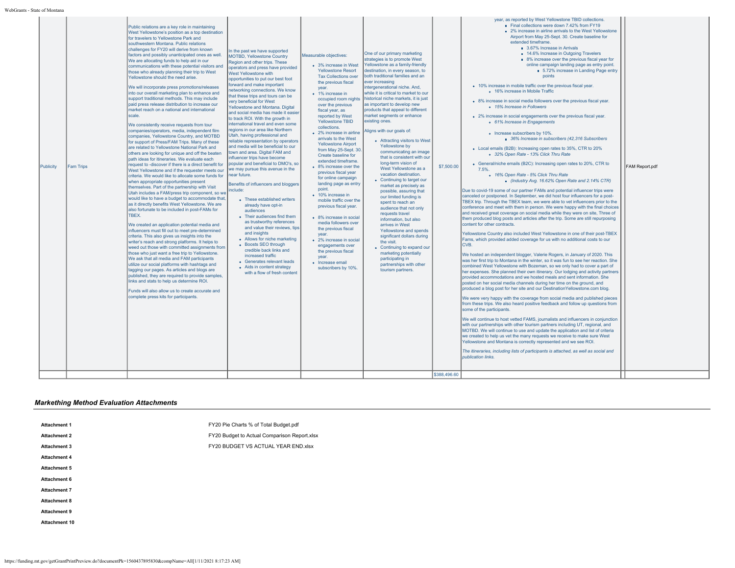| | | | | | | | | |
|---|---|---|---|---|---|---|---|---|
| Publicity | Fam Trips | Public relations are a key role in maintaining West Yellowstone's position as a top destination for travelers to Yellowstone Park and southwestern Montana. Public relations challenges for FY20 will derive from known factors and possibly unanticipated ones as well. We are allocating funds to help aid in our communications with these potential visitors and those who already planning their trip to West Yellowstone should the need arise.<br><br>We will incorporate press promotions/releases into our overall marketing plan to enhance and support traditional methods. This may include paid press release distribution to increase our market reach on a national and international scale.<br><br>We consistently receive requests from tour companies/operators, media, independent film companies, Yellowstone Country, and MOTBD for support of Press/FAM Trips. Many of these are related to Yellowstone National Park and others are looking for unique and off the beaten path ideas for itineraries. We evaluate each request to -discover if there is a direct benefit for West Yellowstone and if the requester meets our criteria. We would like to allocate some funds for when appropriate opportunities present themselves. Part of the partnership with Visit Utah includes a FAM/press trip component, so we would like to have a budget to accommodate that, as it directly benefits West Yellowstone. We are also fortunate to be included in post-FAMs for TBEX.<br><br>We created an application potential media and influencers must fill out to meet pre-determined criteria. This also gives us insights into the writer's reach and strong platforms. It helps to weed out those with committed assignments from those who just want a free trip to Yellowstone. We ask that all media and FAM participants utilize our social platforms with hashtags and tagging our pages. As articles and blogs are published, they are required to provide samples, links and stats to help us determine ROI.<br><br>Funds will also allow us to create accurate and complete press kits for participants. | In the past we have supported MOTBD, Yellowstone Country Region and other trips. These operators and press have provided West Yellowstone with opportunities to put our best foot forward and make important networking connections. We know that these trips and tours can be very beneficial for West Yellowstone and Montana. Digital and social media has made it easier to track ROI. With the growth in international travel and even some regions in our area like Northern Utah, having professional and reliable representation by operators and media will be beneficial to our town and area. Digital FAM and influencer trips have become popular and beneficial to DMO's, so we may pursue this avenue in the near future.<br><br>Benefits of influencers and bloggers include:<br>• These established writers already have opt-in audiences<br>• Their audiences find them as trustworthy references and value their reviews, tips and insights<br>• Allows for niche marketing<br>• Boosts SEO through credible back links and increased traffic<br>• Generates relevant leads<br>• Aids in content strategy with a flow of fresh content | Measurable objectives:<br>• 3% increase in West Yellowstone Resort Tax Collections over the previous fiscal year.<br>• 1% increase in occupied room nights over the previous fiscal year, as reported by West Yellowstone TBID collections.<br>• 2% increase in airline arrivals to the West Yellowstone Airport from May 25-Sept. 30. Create baseline for extended timeframe.<br>• 8% increase over the previous fiscal year for online campaign landing page as entry point.<br>• 10% increase in mobile traffic over the previous fiscal year.<br>• 8% increase in social media followers over the previous fiscal year.<br>• 2% increase in social engagements over the previous fiscal year.<br>• Increase email subscribers by 10%. | One of our primary marketing strategies is to promote West Yellowstone as a family-friendly destination, in every season, to both traditional families and an ever increasing intergenerational niche. And, while it is critical to market to our historical niche markets, it is just as important to develop new products that appeal to different market segments or enhance existing ones.<br><br>Aligns with our goals of:<br>• Attracting visitors to West Yellowstone by communicating an image that is consistent with our long-term vision of West Yellowstone as a vacation destination.<br>• Continuing to target our market as precisely as possible, assuring that our limited funding is spent to reach an audience that not only requests travel information, but also arrives in West Yellowstone and spends significant dollars during the visit.<br>• Continuing to expand our marketing potentially participating in partnerships with other tourism partners. | $7,500.00 | year, as reported by West Yellowstone TBID collections.<br>• Final collections were down 7.42% from FY19<br>• 2% increase in airline arrivals to the West Yellowstone Airport from May 25-Sept. 30. Create baseline for extended timeframe.<br>• 3.67% Increase in Arrivals<br>• 14.6% Increase in Outgoing Travelers<br>• 8% increase over the previous fiscal year for online campaign landing page as entry point.<br>• 5.72% increase in Landing Page entry points<br>• 10% increase in mobile traffic over the previous fiscal year.<br>• 16% increase in Mobile Traffic<br>• 8% increase in social media followers over the previous fiscal year.<br>• *15% Increase in Followers*<br>• 2% increase in social engagements over the previous fiscal year.<br>• *61% Increase in Engagements*<br>• Increase subscribers by 10%.<br>• *36% Increase in subscribers (42,316 Subscribers*<br>• Local emails (B2B): Increasing open rates to 35%, CTR to 20%<br>• *32% Open Rate - 13% Click Thru Rate*<br>• General/niche emails (B2C): Increasing open rates to 20%, CTR to 7.5%.<br>• *16% Open Rate - 5% Click Thru Rate*<br>• *(Industry Avg. 16.62% Open Rate and 2.14% CTR)*<br><br>Due to covid-19 some of our partner FAMs and potential influencer trips were canceled or postponed. In September, we did host four influencers for a post-TBEX trip. Through the TBEX team, we were able to vet influencers prior to the conference and meet with them in person. We were happy with the final choices and received great coverage on social media while they were on site, Three of them produced blog posts and articles after the trip. Some are still repurposing content for other contracts.<br><br>Yellowstone Country also included West Yellowstone in one of their post-TBEX Fams, which provided added coverage for us with no additional costs to our CVB.<br><br>We hosted an independent blogger, Valerie Rogers, in January of 2020. This was her first trip to Montana in the winter, so it was fun to see her reaction. She combined West Yellowstone with Bozeman, so we only had to cover a part of her expenses. She planned their own itinerary. Our lodging and activity partners provided accommodations and we hosted meals and sent information. She posted on her social media channels during her time on the ground, and produced a blog post for her site and our DestinationYellowstone.com blog.<br><br>We were very happy with the coverage from social media and published pieces from these trips. We also heard positive feedback and follow up questions from some of the participants.<br><br>We will continue to host vetted FAMS, journalists and influencers in conjunction with our partnerships with other tourism partners including UT, regional, and MOTBD. We will continue to use and update the application and list of criteria we created to help us vet the many requests we receive to make sure West Yellowstone and Montana is correctly represented and we see ROI.<br><br>*The itineraries, including lists of participants is attached, as well as social and publication links.* | FAM Report.pdf |
| | | | | | | $388,496.60 | | |

## *Markething Method Evaluation Attachments*

| | |
|---|---|
| **Attachment 1** | FY20 Pie Charts % of Total Budget.pdf |
| **Attachment 2** | FY20 Budget to Actual Comparison Report.xlsx |
| **Attachment 3** | FY20 BUDGET VS ACTUAL YEAR END.xlsx |
| **Attachment 4** | |
| **Attachment 5** | |
| **Attachment 6** | |
| **Attachment 7** | |
| **Attachment 8** | |
| **Attachment 9** | |
| **Attachment 10** | |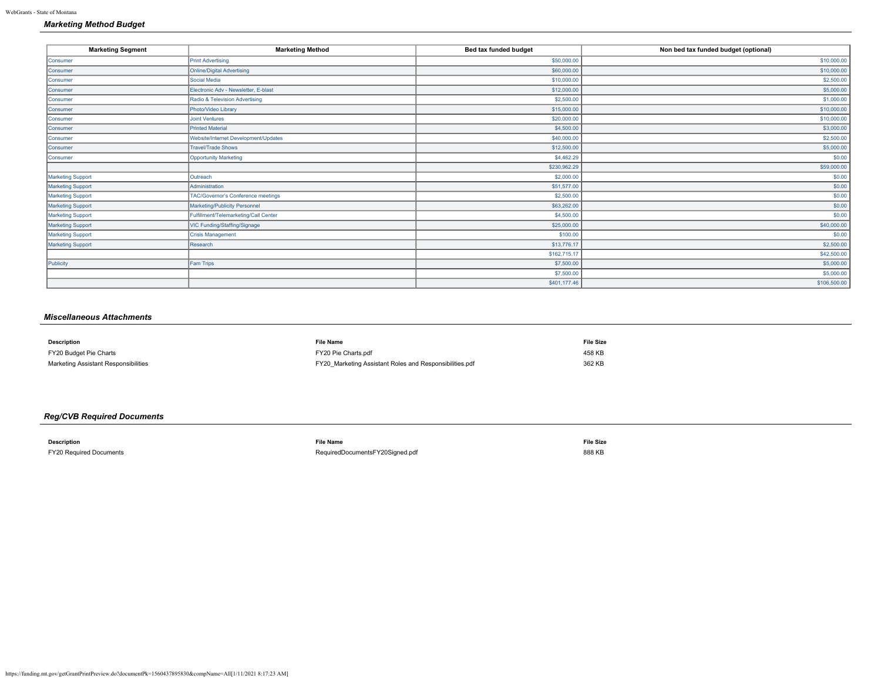## Marketing Method Budget

| Marketing Segment | Marketing Method | Bed tax funded budget | Non bed tax funded budget (optional) |
|---|---|---|---|
| Consumer | Print Advertising | $50,000.00 | $10,000.00 |
| Consumer | Online/Digital Advertising | $60,000.00 | $10,000.00 |
| Consumer | Social Media | $10,000.00 | $2,500.00 |
| Consumer | Electronic Adv - Newsletter, E-blast | $12,000.00 | $5,000.00 |
| Consumer | Radio & Television Advertising | $2,500.00 | $1,000.00 |
| Consumer | Photo/Video Library | $15,000.00 | $10,000.00 |
| Consumer | Joint Ventures | $20,000.00 | $10,000.00 |
| Consumer | Printed Material | $4,500.00 | $3,000.00 |
| Consumer | Website/Internet Development/Updates | $40,000.00 | $2,500.00 |
| Consumer | Travel/Trade Shows | $12,500.00 | $5,000.00 |
| Consumer | Opportunity Marketing | $4,462.29 | $0.00 |
| | | $230,962.29 | $59,000.00 |
| Marketing Support | Outreach | $2,000.00 | $0.00 |
| Marketing Support | Administration | $51,577.00 | $0.00 |
| Marketing Support | TAC/Governor's Conference meetings | $2,500.00 | $0.00 |
| Marketing Support | Marketing/Publicity Personnel | $63,262.00 | $0.00 |
| Marketing Support | Fulfillment/Telemarketing/Call Center | $4,500.00 | $0.00 |
| Marketing Support | VIC Funding/Staffing/Signage | $25,000.00 | $40,000.00 |
| Marketing Support | Crisis Management | $100.00 | $0.00 |
| Marketing Support | Research | $13,776.17 | $2,500.00 |
| | | $162,715.17 | $42,500.00 |
| Publicity | Fam Trips | $7,500.00 | $5,000.00 |
| | | $7,500.00 | $5,000.00 |
| | | $401,177.46 | $106,500.00 |

## Miscellaneous Attachments

| Description | File Name | File Size |
|---|---|---|
| FY20 Budget Pie Charts | FY20 Pie Charts.pdf | 458 KB |
| Marketing Assistant Responsibilities | FY20_Marketing Assistant Roles and Responsibilities.pdf | 362 KB |

## Reg/CVB Required Documents

| Description | File Name | File Size |
|---|---|---|
| FY20 Required Documents | RequiredDocumentsFY20Signed.pdf | 888 KB |